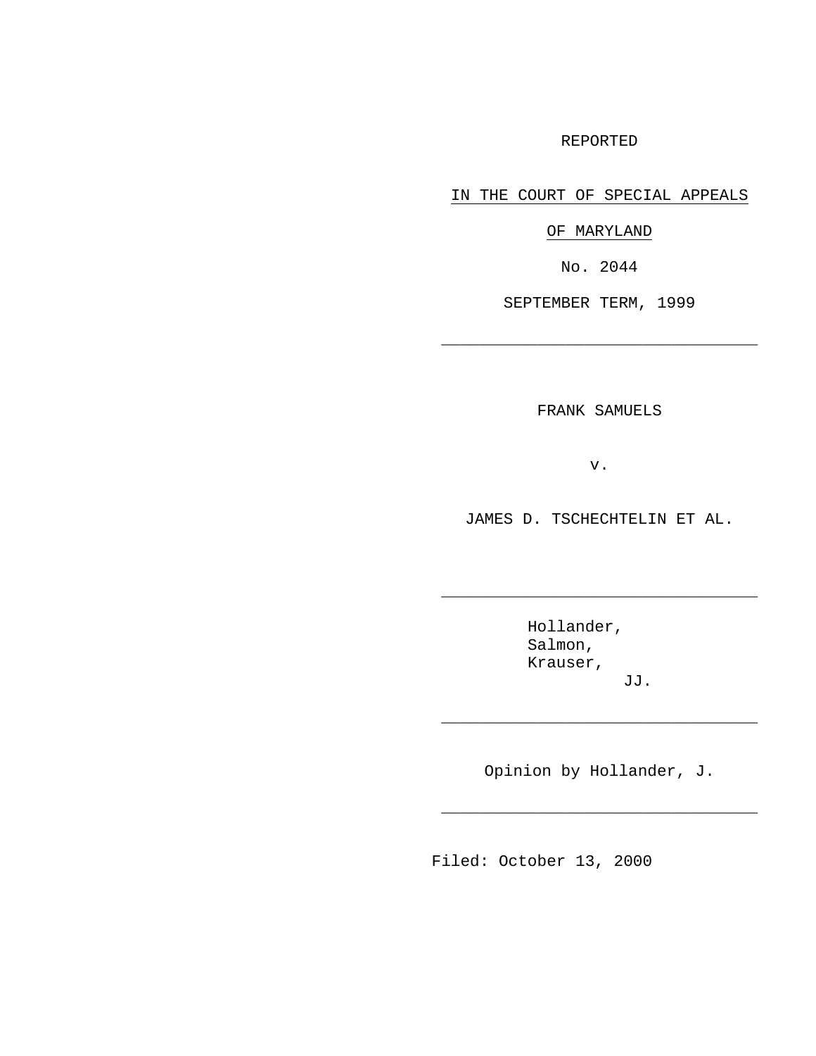REPORTED

IN THE COURT OF SPECIAL APPEALS

OF MARYLAND

No. 2044

SEPTEMBER TERM, 1999

---

FRANK SAMUELS

v.

JAMES D. TSCHECHTELIN ET AL.

---

Hollander,
Salmon,
Krauser,
JJ.

---

Opinion by Hollander, J.

---

Filed: October 13, 2000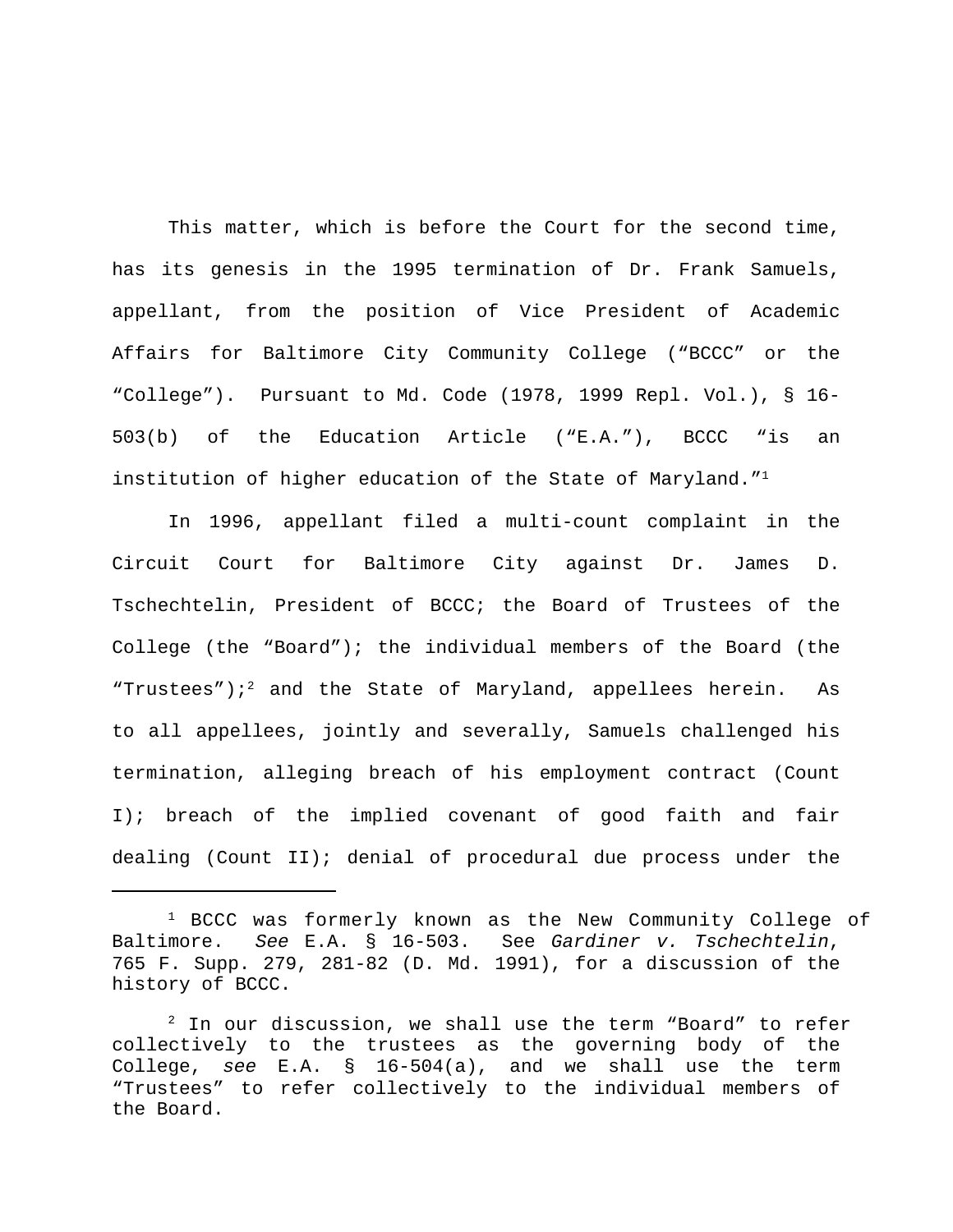This matter, which is before the Court for the second time, has its genesis in the 1995 termination of Dr. Frank Samuels, appellant, from the position of Vice President of Academic Affairs for Baltimore City Community College ("BCCC" or the "College"). Pursuant to Md. Code (1978, 1999 Repl. Vol.), § 16-503(b) of the Education Article ("E.A."), BCCC "is an institution of higher education of the State of Maryland."[1]

In 1996, appellant filed a multi-count complaint in the Circuit Court for Baltimore City against Dr. James D. Tschechtelin, President of BCCC; the Board of Trustees of the College (the "Board"); the individual members of the Board (the "Trustees");[2] and the State of Maryland, appellees herein. As to all appellees, jointly and severally, Samuels challenged his termination, alleging breach of his employment contract (Count I); breach of the implied covenant of good faith and fair dealing (Count II); denial of procedural due process under the

---

[1] BCCC was formerly known as the New Community College of Baltimore. *See* E.A. § 16-503. See *Gardiner v. Tschechtelin*, 765 F. Supp. 279, 281-82 (D. Md. 1991), for a discussion of the history of BCCC.

[2] In our discussion, we shall use the term "Board" to refer collectively to the trustees as the governing body of the College, *see* E.A. § 16-504(a), and we shall use the term "Trustees" to refer collectively to the individual members of the Board.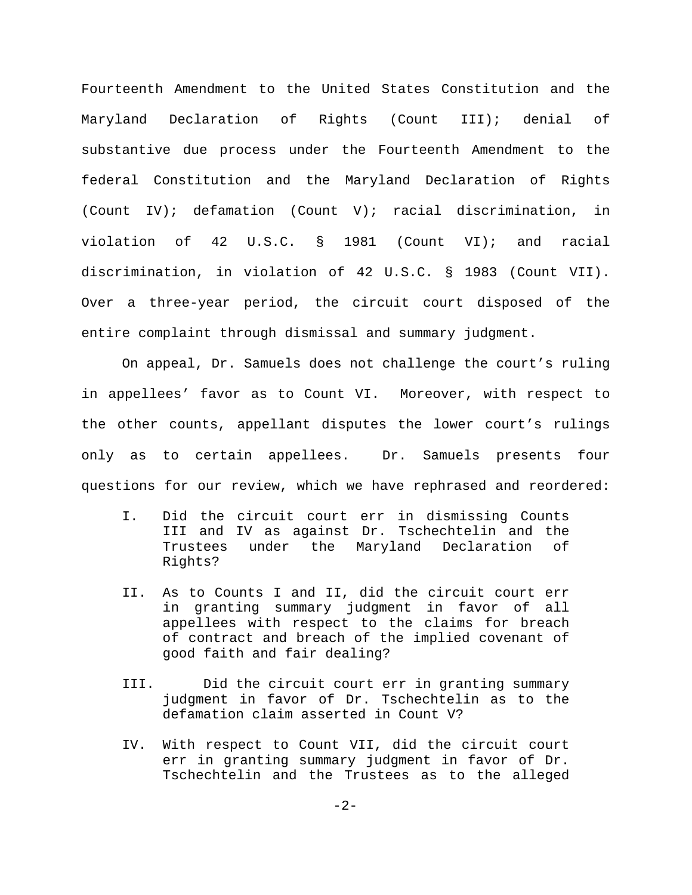Fourteenth Amendment to the United States Constitution and the Maryland Declaration of Rights (Count III); denial of substantive due process under the Fourteenth Amendment to the federal Constitution and the Maryland Declaration of Rights (Count IV); defamation (Count V); racial discrimination, in violation of 42 U.S.C. § 1981 (Count VI); and racial discrimination, in violation of 42 U.S.C. § 1983 (Count VII). Over a three-year period, the circuit court disposed of the entire complaint through dismissal and summary judgment.

On appeal, Dr. Samuels does not challenge the court's ruling in appellees' favor as to Count VI. Moreover, with respect to the other counts, appellant disputes the lower court's rulings only as to certain appellees. Dr. Samuels presents four questions for our review, which we have rephrased and reordered:

> I. Did the circuit court err in dismissing Counts III and IV as against Dr. Tschechtelin and the Trustees under the Maryland Declaration of Rights?
>
> II. As to Counts I and II, did the circuit court err in granting summary judgment in favor of all appellees with respect to the claims for breach of contract and breach of the implied covenant of good faith and fair dealing?
>
> III. Did the circuit court err in granting summary judgment in favor of Dr. Tschechtelin as to the defamation claim asserted in Count V?
>
> IV. With respect to Count VII, did the circuit court err in granting summary judgment in favor of Dr. Tschechtelin and the Trustees as to the alleged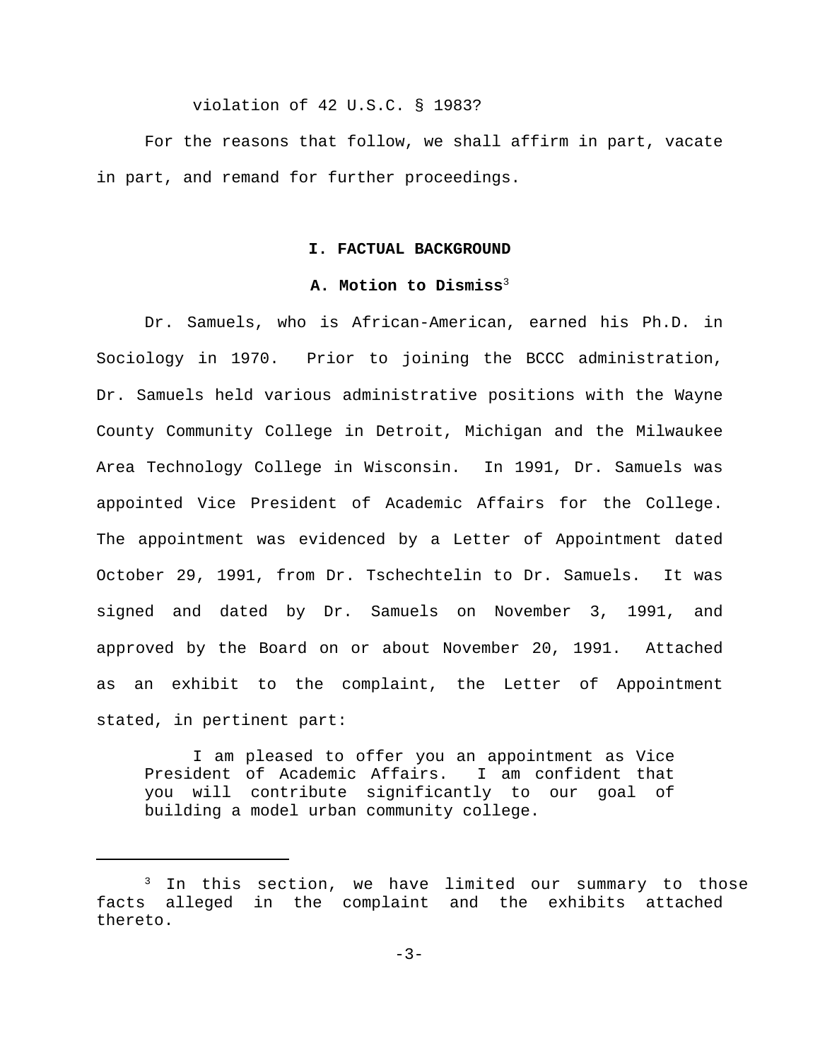violation of 42 U.S.C. § 1983?

For the reasons that follow, we shall affirm in part, vacate in part, and remand for further proceedings.

## I. FACTUAL BACKGROUND

### A. Motion to Dismiss[3]

Dr. Samuels, who is African-American, earned his Ph.D. in Sociology in 1970. Prior to joining the BCCC administration, Dr. Samuels held various administrative positions with the Wayne County Community College in Detroit, Michigan and the Milwaukee Area Technology College in Wisconsin. In 1991, Dr. Samuels was appointed Vice President of Academic Affairs for the College. The appointment was evidenced by a Letter of Appointment dated October 29, 1991, from Dr. Tschechtelin to Dr. Samuels. It was signed and dated by Dr. Samuels on November 3, 1991, and approved by the Board on or about November 20, 1991. Attached as an exhibit to the complaint, the Letter of Appointment stated, in pertinent part:

> I am pleased to offer you an appointment as Vice President of Academic Affairs. I am confident that you will contribute significantly to our goal of building a model urban community college.

---

[3] In this section, we have limited our summary to those facts alleged in the complaint and the exhibits attached thereto.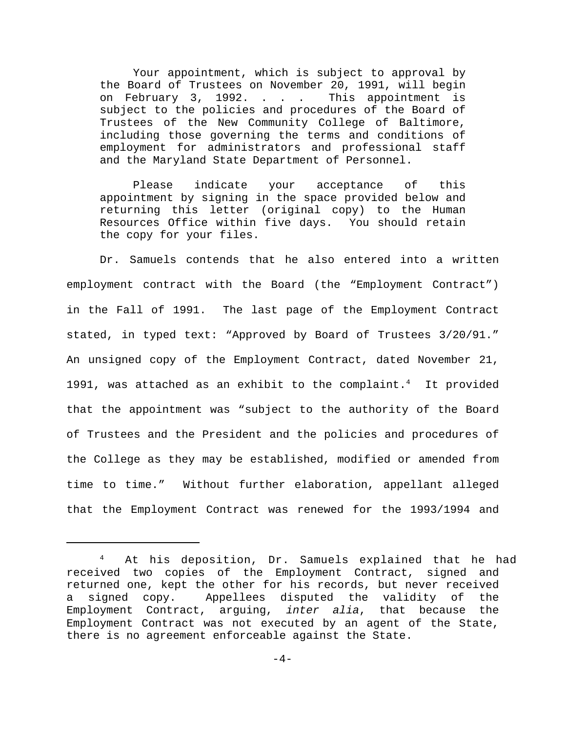> Your appointment, which is subject to approval by the Board of Trustees on November 20, 1991, will begin on February 3, 1992. . . . This appointment is subject to the policies and procedures of the Board of Trustees of the New Community College of Baltimore, including those governing the terms and conditions of employment for administrators and professional staff and the Maryland State Department of Personnel.
>
> Please indicate your acceptance of this appointment by signing in the space provided below and returning this letter (original copy) to the Human Resources Office within five days. You should retain the copy for your files.

Dr. Samuels contends that he also entered into a written employment contract with the Board (the "Employment Contract") in the Fall of 1991. The last page of the Employment Contract stated, in typed text: "Approved by Board of Trustees 3/20/91." An unsigned copy of the Employment Contract, dated November 21, 1991, was attached as an exhibit to the complaint.[4] It provided that the appointment was "subject to the authority of the Board of Trustees and the President and the policies and procedures of the College as they may be established, modified or amended from time to time." Without further elaboration, appellant alleged that the Employment Contract was renewed for the 1993/1994 and

---

[4] At his deposition, Dr. Samuels explained that he had received two copies of the Employment Contract, signed and returned one, kept the other for his records, but never received a signed copy. Appellees disputed the validity of the Employment Contract, arguing, *inter alia*, that because the Employment Contract was not executed by an agent of the State, there is no agreement enforceable against the State.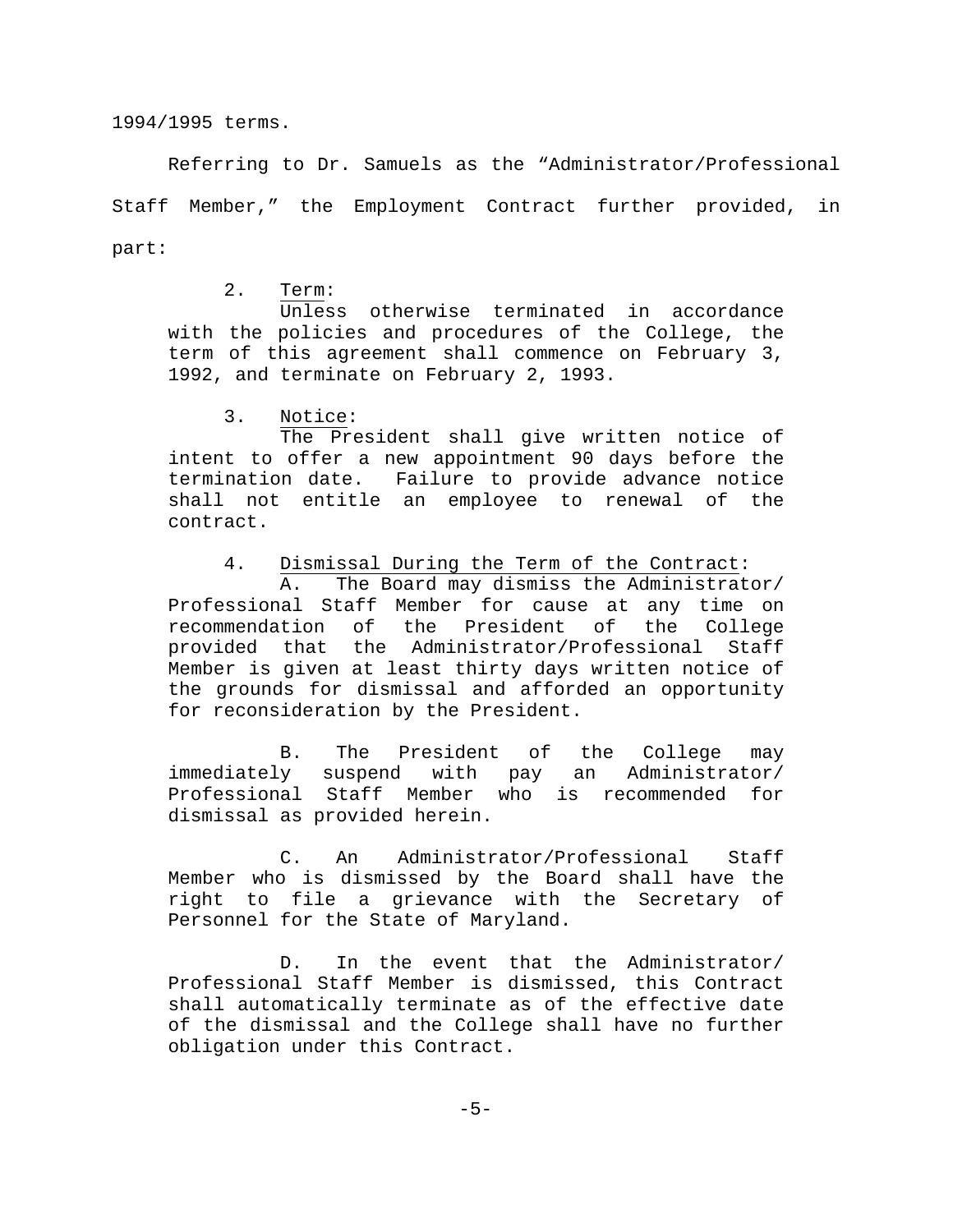1994/1995 terms.

Referring to Dr. Samuels as the "Administrator/Professional Staff Member," the Employment Contract further provided, in part:

> 2. Term:
>
> Unless otherwise terminated in accordance with the policies and procedures of the College, the term of this agreement shall commence on February 3, 1992, and terminate on February 2, 1993.
>
> 3. Notice:
>
> The President shall give written notice of intent to offer a new appointment 90 days before the termination date. Failure to provide advance notice shall not entitle an employee to renewal of the contract.
>
> 4. Dismissal During the Term of the Contract:
>
> A. The Board may dismiss the Administrator/ Professional Staff Member for cause at any time on recommendation of the President of the College provided that the Administrator/Professional Staff Member is given at least thirty days written notice of the grounds for dismissal and afforded an opportunity for reconsideration by the President.
>
> B. The President of the College may immediately suspend with pay an Administrator/ Professional Staff Member who is recommended for dismissal as provided herein.
>
> C. An Administrator/Professional Staff Member who is dismissed by the Board shall have the right to file a grievance with the Secretary of Personnel for the State of Maryland.
>
> D. In the event that the Administrator/ Professional Staff Member is dismissed, this Contract shall automatically terminate as of the effective date of the dismissal and the College shall have no further obligation under this Contract.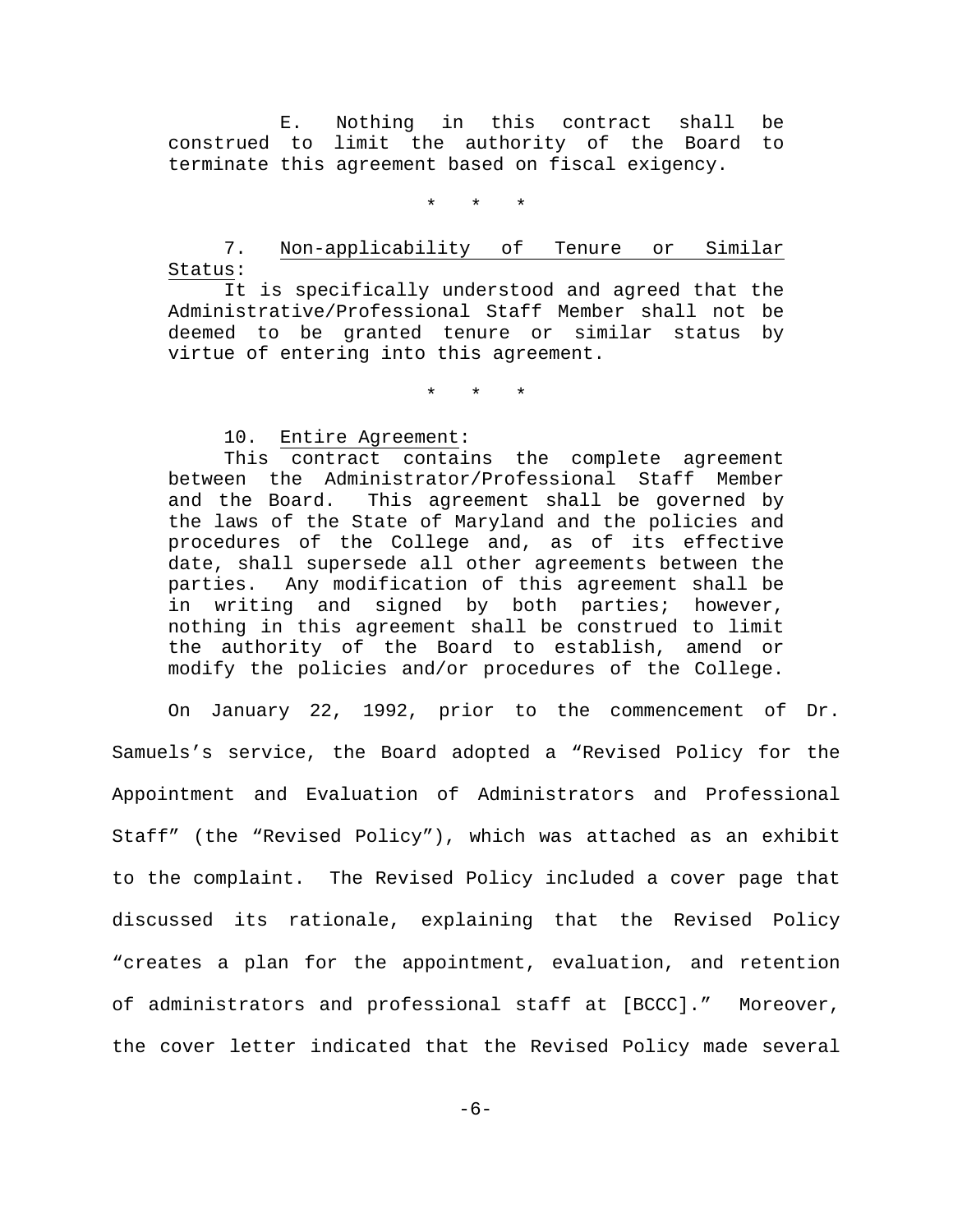> E. Nothing in this contract shall be construed to limit the authority of the Board to terminate this agreement based on fiscal exigency.
>
> \* \* \*
>
> 7. Non-applicability of Tenure or Similar Status:
>
> It is specifically understood and agreed that the Administrative/Professional Staff Member shall not be deemed to be granted tenure or similar status by virtue of entering into this agreement.
>
> \* \* \*
>
> 10. Entire Agreement:
>
> This contract contains the complete agreement between the Administrator/Professional Staff Member and the Board. This agreement shall be governed by the laws of the State of Maryland and the policies and procedures of the College and, as of its effective date, shall supersede all other agreements between the parties. Any modification of this agreement shall be in writing and signed by both parties; however, nothing in this agreement shall be construed to limit the authority of the Board to establish, amend or modify the policies and/or procedures of the College.

On January 22, 1992, prior to the commencement of Dr. Samuels's service, the Board adopted a "Revised Policy for the Appointment and Evaluation of Administrators and Professional Staff" (the "Revised Policy"), which was attached as an exhibit to the complaint. The Revised Policy included a cover page that discussed its rationale, explaining that the Revised Policy "creates a plan for the appointment, evaluation, and retention of administrators and professional staff at [BCCC]." Moreover, the cover letter indicated that the Revised Policy made several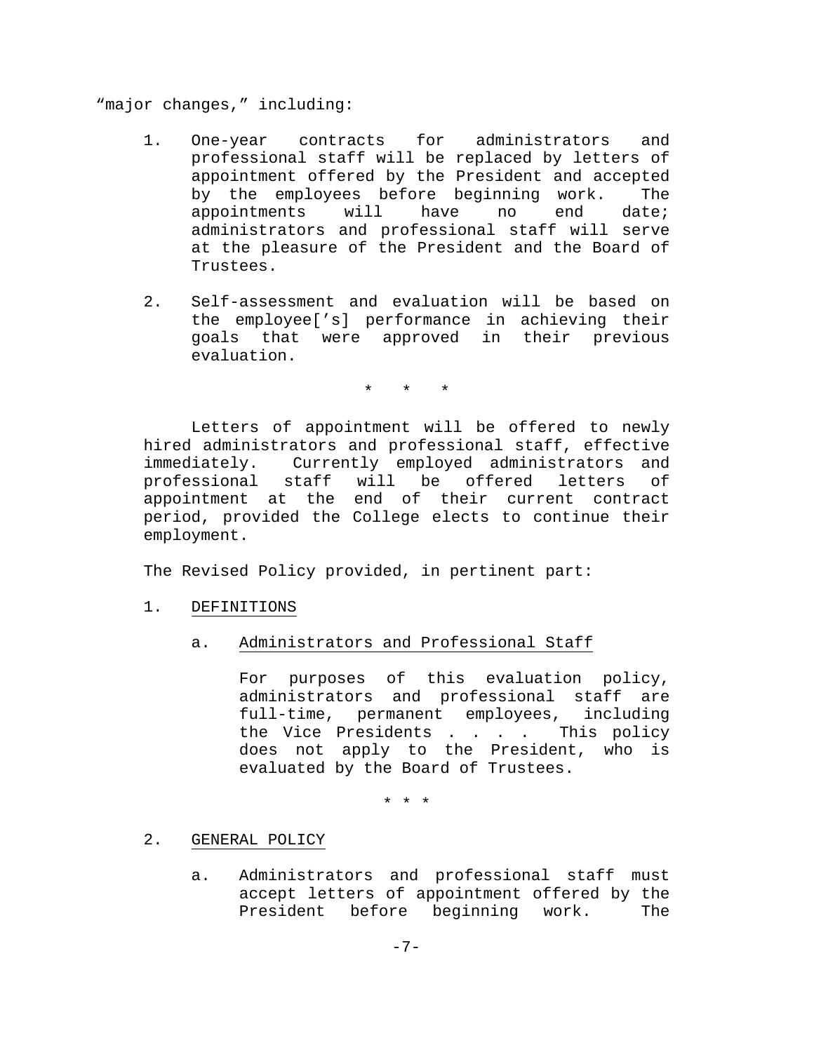"major changes," including:

> 1. One-year contracts for administrators and professional staff will be replaced by letters of appointment offered by the President and accepted by the employees before beginning work. The appointments will have no end date; administrators and professional staff will serve at the pleasure of the President and the Board of Trustees.
>
> 2. Self-assessment and evaluation will be based on the employee['s] performance in achieving their goals that were approved in their previous evaluation.
>
> \* \* \*
>
> Letters of appointment will be offered to newly hired administrators and professional staff, effective immediately. Currently employed administrators and professional staff will be offered letters of appointment at the end of their current contract period, provided the College elects to continue their employment.

The Revised Policy provided, in pertinent part:

> 1. <u>DEFINITIONS</u>
>
>     a. <u>Administrators and Professional Staff</u>
>
>     For purposes of this evaluation policy, administrators and professional staff are full-time, permanent employees, including the Vice Presidents . . . . This policy does not apply to the President, who is evaluated by the Board of Trustees.
>
> \* \* \*
>
> 2. <u>GENERAL POLICY</u>
>
>     a. Administrators and professional staff must accept letters of appointment offered by the President before beginning work. The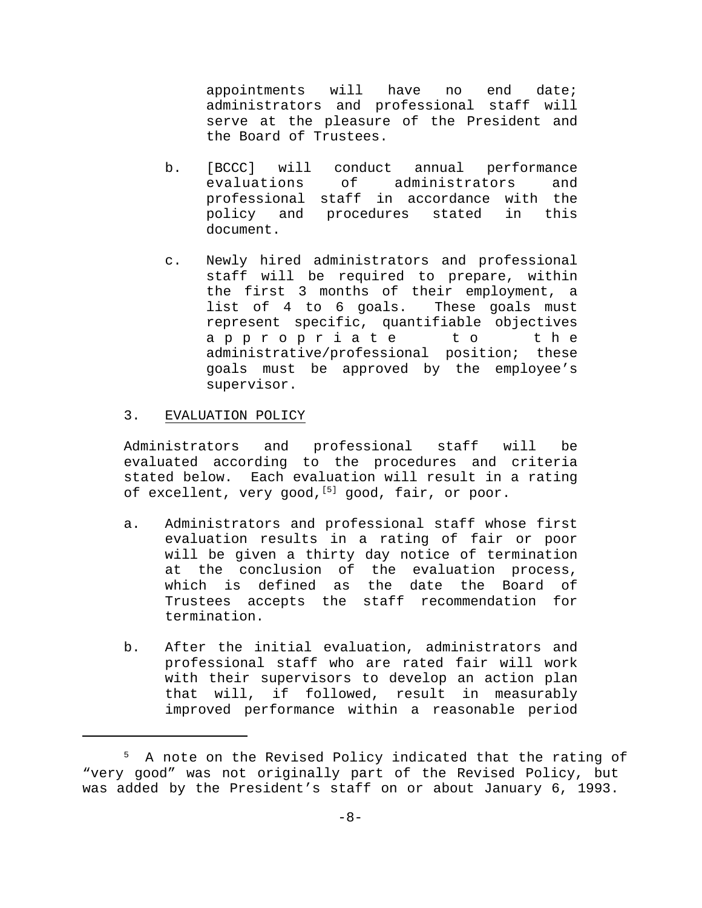appointments will have no end date; administrators and professional staff will serve at the pleasure of the President and the Board of Trustees.

b. [BCCC] will conduct annual performance evaluations of administrators and professional staff in accordance with the policy and procedures stated in this document.

c. Newly hired administrators and professional staff will be required to prepare, within the first 3 months of their employment, a list of 4 to 6 goals. These goals must represent specific, quantifiable objectives appropriate to the administrative/professional position; these goals must be approved by the employee's supervisor.

3. EVALUATION POLICY

Administrators and professional staff will be evaluated according to the procedures and criteria stated below. Each evaluation will result in a rating of excellent, very good,[5] good, fair, or poor.

a. Administrators and professional staff whose first evaluation results in a rating of fair or poor will be given a thirty day notice of termination at the conclusion of the evaluation process, which is defined as the date the Board of Trustees accepts the staff recommendation for termination.

b. After the initial evaluation, administrators and professional staff who are rated fair will work with their supervisors to develop an action plan that will, if followed, result in measurably improved performance within a reasonable period

[5] A note on the Revised Policy indicated that the rating of "very good" was not originally part of the Revised Policy, but was added by the President's staff on or about January 6, 1993.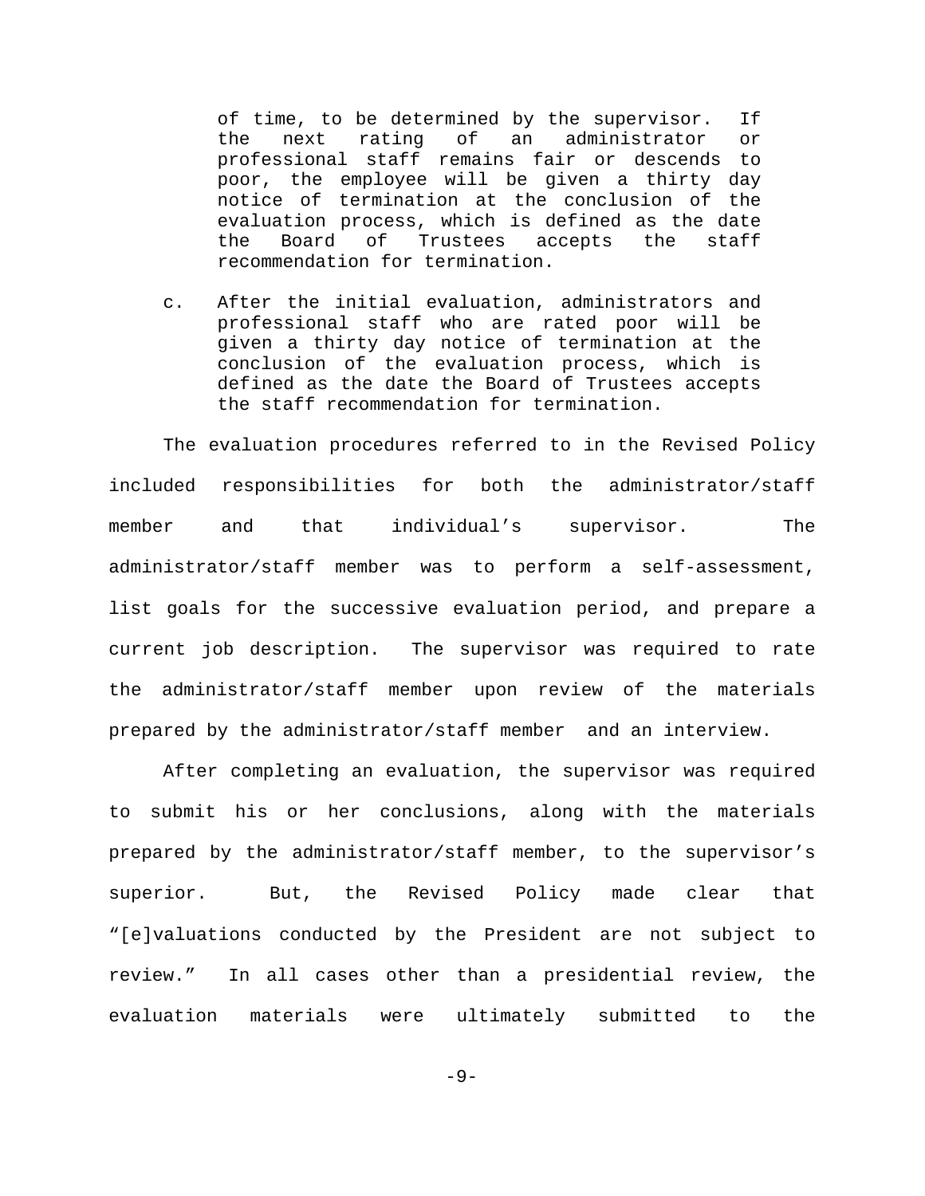of time, to be determined by the supervisor. If the next rating of an administrator or professional staff remains fair or descends to poor, the employee will be given a thirty day notice of termination at the conclusion of the evaluation process, which is defined as the date the Board of Trustees accepts the staff recommendation for termination.

c. After the initial evaluation, administrators and professional staff who are rated poor will be given a thirty day notice of termination at the conclusion of the evaluation process, which is defined as the date the Board of Trustees accepts the staff recommendation for termination.

The evaluation procedures referred to in the Revised Policy included responsibilities for both the administrator/staff member and that individual's supervisor. The administrator/staff member was to perform a self-assessment, list goals for the successive evaluation period, and prepare a current job description. The supervisor was required to rate the administrator/staff member upon review of the materials prepared by the administrator/staff member and an interview.

After completing an evaluation, the supervisor was required to submit his or her conclusions, along with the materials prepared by the administrator/staff member, to the supervisor's superior. But, the Revised Policy made clear that "[e]valuations conducted by the President are not subject to review." In all cases other than a presidential review, the evaluation materials were ultimately submitted to the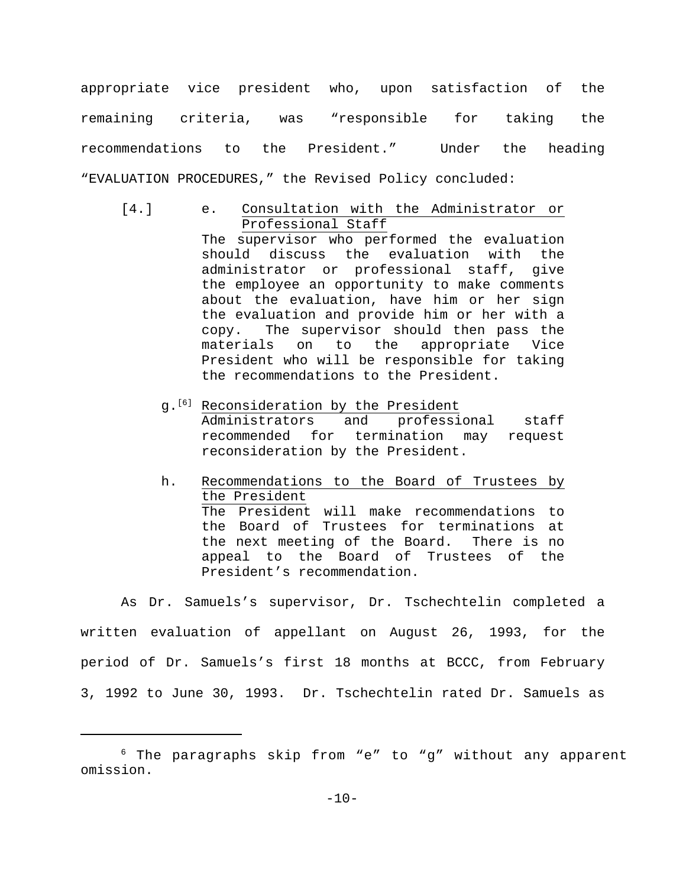appropriate vice president who, upon satisfaction of the remaining criteria, was "responsible for taking the recommendations to the President." Under the heading "EVALUATION PROCEDURES," the Revised Policy concluded:

> [4.] e. Consultation with the Administrator or Professional Staff
> The supervisor who performed the evaluation should discuss the evaluation with the administrator or professional staff, give the employee an opportunity to make comments about the evaluation, have him or her sign the evaluation and provide him or her with a copy. The supervisor should then pass the materials on to the appropriate Vice President who will be responsible for taking the recommendations to the President.
>
> g.[6] Reconsideration by the President
> Administrators and professional staff recommended for termination may request reconsideration by the President.
>
> h. Recommendations to the Board of Trustees by the President
> The President will make recommendations to the Board of Trustees for terminations at the next meeting of the Board. There is no appeal to the Board of Trustees of the President's recommendation.

As Dr. Samuels's supervisor, Dr. Tschechtelin completed a written evaluation of appellant on August 26, 1993, for the period of Dr. Samuels's first 18 months at BCCC, from February 3, 1992 to June 30, 1993. Dr. Tschechtelin rated Dr. Samuels as

---

[6] The paragraphs skip from "e" to "g" without any apparent omission.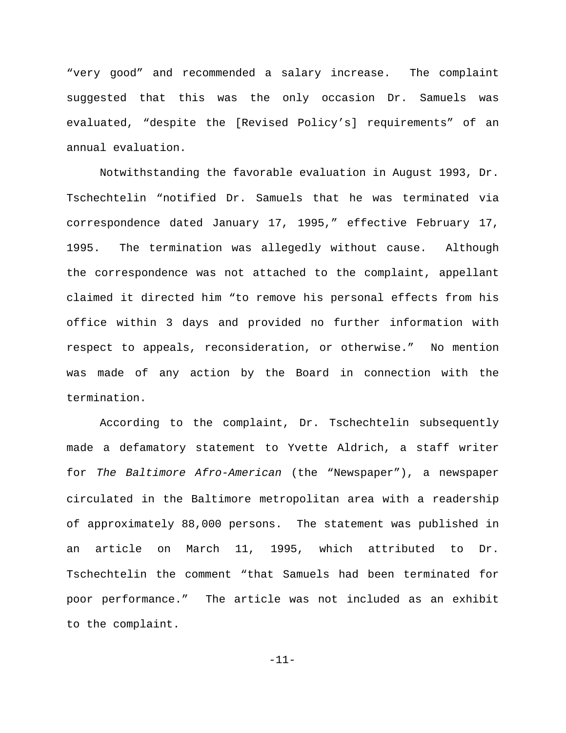"very good" and recommended a salary increase. The complaint suggested that this was the only occasion Dr. Samuels was evaluated, "despite the [Revised Policy's] requirements" of an annual evaluation.

Notwithstanding the favorable evaluation in August 1993, Dr. Tschechtelin "notified Dr. Samuels that he was terminated via correspondence dated January 17, 1995," effective February 17, 1995. The termination was allegedly without cause. Although the correspondence was not attached to the complaint, appellant claimed it directed him "to remove his personal effects from his office within 3 days and provided no further information with respect to appeals, reconsideration, or otherwise." No mention was made of any action by the Board in connection with the termination.

According to the complaint, Dr. Tschechtelin subsequently made a defamatory statement to Yvette Aldrich, a staff writer for *The Baltimore Afro-American* (the "Newspaper"), a newspaper circulated in the Baltimore metropolitan area with a readership of approximately 88,000 persons. The statement was published in an article on March 11, 1995, which attributed to Dr. Tschechtelin the comment "that Samuels had been terminated for poor performance." The article was not included as an exhibit to the complaint.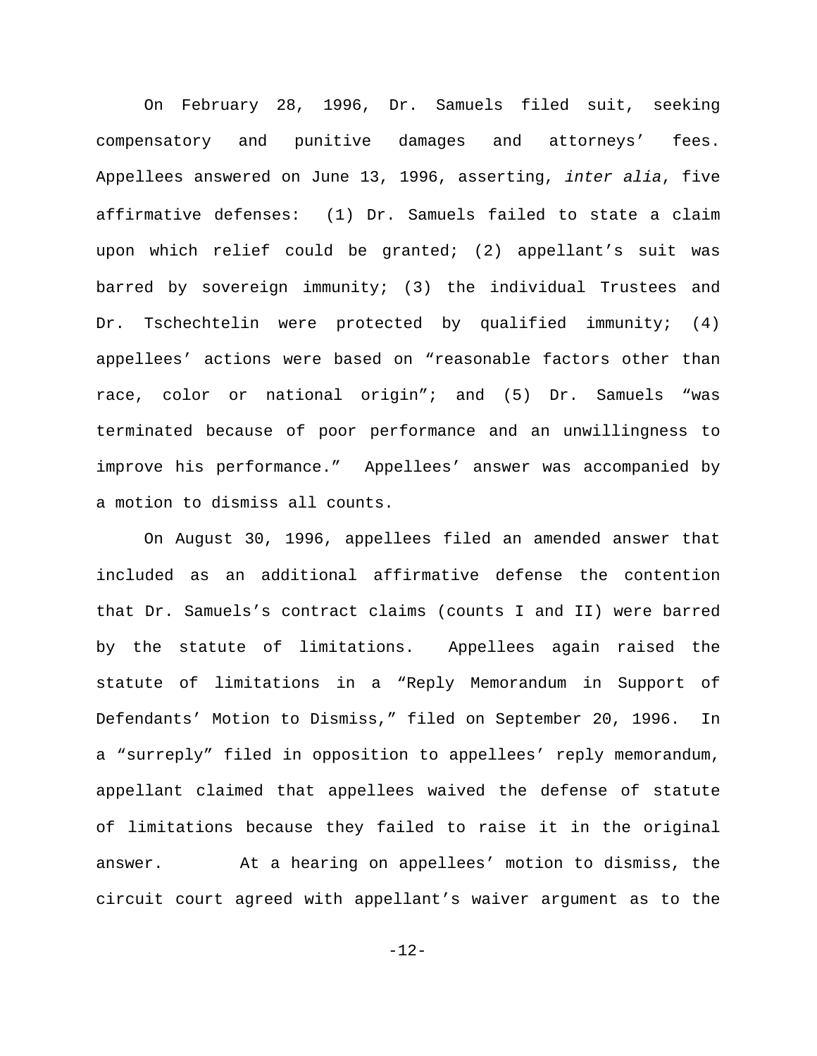On February 28, 1996, Dr. Samuels filed suit, seeking compensatory and punitive damages and attorneys' fees. Appellees answered on June 13, 1996, asserting, *inter alia*, five affirmative defenses: (1) Dr. Samuels failed to state a claim upon which relief could be granted; (2) appellant's suit was barred by sovereign immunity; (3) the individual Trustees and Dr. Tschechtelin were protected by qualified immunity; (4) appellees' actions were based on "reasonable factors other than race, color or national origin"; and (5) Dr. Samuels "was terminated because of poor performance and an unwillingness to improve his performance." Appellees' answer was accompanied by a motion to dismiss all counts.

On August 30, 1996, appellees filed an amended answer that included as an additional affirmative defense the contention that Dr. Samuels's contract claims (counts I and II) were barred by the statute of limitations. Appellees again raised the statute of limitations in a "Reply Memorandum in Support of Defendants' Motion to Dismiss," filed on September 20, 1996. In a "surreply" filed in opposition to appellees' reply memorandum, appellant claimed that appellees waived the defense of statute of limitations because they failed to raise it in the original answer. At a hearing on appellees' motion to dismiss, the circuit court agreed with appellant's waiver argument as to the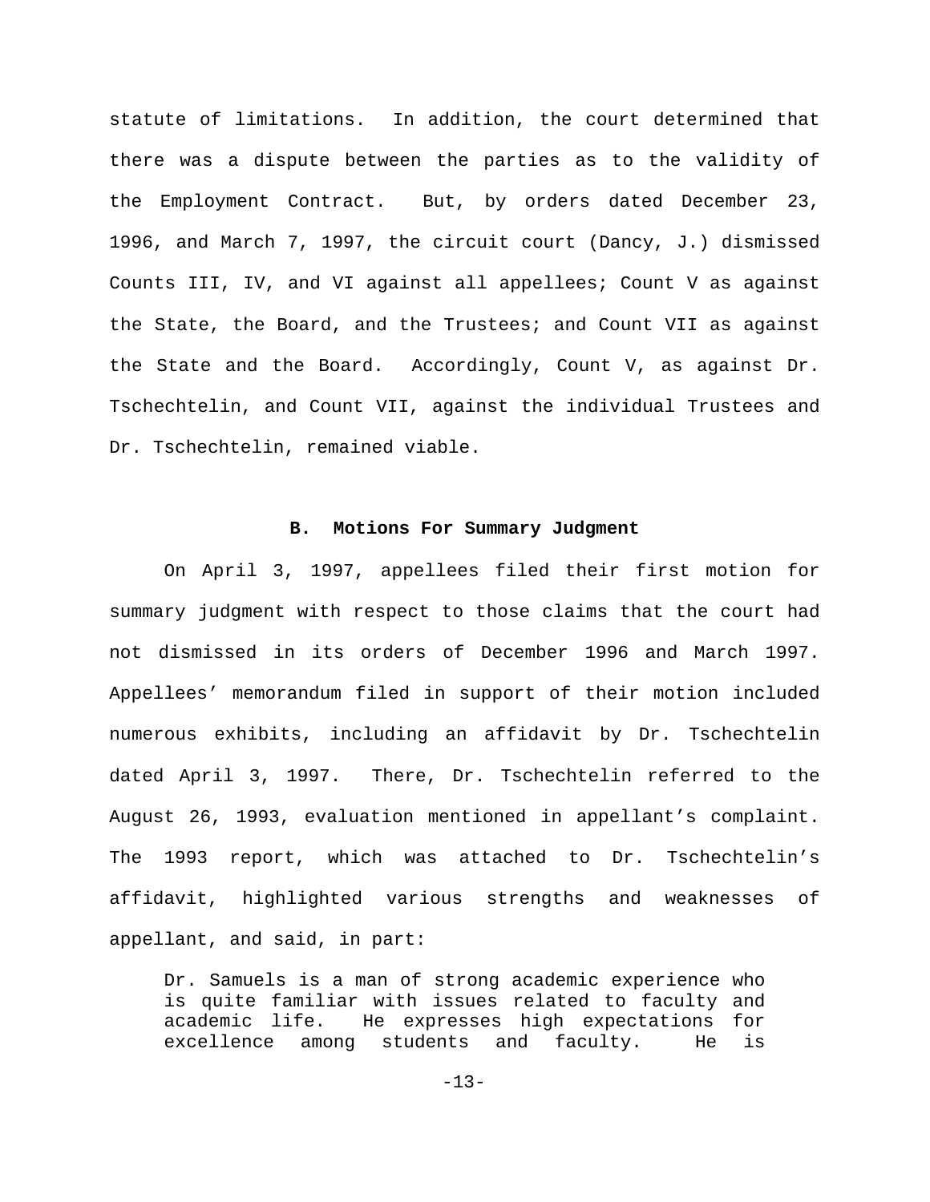statute of limitations. In addition, the court determined that there was a dispute between the parties as to the validity of the Employment Contract. But, by orders dated December 23, 1996, and March 7, 1997, the circuit court (Dancy, J.) dismissed Counts III, IV, and VI against all appellees; Count V as against the State, the Board, and the Trustees; and Count VII as against the State and the Board. Accordingly, Count V, as against Dr. Tschechtelin, and Count VII, against the individual Trustees and Dr. Tschechtelin, remained viable.

### B. Motions For Summary Judgment

On April 3, 1997, appellees filed their first motion for summary judgment with respect to those claims that the court had not dismissed in its orders of December 1996 and March 1997. Appellees' memorandum filed in support of their motion included numerous exhibits, including an affidavit by Dr. Tschechtelin dated April 3, 1997. There, Dr. Tschechtelin referred to the August 26, 1993, evaluation mentioned in appellant's complaint. The 1993 report, which was attached to Dr. Tschechtelin's affidavit, highlighted various strengths and weaknesses of appellant, and said, in part:

> Dr. Samuels is a man of strong academic experience who is quite familiar with issues related to faculty and academic life. He expresses high expectations for excellence among students and faculty. He is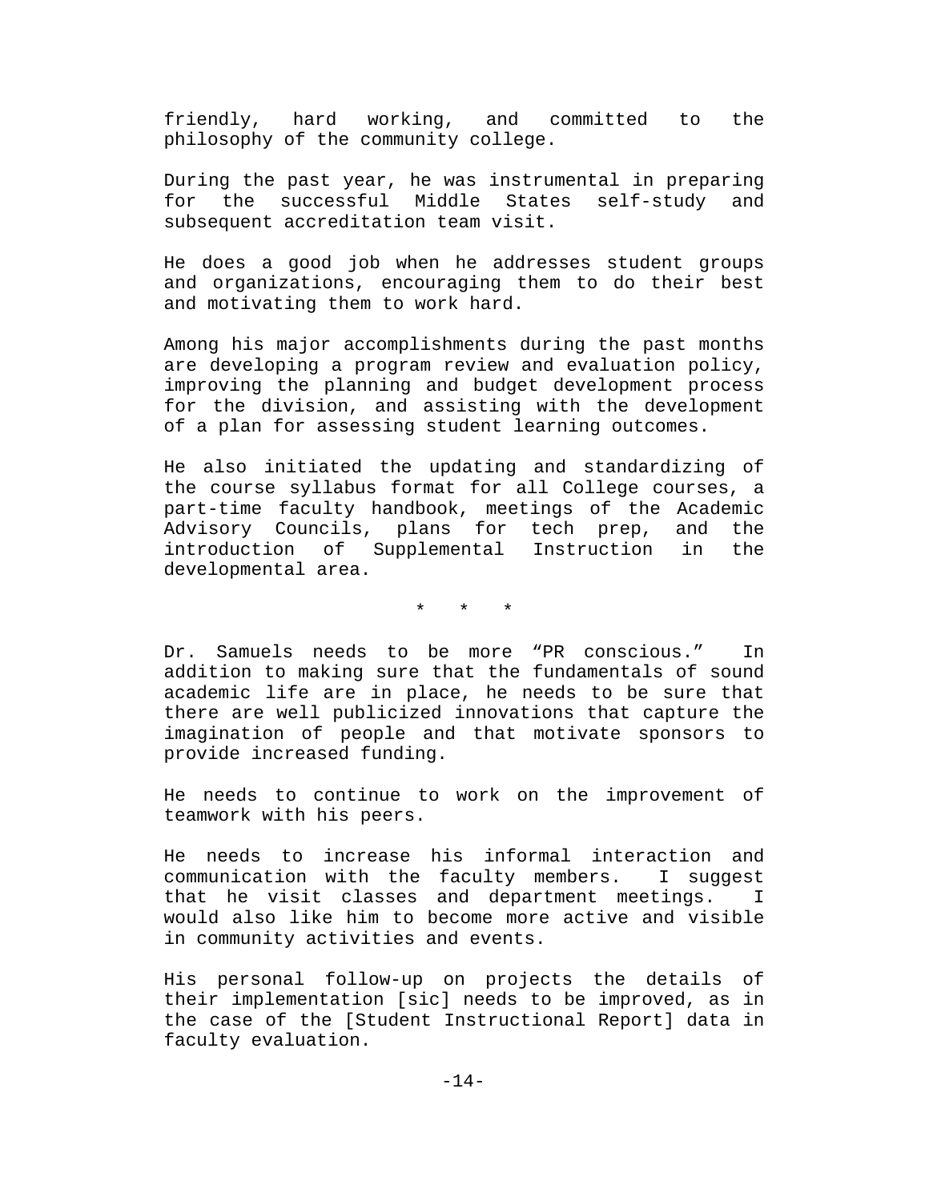friendly, hard working, and committed to the philosophy of the community college.

During the past year, he was instrumental in preparing for the successful Middle States self-study and subsequent accreditation team visit.

He does a good job when he addresses student groups and organizations, encouraging them to do their best and motivating them to work hard.

Among his major accomplishments during the past months are developing a program review and evaluation policy, improving the planning and budget development process for the division, and assisting with the development of a plan for assessing student learning outcomes.

He also initiated the updating and standardizing of the course syllabus format for all College courses, a part-time faculty handbook, meetings of the Academic Advisory Councils, plans for tech prep, and the introduction of Supplemental Instruction in the developmental area.

\* \* \*

Dr. Samuels needs to be more “PR conscious.” In addition to making sure that the fundamentals of sound academic life are in place, he needs to be sure that there are well publicized innovations that capture the imagination of people and that motivate sponsors to provide increased funding.

He needs to continue to work on the improvement of teamwork with his peers.

He needs to increase his informal interaction and communication with the faculty members. I suggest that he visit classes and department meetings. I would also like him to become more active and visible in community activities and events.

His personal follow-up on projects the details of their implementation [sic] needs to be improved, as in the case of the [Student Instructional Report] data in faculty evaluation.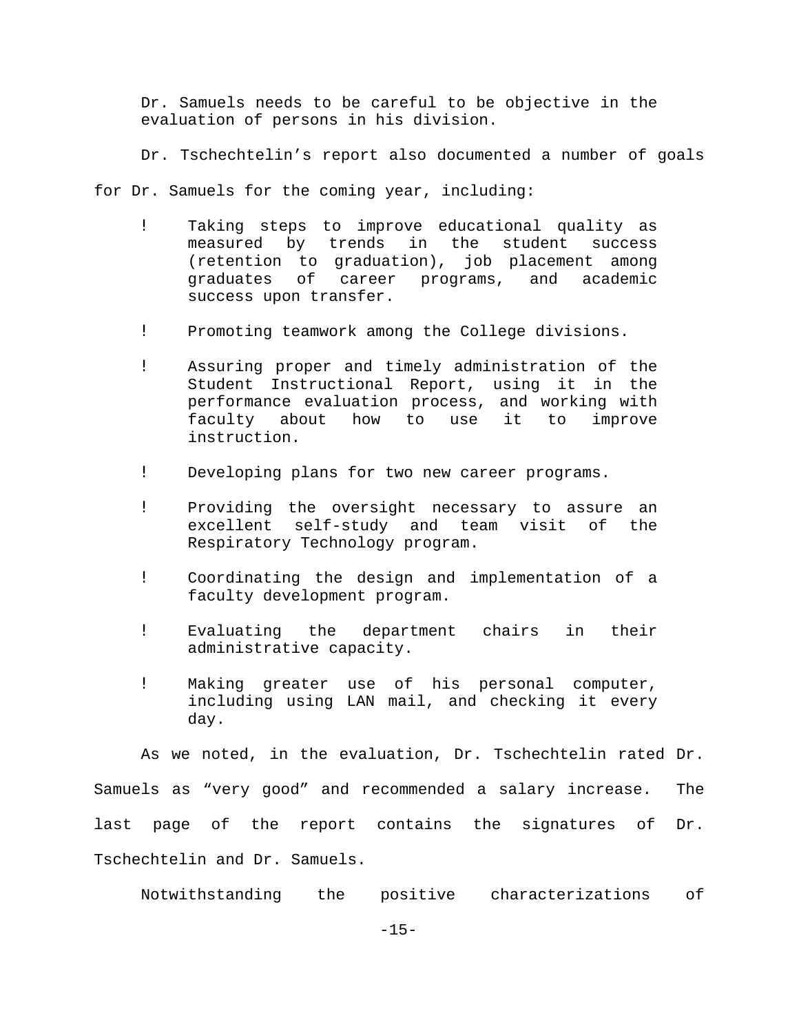Dr. Samuels needs to be careful to be objective in the evaluation of persons in his division.

Dr. Tschechtelin's report also documented a number of goals for Dr. Samuels for the coming year, including:

- Taking steps to improve educational quality as measured by trends in the student success (retention to graduation), job placement among graduates of career programs, and academic success upon transfer.

- Promoting teamwork among the College divisions.

- Assuring proper and timely administration of the Student Instructional Report, using it in the performance evaluation process, and working with faculty about how to use it to improve instruction.

- Developing plans for two new career programs.

- Providing the oversight necessary to assure an excellent self-study and team visit of the Respiratory Technology program.

- Coordinating the design and implementation of a faculty development program.

- Evaluating the department chairs in their administrative capacity.

- Making greater use of his personal computer, including using LAN mail, and checking it every day.

As we noted, in the evaluation, Dr. Tschechtelin rated Dr. Samuels as "very good" and recommended a salary increase. The last page of the report contains the signatures of Dr. Tschechtelin and Dr. Samuels.

Notwithstanding the positive characterizations of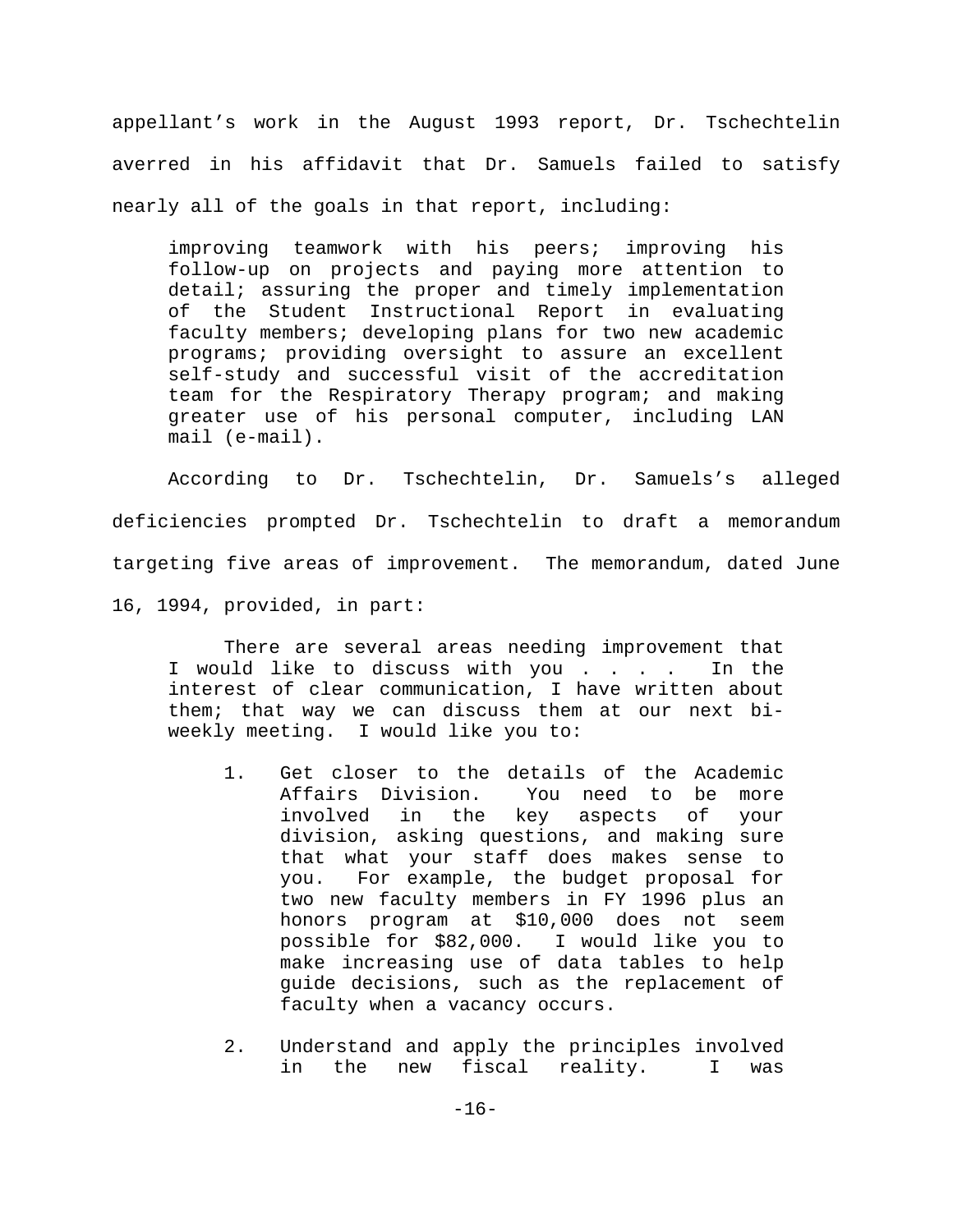appellant's work in the August 1993 report, Dr. Tschechtelin averred in his affidavit that Dr. Samuels failed to satisfy nearly all of the goals in that report, including:

> improving teamwork with his peers; improving his follow-up on projects and paying more attention to detail; assuring the proper and timely implementation of the Student Instructional Report in evaluating faculty members; developing plans for two new academic programs; providing oversight to assure an excellent self-study and successful visit of the accreditation team for the Respiratory Therapy program; and making greater use of his personal computer, including LAN mail (e-mail).

According to Dr. Tschechtelin, Dr. Samuels's alleged deficiencies prompted Dr. Tschechtelin to draft a memorandum targeting five areas of improvement. The memorandum, dated June 16, 1994, provided, in part:

> There are several areas needing improvement that I would like to discuss with you . . . . In the interest of clear communication, I have written about them; that way we can discuss them at our next bi-weekly meeting. I would like to you to:
>
> 1. Get closer to the details of the Academic Affairs Division. You need to be more involved in the key aspects of your division, asking questions, and making sure that what your staff does makes sense to you. For example, the budget proposal for two new faculty members in FY 1996 plus an honors program at $10,000 does not seem possible for $82,000. I would like you to make increasing use of data tables to help guide decisions, such as the replacement of faculty when a vacancy occurs.
>
> 2. Understand and apply the principles involved in the new fiscal reality. I was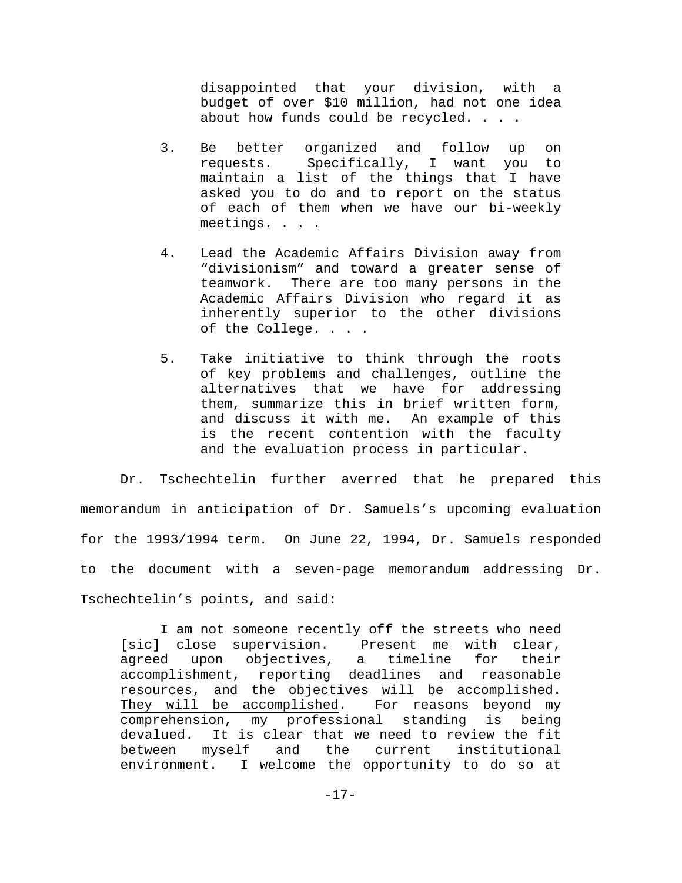> disappointed that your division, with a budget of over $10 million, had not one idea about how funds could be recycled. . . .
>
> 3. Be better organized and follow up on requests. Specifically, I want you to maintain a list of the things that I have asked you to do and to report on the status of each of them when we have our bi-weekly meetings. . . .
>
> 4. Lead the Academic Affairs Division away from "divisionism" and toward a greater sense of teamwork. There are too many persons in the Academic Affairs Division who regard it as inherently superior to the other divisions of the College. . . .
>
> 5. Take initiative to think through the roots of key problems and challenges, outline the alternatives that we have for addressing them, summarize this in brief written form, and discuss it with me. An example of this is the recent contention with the faculty and the evaluation process in particular.

Dr. Tschechtelin further averred that he prepared this memorandum in anticipation of Dr. Samuels's upcoming evaluation for the 1993/1994 term. On June 22, 1994, Dr. Samuels responded to the document with a seven-page memorandum addressing Dr. Tschechtelin's points, and said:

> I am not someone recently off the streets who need [sic] close supervision. Present me with clear, agreed upon objectives, a timeline for their accomplishment, reporting deadlines and reasonable resources, and the objectives will be accomplished. <u>They will be accomplished</u>. For reasons beyond my comprehension, my professional standing is being devalued. It is clear that we need to review the fit between myself and the current institutional environment. I welcome the opportunity to do so at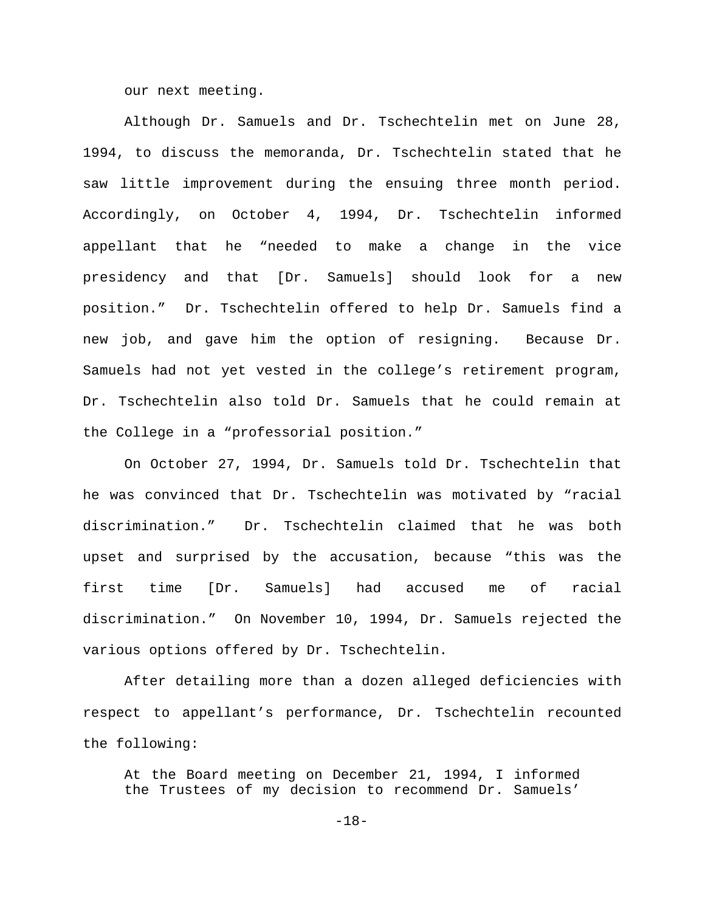our next meeting.

Although Dr. Samuels and Dr. Tschechtelin met on June 28, 1994, to discuss the memoranda, Dr. Tschechtelin stated that he saw little improvement during the ensuing three month period. Accordingly, on October 4, 1994, Dr. Tschechtelin informed appellant that he "needed to make a change in the vice presidency and that [Dr. Samuels] should look for a new position." Dr. Tschechtelin offered to help Dr. Samuels find a new job, and gave him the option of resigning. Because Dr. Samuels had not yet vested in the college's retirement program, Dr. Tschechtelin also told Dr. Samuels that he could remain at the College in a "professorial position."

On October 27, 1994, Dr. Samuels told Dr. Tschechtelin that he was convinced that Dr. Tschechtelin was motivated by "racial discrimination." Dr. Tschechtelin claimed that he was both upset and surprised by the accusation, because "this was the first time [Dr. Samuels] had accused me of racial discrimination." On November 10, 1994, Dr. Samuels rejected the various options offered by Dr. Tschechtelin.

After detailing more than a dozen alleged deficiencies with respect to appellant's performance, Dr. Tschechtelin recounted the following:

> At the Board meeting on December 21, 1994, I informed the Trustees of my decision to recommend Dr. Samuels'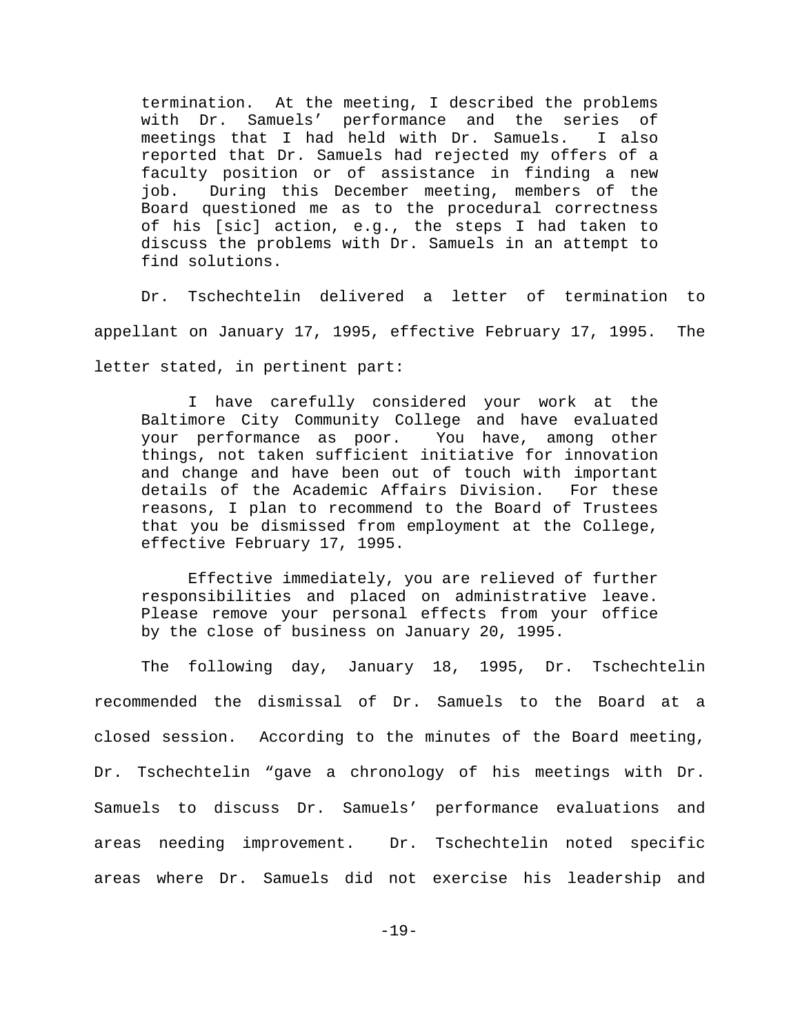> termination. At the meeting, I described the problems with Dr. Samuels' performance and the series of meetings that I had held with Dr. Samuels. I also reported that Dr. Samuels had rejected my offers of a faculty position or of assistance in finding a new job. During this December meeting, members of the Board questioned me as to the procedural correctness of his [sic] action, e.g., the steps I had taken to discuss the problems with Dr. Samuels in an attempt to find solutions.

Dr. Tschechtelin delivered a letter of termination to appellant on January 17, 1995, effective February 17, 1995. The letter stated, in pertinent part:

> I have carefully considered your work at the Baltimore City Community College and have evaluated your performance as poor. You have, among other things, not taken sufficient initiative for innovation and change and have been out of touch with important details of the Academic Affairs Division. For these reasons, I plan to recommend to the Board of Trustees that you be dismissed from employment at the College, effective February 17, 1995.
>
> Effective immediately, you are relieved of further responsibilities and placed on administrative leave. Please remove your personal effects from your office by the close of business on January 20, 1995.

The following day, January 18, 1995, Dr. Tschechtelin recommended the dismissal of Dr. Samuels to the Board at a closed session. According to the minutes of the Board meeting, Dr. Tschechtelin "gave a chronology of his meetings with Dr. Samuels to discuss Dr. Samuels' performance evaluations and areas needing improvement. Dr. Tschechtelin noted specific areas where Dr. Samuels did not exercise his leadership and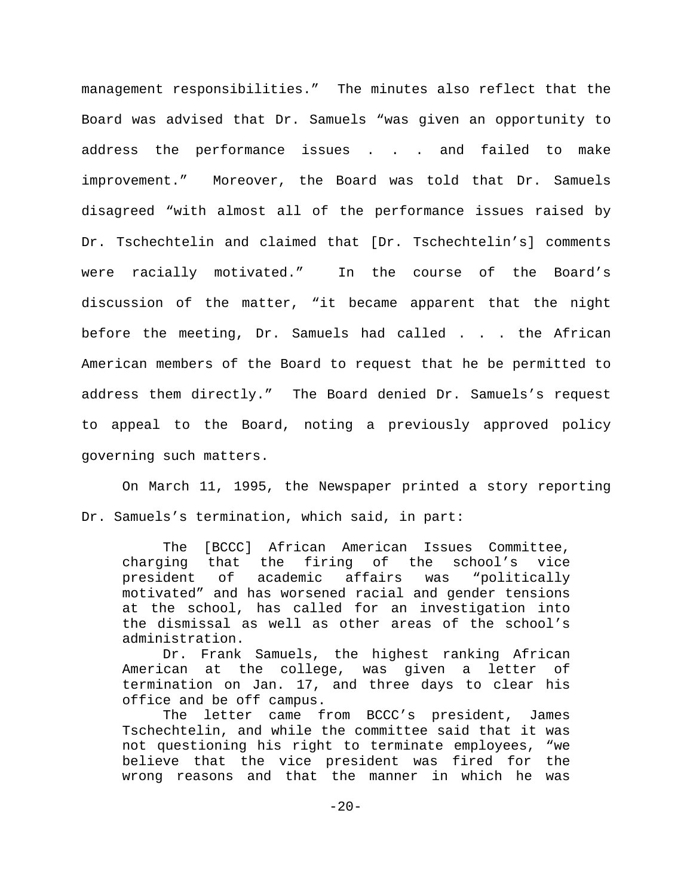management responsibilities." The minutes also reflect that the Board was advised that Dr. Samuels "was given an opportunity to address the performance issues . . . and failed to make improvement." Moreover, the Board was told that Dr. Samuels disagreed "with almost all of the performance issues raised by Dr. Tschechtelin and claimed that [Dr. Tschechtelin's] comments were racially motivated." In the course of the Board's discussion of the matter, "it became apparent that the night before the meeting, Dr. Samuels had called . . . the African American members of the Board to request that he be permitted to address them directly." The Board denied Dr. Samuels's request to appeal to the Board, noting a previously approved policy governing such matters.

On March 11, 1995, the Newspaper printed a story reporting Dr. Samuels's termination, which said, in part:

> The [BCCC] African American Issues Committee, charging that the firing of the school's vice president of academic affairs was "politically motivated" and has worsened racial and gender tensions at the school, has called for an investigation into the dismissal as well as other areas of the school's administration.
>
> Dr. Frank Samuels, the highest ranking African American at the college, was given a letter of termination on Jan. 17, and three days to clear his office and be off campus.
>
> The letter came from BCCC's president, James Tschechtelin, and while the committee said that it was not questioning his right to terminate employees, "we believe that the vice president was fired for the wrong reasons and that the manner in which he was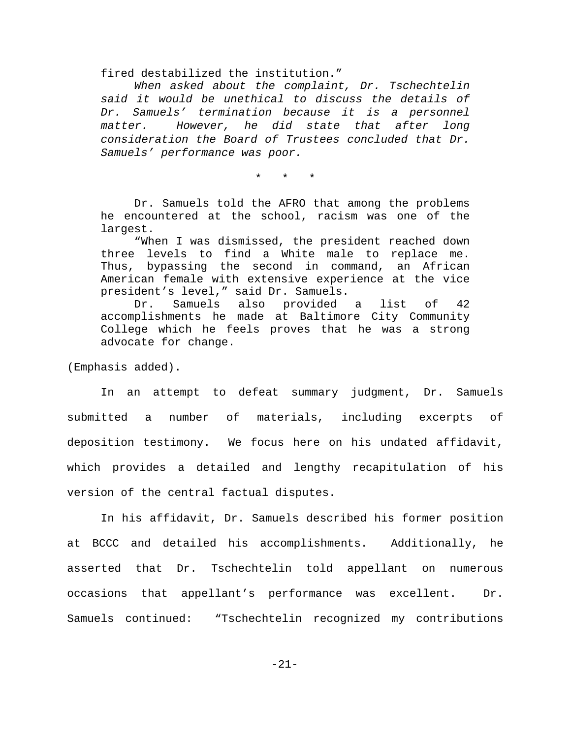> fired destabilized the institution."
>
> *When asked about the complaint, Dr. Tschechtelin said it would be unethical to discuss the details of Dr. Samuels' termination because it is a personnel matter. However, he did state that after long consideration the Board of Trustees concluded that Dr. Samuels' performance was poor.*
>
> \* \* \*
>
> Dr. Samuels told the AFRO that among the problems he encountered at the school, racism was one of the largest.
>
> "When I was dismissed, the president reached down three levels to find a White male to replace me. Thus, bypassing the second in command, an African American female with extensive experience at the vice president's level," said Dr. Samuels.
>
> Dr. Samuels also provided a list of 42 accomplishments he made at Baltimore City Community College which he feels proves that he was a strong advocate for change.

(Emphasis added).

In an attempt to defeat summary judgment, Dr. Samuels submitted a number of materials, including excerpts of deposition testimony. We focus here on his undated affidavit, which provides a detailed and lengthy recapitulation of his version of the central factual disputes.

In his affidavit, Dr. Samuels described his former position at BCCC and detailed his accomplishments. Additionally, he asserted that Dr. Tschechtelin told appellant on numerous occasions that appellant's performance was excellent. Dr. Samuels continued: "Tschechtelin recognized my contributions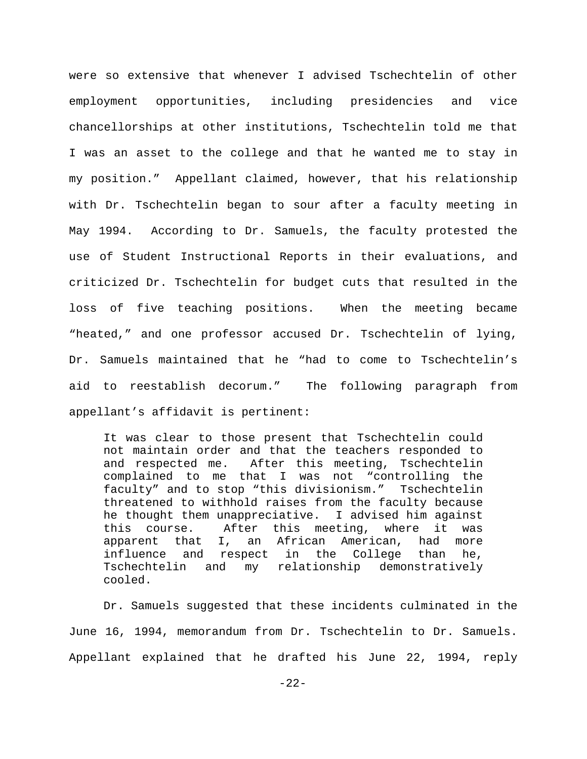were so extensive that whenever I advised Tschechtelin of other employment opportunities, including presidencies and vice chancellorships at other institutions, Tschechtelin told me that I was an asset to the college and that he wanted me to stay in my position." Appellant claimed, however, that his relationship with Dr. Tschechtelin began to sour after a faculty meeting in May 1994. According to Dr. Samuels, the faculty protested the use of Student Instructional Reports in their evaluations, and criticized Dr. Tschechtelin for budget cuts that resulted in the loss of five teaching positions. When the meeting became "heated," and one professor accused Dr. Tschechtelin of lying, Dr. Samuels maintained that he "had to come to Tschechtelin's aid to reestablish decorum." The following paragraph from appellant's affidavit is pertinent:

> It was clear to those present that Tschechtelin could not maintain order and that the teachers responded to and respected me. After this meeting, Tschechtelin complained to me that I was not "controlling the faculty" and to stop "this divisionism." Tschechtelin threatened to withhold raises from the faculty because he thought them unappreciative. I advised him against this course. After this meeting, where it was apparent that I, an African American, had more influence and respect in the College than he, Tschechtelin and my relationship demonstratively cooled.

Dr. Samuels suggested that these incidents culminated in the June 16, 1994, memorandum from Dr. Tschechtelin to Dr. Samuels. Appellant explained that he drafted his June 22, 1994, reply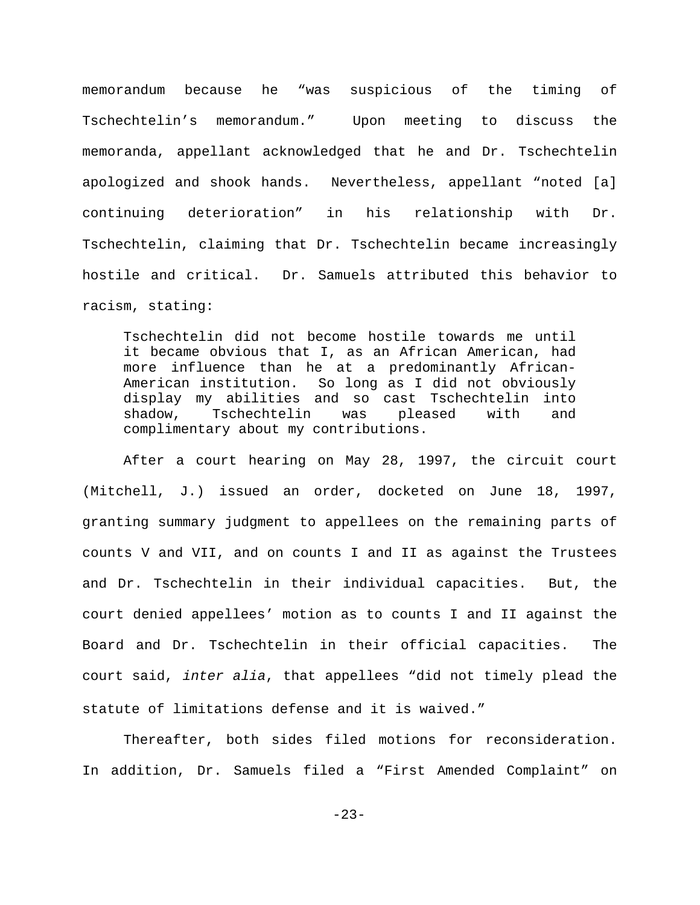memorandum because he "was suspicious of the timing of Tschechtelin's memorandum." Upon meeting to discuss the memoranda, appellant acknowledged that he and Dr. Tschechtelin apologized and shook hands. Nevertheless, appellant "noted [a] continuing deterioration" in his relationship with Dr. Tschechtelin, claiming that Dr. Tschechtelin became increasingly hostile and critical. Dr. Samuels attributed this behavior to racism, stating:

> Tschechtelin did not become hostile towards me until it became obvious that I, as an African American, had more influence than he at a predominantly African-American institution. So long as I did not obviously display my abilities and so cast Tschechtelin into shadow, Tschechtelin was pleased with and complimentary about my contributions.

After a court hearing on May 28, 1997, the circuit court (Mitchell, J.) issued an order, docketed on June 18, 1997, granting summary judgment to appellees on the remaining parts of counts V and VII, and on counts I and II as against the Trustees and Dr. Tschechtelin in their individual capacities. But, the court denied appellees' motion as to counts I and II against the Board and Dr. Tschechtelin in their official capacities. The court said, *inter alia*, that appellees "did not timely plead the statute of limitations defense and it is waived."

Thereafter, both sides filed motions for reconsideration. In addition, Dr. Samuels filed a "First Amended Complaint" on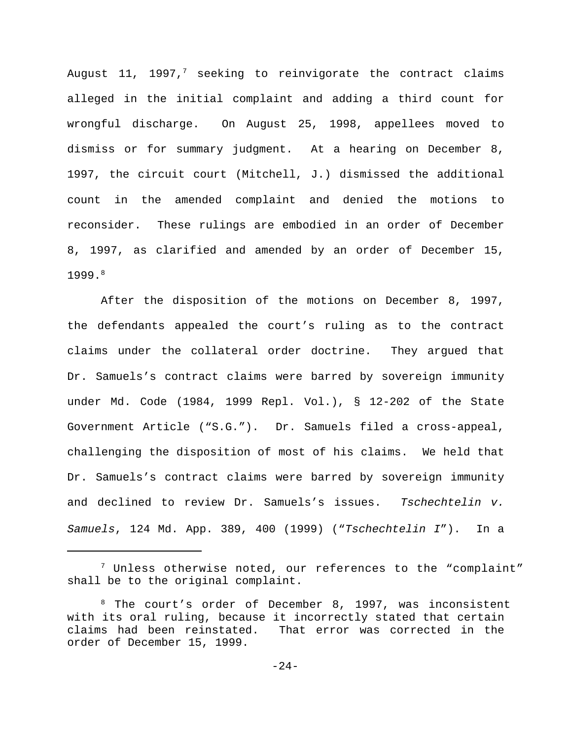August 11, 1997,[7] seeking to reinvigorate the contract claims alleged in the initial complaint and adding a third count for wrongful discharge. On August 25, 1998, appellees moved to dismiss or for summary judgment. At a hearing on December 8, 1997, the circuit court (Mitchell, J.) dismissed the additional count in the amended complaint and denied the motions to reconsider. These rulings are embodied in an order of December 8, 1997, as clarified and amended by an order of December 15, 1999.[8]

After the disposition of the motions on December 8, 1997, the defendants appealed the court's ruling as to the contract claims under the collateral order doctrine. They argued that Dr. Samuels's contract claims were barred by sovereign immunity under Md. Code (1984, 1999 Repl. Vol.), § 12-202 of the State Government Article ("S.G."). Dr. Samuels filed a cross-appeal, challenging the disposition of most of his claims. We held that Dr. Samuels's contract claims were barred by sovereign immunity and declined to review Dr. Samuels's issues. *Tschechtelin v. Samuels*, 124 Md. App. 389, 400 (1999) ("*Tschechtelin I*"). In a

---

[7] Unless otherwise noted, our references to the "complaint" shall be to the original complaint.

[8] The court's order of December 8, 1997, was inconsistent with its oral ruling, because it incorrectly stated that certain claims had been reinstated. That error was corrected in the order of December 15, 1999.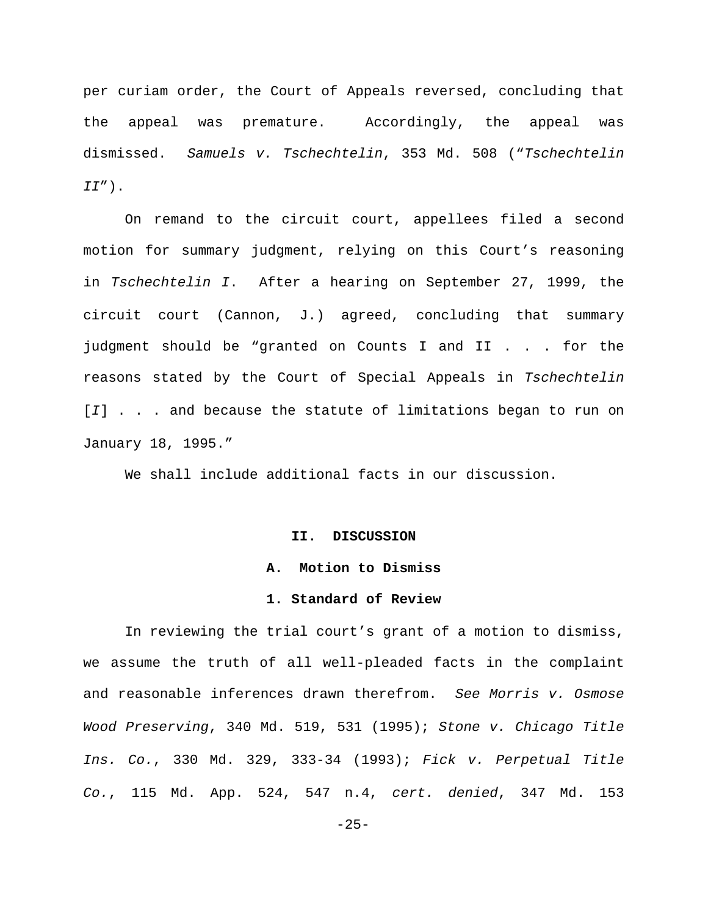per curiam order, the Court of Appeals reversed, concluding that the appeal was premature. Accordingly, the appeal was dismissed. *Samuels v. Tschechtelin*, 353 Md. 508 ("*Tschechtelin II*").

On remand to the circuit court, appellees filed a second motion for summary judgment, relying on this Court's reasoning in *Tschechtelin I*. After a hearing on September 27, 1999, the circuit court (Cannon, J.) agreed, concluding that summary judgment should be "granted on Counts I and II . . . for the reasons stated by the Court of Special Appeals in *Tschechtelin* [*I*] . . . and because the statute of limitations began to run on January 18, 1995."

We shall include additional facts in our discussion.

## II. DISCUSSION

### A. Motion to Dismiss

#### 1. Standard of Review

In reviewing the trial court's grant of a motion to dismiss, we assume the truth of all well-pleaded facts in the complaint and reasonable inferences drawn therefrom. *See Morris v. Osmose Wood Preserving*, 340 Md. 519, 531 (1995); *Stone v. Chicago Title Ins. Co.*, 330 Md. 329, 333-34 (1993); *Fick v. Perpetual Title Co.*, 115 Md. App. 524, 547 n.4, *cert. denied*, 347 Md. 153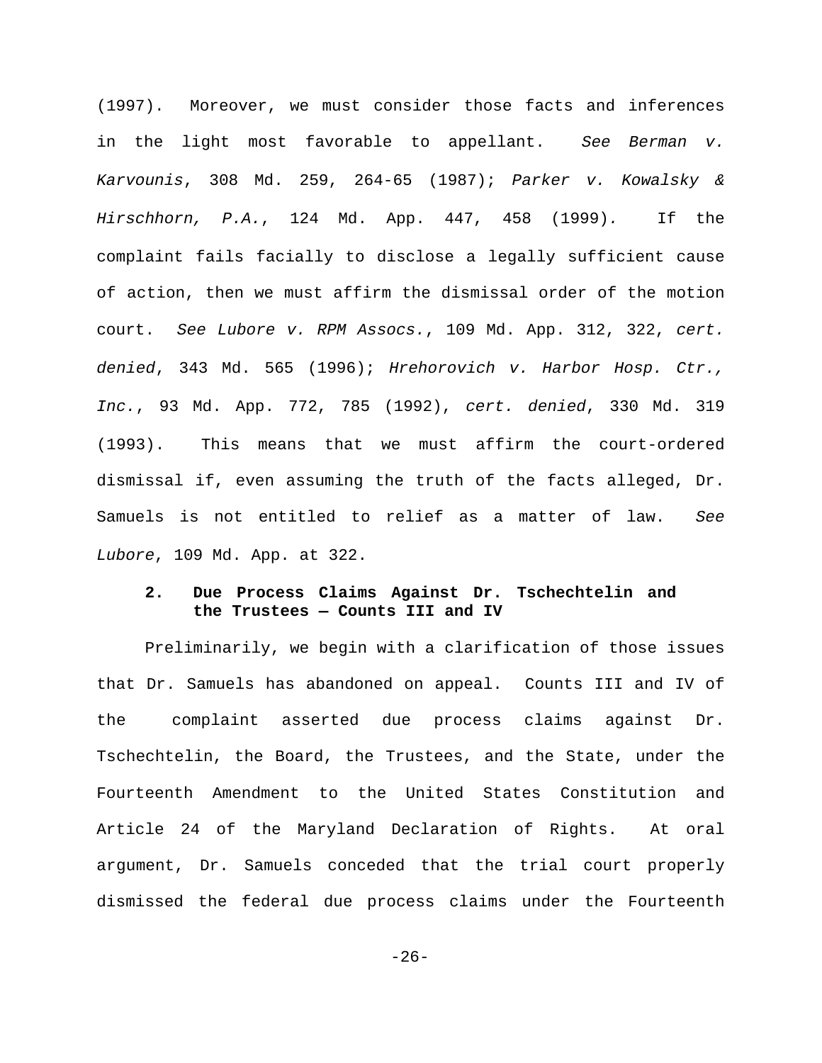(1997). Moreover, we must consider those facts and inferences in the light most favorable to appellant. *See Berman v. Karvounis*, 308 Md. 259, 264-65 (1987); *Parker v. Kowalsky & Hirschhorn, P.A.*, 124 Md. App. 447, 458 (1999). If the complaint fails facially to disclose a legally sufficient cause of action, then we must affirm the dismissal order of the motion court. *See Lubore v. RPM Assocs.*, 109 Md. App. 312, 322, *cert. denied*, 343 Md. 565 (1996); *Hrehorovich v. Harbor Hosp. Ctr., Inc.*, 93 Md. App. 772, 785 (1992), *cert. denied*, 330 Md. 319 (1993). This means that we must affirm the court-ordered dismissal if, even assuming the truth of the facts alleged, Dr. Samuels is not entitled to relief as a matter of law. *See Lubore*, 109 Md. App. at 322.

### 2. Due Process Claims Against Dr. Tschechtelin and the Trustees — Counts III and IV

Preliminarily, we begin with a clarification of those issues that Dr. Samuels has abandoned on appeal. Counts III and IV of the complaint asserted due process claims against Dr. Tschechtelin, the Board, the Trustees, and the State, under the Fourteenth Amendment to the United States Constitution and Article 24 of the Maryland Declaration of Rights. At oral argument, Dr. Samuels conceded that the trial court properly dismissed the federal due process claims under the Fourteenth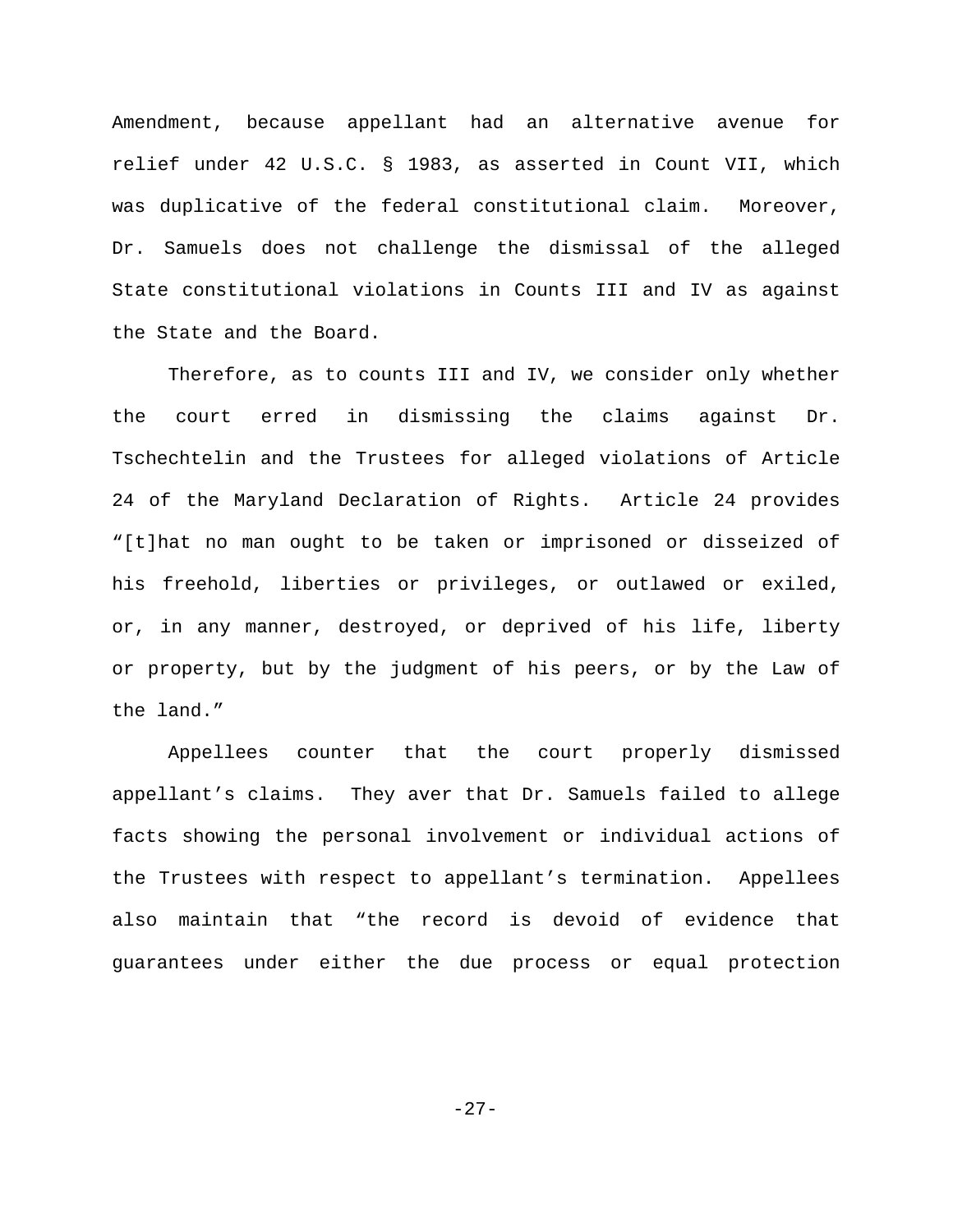Amendment, because appellant had an alternative avenue for relief under 42 U.S.C. § 1983, as asserted in Count VII, which was duplicative of the federal constitutional claim. Moreover, Dr. Samuels does not challenge the dismissal of the alleged State constitutional violations in Counts III and IV as against the State and the Board.

Therefore, as to counts III and IV, we consider only whether the court erred in dismissing the claims against Dr. Tschechtelin and the Trustees for alleged violations of Article 24 of the Maryland Declaration of Rights. Article 24 provides "[t]hat no man ought to be taken or imprisoned or disseized of his freehold, liberties or privileges, or outlawed or exiled, or, in any manner, destroyed, or deprived of his life, liberty or property, but by the judgment of his peers, or by the Law of the land."

Appellees counter that the court properly dismissed appellant's claims. They aver that Dr. Samuels failed to allege facts showing the personal involvement or individual actions of the Trustees with respect to appellant's termination. Appellees also maintain that "the record is devoid of evidence that guarantees under either the due process or equal protection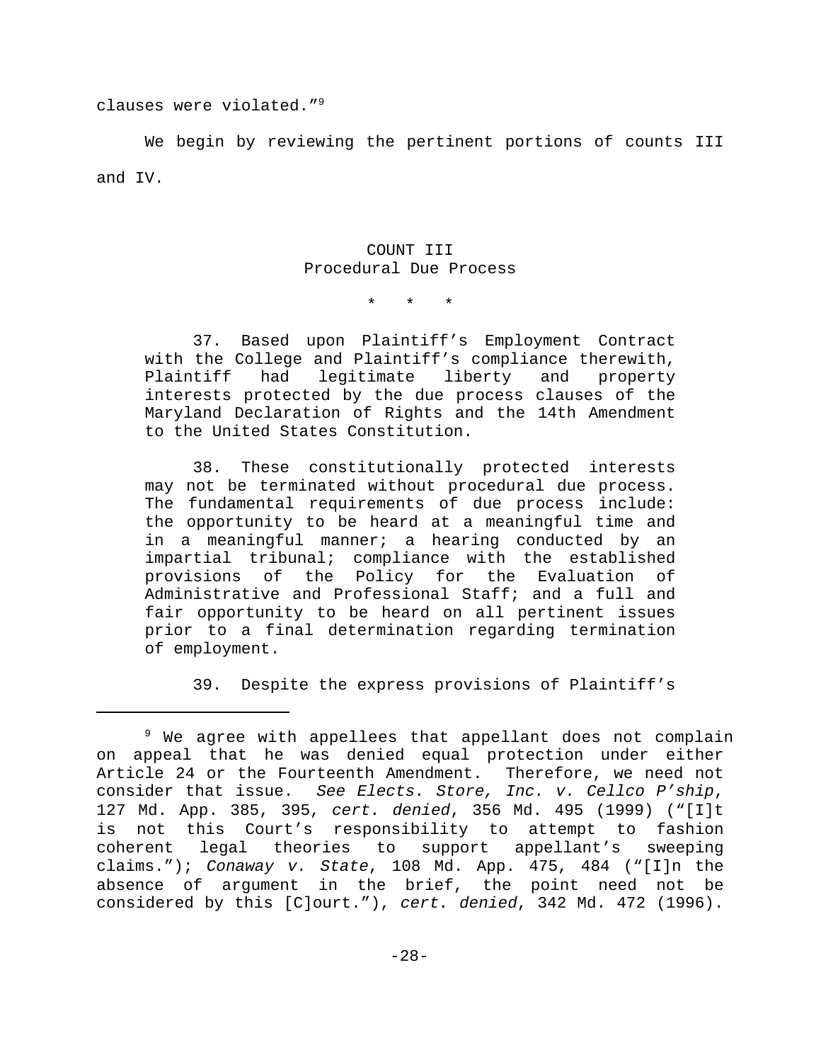clauses were violated."[9]

We begin by reviewing the pertinent portions of counts III and IV.

> COUNT III
> Procedural Due Process
>
> \* \* \*
>
> 37. Based upon Plaintiff's Employment Contract with the College and Plaintiff's compliance therewith, Plaintiff had legitimate liberty and property interests protected by the due process clauses of the Maryland Declaration of Rights and the 14th Amendment to the United States Constitution.
>
> 38. These constitutionally protected interests may not be terminated without procedural due process. The fundamental requirements of due process include: the opportunity to be heard at a meaningful time and in a meaningful manner; a hearing conducted by an impartial tribunal; compliance with the established provisions of the Policy for the Evaluation of Administrative and Professional Staff; and a full and fair opportunity to be heard on all pertinent issues prior to a final determination regarding termination of employment.
>
> 39. Despite the express provisions of Plaintiff's

---

[9] We agree with appellees that appellant does not complain on appeal that he was denied equal protection under either Article 24 or the Fourteenth Amendment. Therefore, we need not consider that issue. *See Elects. Store, Inc. v. Cellco P'ship*, 127 Md. App. 385, 395, *cert. denied*, 356 Md. 495 (1999) ("[I]t is not this Court's responsibility to attempt to fashion coherent legal theories to support appellant's sweeping claims."); *Conaway v. State*, 108 Md. App. 475, 484 ("[I]n the absence of argument in the brief, the point need not be considered by this [C]ourt."), *cert. denied*, 342 Md. 472 (1996).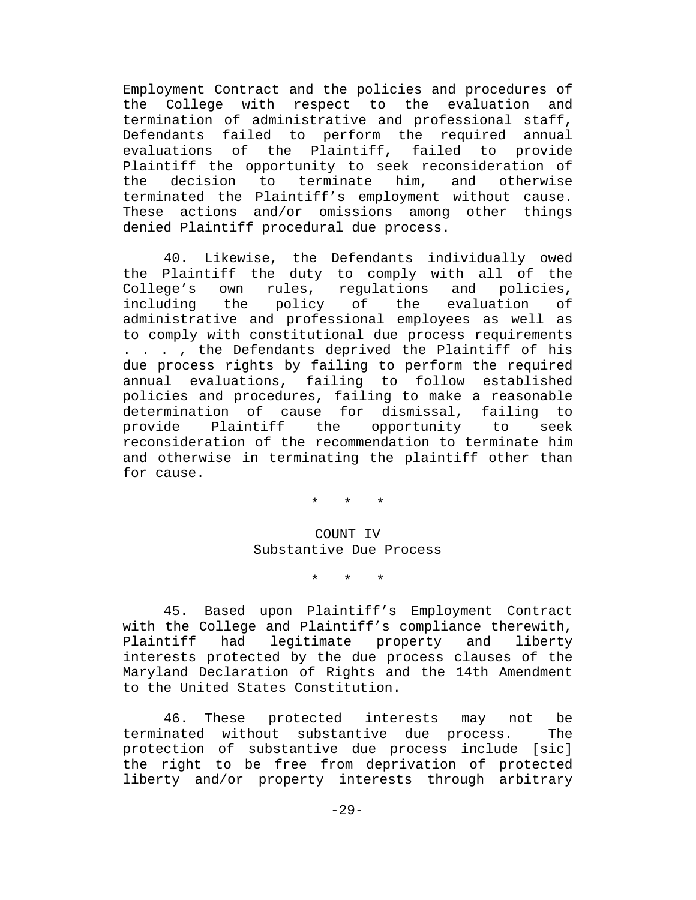Employment Contract and the policies and procedures of the College with respect to the evaluation and termination of administrative and professional staff, Defendants failed to perform the required annual evaluations of the Plaintiff, failed to provide Plaintiff the opportunity to seek reconsideration of the decision to terminate him, and otherwise terminated the Plaintiff's employment without cause. These actions and/or omissions among other things denied Plaintiff procedural due process.

40. Likewise, the Defendants individually owed the Plaintiff the duty to comply with all of the College's own rules, regulations and policies, including the policy of the evaluation of administrative and professional employees as well as to comply with constitutional due process requirements . . . , the Defendants deprived the Plaintiff of his due process rights by failing to perform the required annual evaluations, failing to follow established policies and procedures, failing to make a reasonable determination of cause for dismissal, failing to provide Plaintiff the opportunity to seek reconsideration of the recommendation to terminate him and otherwise in terminating the plaintiff other than for cause.

\* \* \*

COUNT IV
Substantive Due Process

\* \* \*

45. Based upon Plaintiff's Employment Contract with the College and Plaintiff's compliance therewith, Plaintiff had legitimate property and liberty interests protected by the due process clauses of the Maryland Declaration of Rights and the 14th Amendment to the United States Constitution.

46. These protected interests may not be terminated without substantive due process. The protection of substantive due process include [sic] the right to be free from deprivation of protected liberty and/or property interests through arbitrary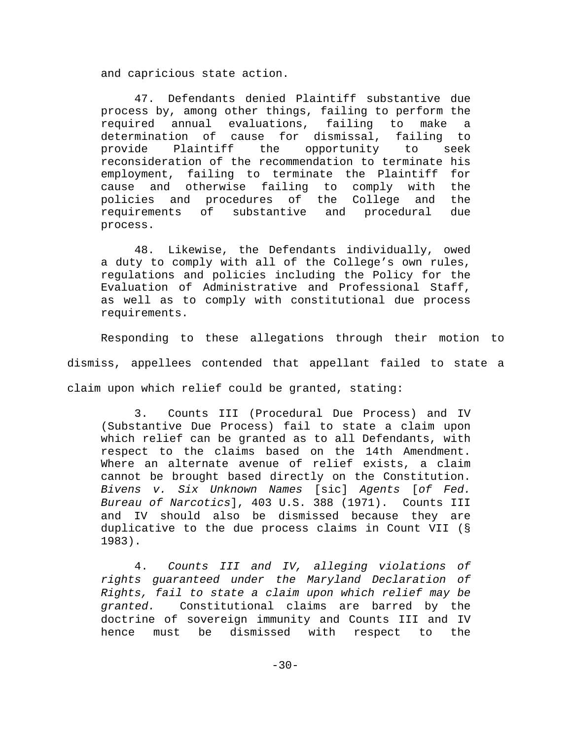and capricious state action.

> 47. Defendants denied Plaintiff substantive due process by, among other things, failing to perform the required annual evaluations, failing to make a determination of cause for dismissal, failing to provide Plaintiff the opportunity to seek reconsideration of the recommendation to terminate his employment, failing to terminate the Plaintiff for cause and otherwise failing to comply with the policies and procedures of the College and the requirements of substantive and procedural due process.
>
> 48. Likewise, the Defendants individually, owed a duty to comply with all of the College's own rules, regulations and policies including the Policy for the Evaluation of Administrative and Professional Staff, as well as to comply with constitutional due process requirements.

Responding to these allegations through their motion to dismiss, appellees contended that appellant failed to state a claim upon which relief could be granted, stating:

> 3. Counts III (Procedural Due Process) and IV (Substantive Due Process) fail to state a claim upon which relief can be granted as to all Defendants, with respect to the claims based on the 14th Amendment. Where an alternate avenue of relief exists, a claim cannot be brought based directly on the Constitution. *Bivens v. Six Unknown Names* [sic] *Agents* [*of Fed. Bureau of Narcotics*], 403 U.S. 388 (1971). Counts III and IV should also be dismissed because they are duplicative to the due process claims in Count VII (§ 1983).
>
> 4. *Counts III and IV, alleging violations of rights guaranteed under the Maryland Declaration of Rights, fail to state a claim upon which relief may be granted.* Constitutional claims are barred by the doctrine of sovereign immunity and Counts III and IV hence must be dismissed with respect to the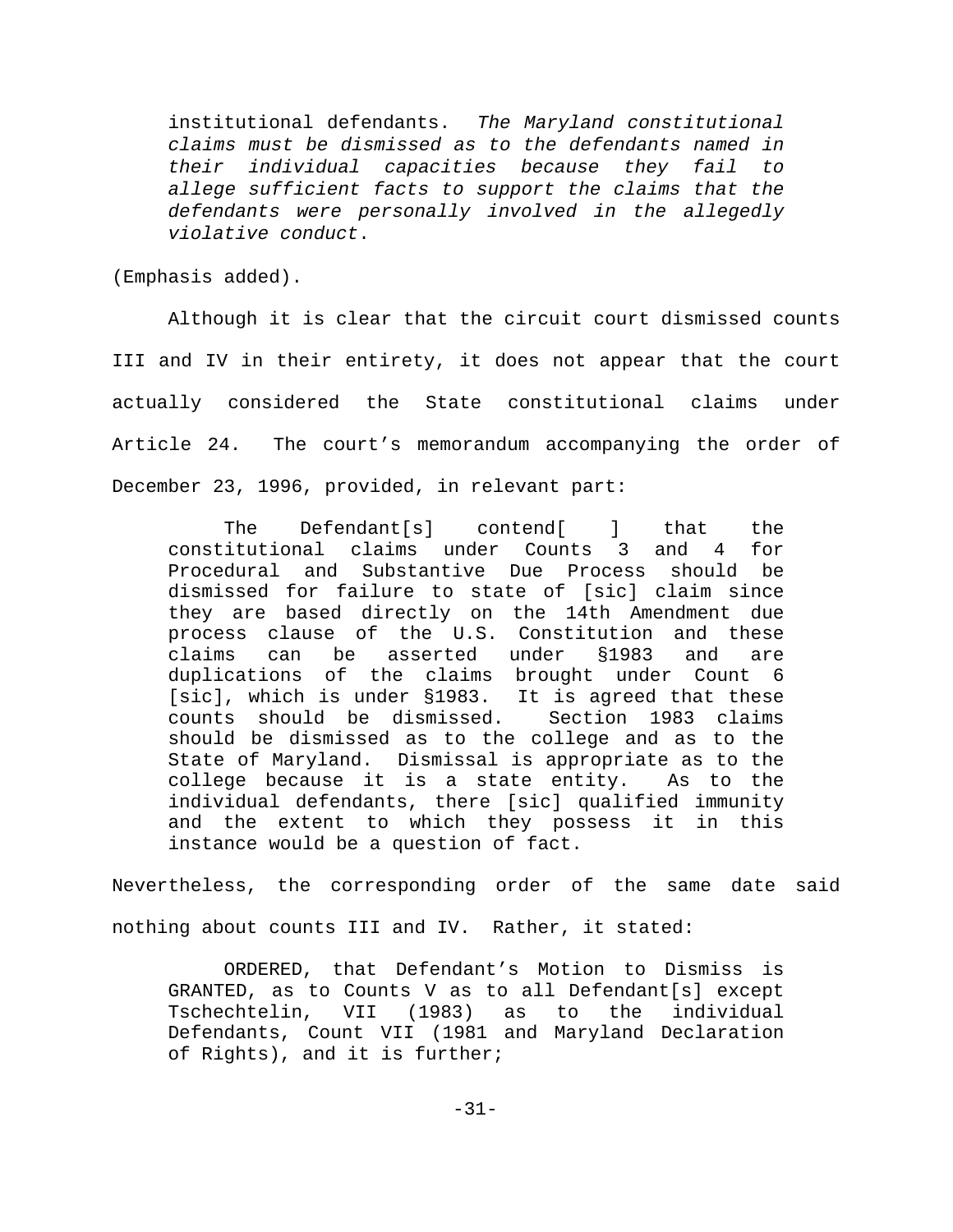> institutional defendants. *The Maryland constitutional claims must be dismissed as to the defendants named in their individual capacities because they fail to allege sufficient facts to support the claims that the defendants were personally involved in the allegedly violative conduct*.

(Emphasis added).

Although it is clear that the circuit court dismissed counts III and IV in their entirety, it does not appear that the court actually considered the State constitutional claims under Article 24. The court's memorandum accompanying the order of December 23, 1996, provided, in relevant part:

> The Defendant[s] contend[ ] that the constitutional claims under Counts 3 and 4 for Procedural and Substantive Due Process should be dismissed for failure to state of [sic] claim since they are based directly on the 14th Amendment due process clause of the U.S. Constitution and these claims can be asserted under §1983 and are duplications of the claims brought under Count 6 [sic], which is under §1983. It is agreed that these counts should be dismissed. Section 1983 claims should be dismissed as to the college and as to the State of Maryland. Dismissal is appropriate as to the college because it is a state entity. As to the individual defendants, there [sic] qualified immunity and the extent to which they possess it in this instance would be a question of fact.

Nevertheless, the corresponding order of the same date said nothing about counts III and IV. Rather, it stated:

> ORDERED, that Defendant's Motion to Dismiss is GRANTED, as to Counts V as to all Defendant[s] except Tschechtelin, VII (1983) as to the individual Defendants, Count VII (1981 and Maryland Declaration of Rights), and it is further;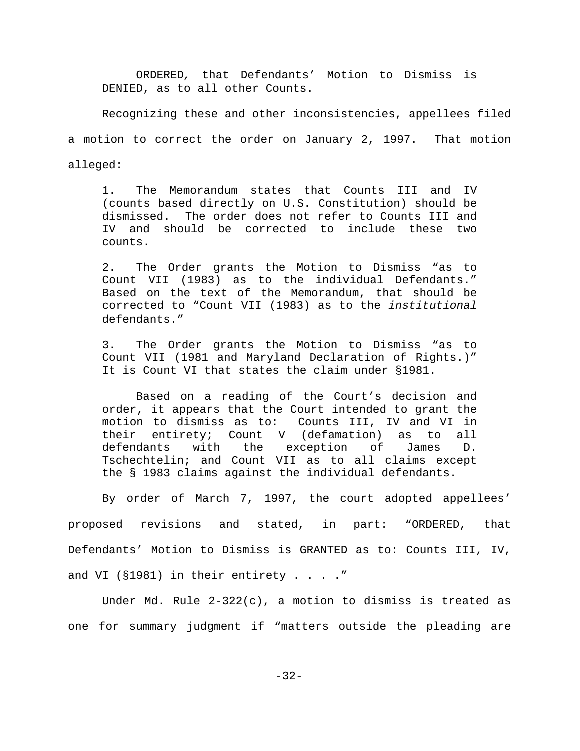> ORDERED*,* that Defendants' Motion to Dismiss is DENIED, as to all other Counts.

Recognizing these and other inconsistencies, appellees filed a motion to correct the order on January 2, 1997. That motion alleged:

> 1. The Memorandum states that Counts III and IV (counts based directly on U.S. Constitution) should be dismissed. The order does not refer to Counts III and IV and should be corrected to include these two counts.
>
> 2. The Order grants the Motion to Dismiss "as to Count VII (1983) as to the individual Defendants." Based on the text of the Memorandum, that should be corrected to "Count VII (1983) as to the *institutional* defendants."
>
> 3. The Order grants the Motion to Dismiss "as to Count VII (1981 and Maryland Declaration of Rights.)" It is Count VI that states the claim under §1981.
>
> Based on a reading of the Court's decision and order, it appears that the Court intended to grant the motion to dismiss as to: Counts III, IV and VI in their entirety; Count V (defamation) as to all defendants with the exception of James D. Tschechtelin; and Count VII as to all claims except the § 1983 claims against the individual defendants.

By order of March 7, 1997, the court adopted appellees' proposed revisions and stated, in part: "ORDERED, that Defendants' Motion to Dismiss is GRANTED as to: Counts III, IV, and VI (§1981) in their entirety . . . ."

Under Md. Rule 2-322(c), a motion to dismiss is treated as one for summary judgment if "matters outside the pleading are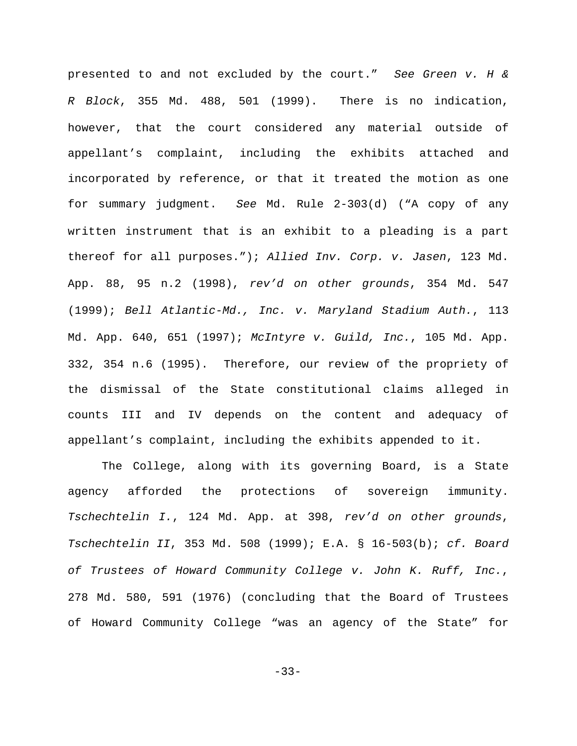presented to and not excluded by the court." *See Green v. H & R Block*, 355 Md. 488, 501 (1999). There is no indication, however, that the court considered any material outside of appellant's complaint, including the exhibits attached and incorporated by reference, or that it treated the motion as one for summary judgment. *See* Md. Rule 2-303(d) ("A copy of any written instrument that is an exhibit to a pleading is a part thereof for all purposes."); *Allied Inv. Corp. v. Jasen*, 123 Md. App. 88, 95 n.2 (1998), *rev'd on other grounds*, 354 Md. 547 (1999); *Bell Atlantic-Md., Inc. v. Maryland Stadium Auth.*, 113 Md. App. 640, 651 (1997); *McIntyre v. Guild, Inc.*, 105 Md. App. 332, 354 n.6 (1995). Therefore, our review of the propriety of the dismissal of the State constitutional claims alleged in counts III and IV depends on the content and adequacy of appellant's complaint, including the exhibits appended to it.

The College, along with its governing Board, is a State agency afforded the protections of sovereign immunity. *Tschechtelin I.*, 124 Md. App. at 398, *rev'd on other grounds*, *Tschechtelin II*, 353 Md. 508 (1999); E.A. § 16-503(b); *cf. Board of Trustees of Howard Community College v. John K. Ruff, Inc.*, 278 Md. 580, 591 (1976) (concluding that the Board of Trustees of Howard Community College "was an agency of the State" for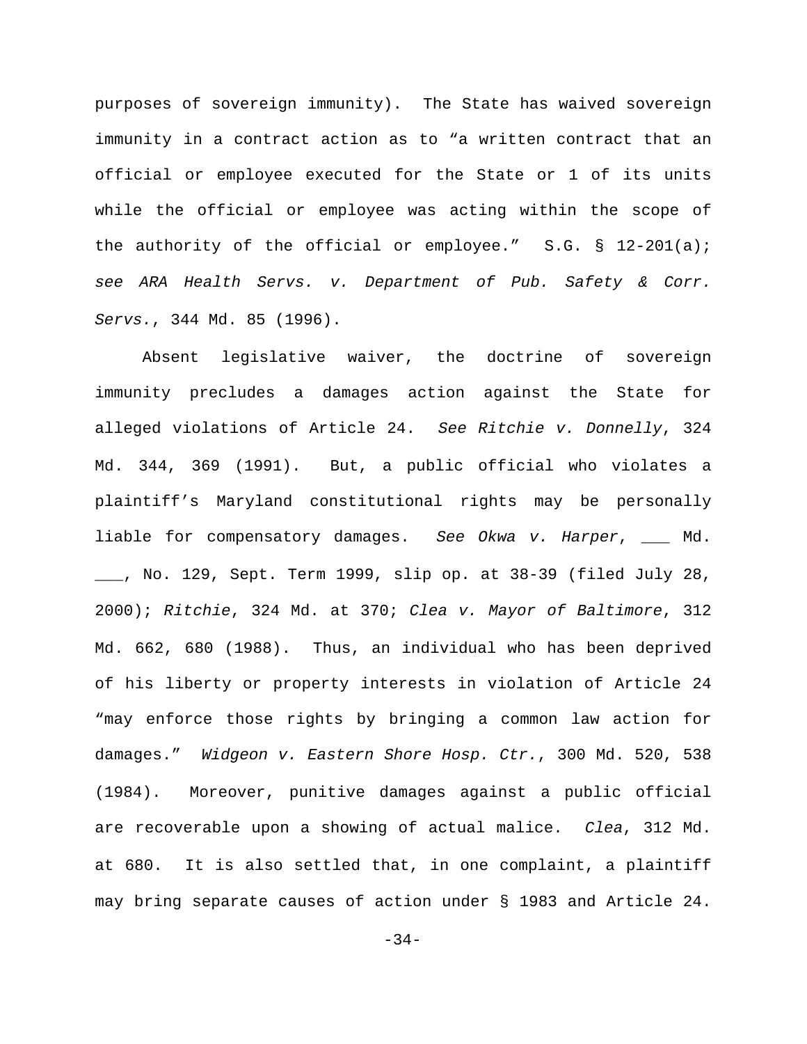purposes of sovereign immunity). The State has waived sovereign immunity in a contract action as to "a written contract that an official or employee executed for the State or 1 of its units while the official or employee was acting within the scope of the authority of the official or employee." S.G. § 12-201(a); *see ARA Health Servs. v. Department of Pub. Safety & Corr. Servs.*, 344 Md. 85 (1996).

Absent legislative waiver, the doctrine of sovereign immunity precludes a damages action against the State for alleged violations of Article 24. *See Ritchie v. Donnelly*, 324 Md. 344, 369 (1991). But, a public official who violates a plaintiff's Maryland constitutional rights may be personally liable for compensatory damages. *See Okwa v. Harper*, ___ Md. ___, No. 129, Sept. Term 1999, slip op. at 38-39 (filed July 28, 2000); *Ritchie*, 324 Md. at 370; *Clea v. Mayor of Baltimore*, 312 Md. 662, 680 (1988). Thus, an individual who has been deprived of his liberty or property interests in violation of Article 24 "may enforce those rights by bringing a common law action for damages." *Widgeon v. Eastern Shore Hosp. Ctr.*, 300 Md. 520, 538 (1984). Moreover, punitive damages against a public official are recoverable upon a showing of actual malice. *Clea*, 312 Md. at 680. It is also settled that, in one complaint, a plaintiff may bring separate causes of action under § 1983 and Article 24.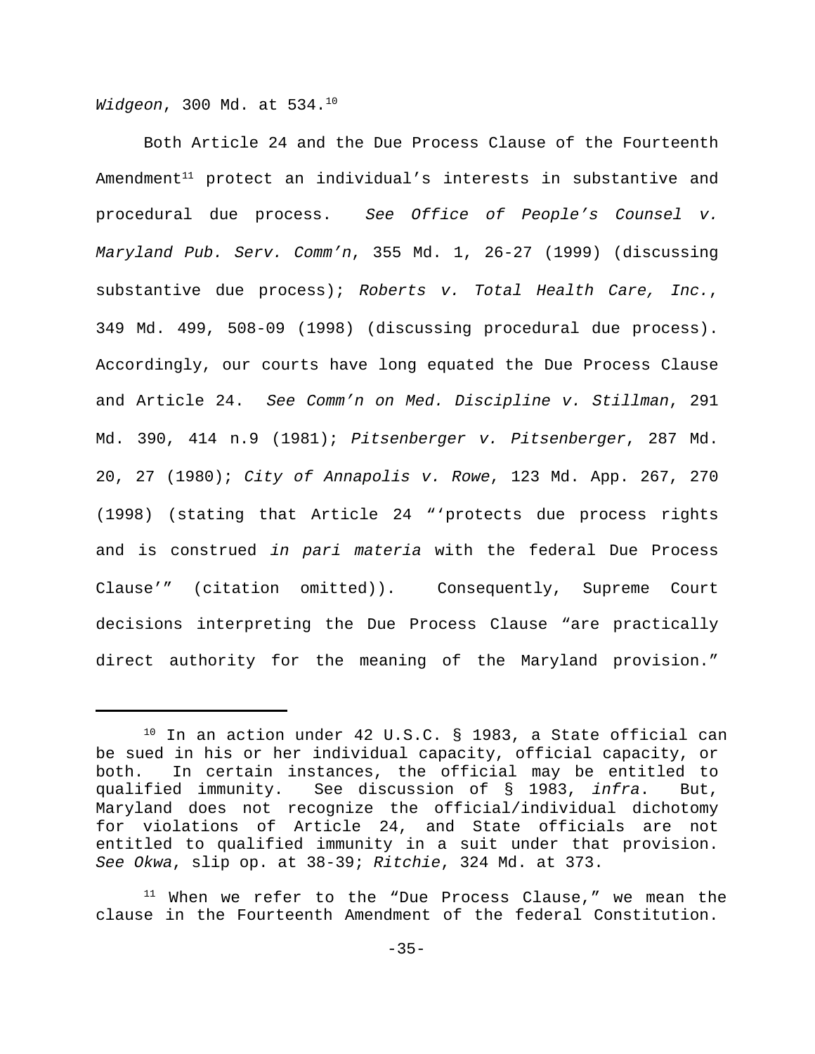*Widgeon*, 300 Md. at 534.[10]

Both Article 24 and the Due Process Clause of the Fourteenth Amendment[11] protect an individual's interests in substantive and procedural due process. *See Office of People's Counsel v. Maryland Pub. Serv. Comm'n*, 355 Md. 1, 26-27 (1999) (discussing substantive due process); *Roberts v. Total Health Care, Inc.*, 349 Md. 499, 508-09 (1998) (discussing procedural due process). Accordingly, our courts have long equated the Due Process Clause and Article 24. *See Comm'n on Med. Discipline v. Stillman*, 291 Md. 390, 414 n.9 (1981); *Pitsenberger v. Pitsenberger*, 287 Md. 20, 27 (1980); *City of Annapolis v. Rowe*, 123 Md. App. 267, 270 (1998) (stating that Article 24 "'protects due process rights and is construed *in pari materia* with the federal Due Process Clause'" (citation omitted)). Consequently, Supreme Court decisions interpreting the Due Process Clause "are practically direct authority for the meaning of the Maryland provision."

---

[10] In an action under 42 U.S.C. § 1983, a State official can be sued in his or her individual capacity, official capacity, or both. In certain instances, the official may be entitled to qualified immunity. See discussion of § 1983, *infra*. But, Maryland does not recognize the official/individual dichotomy for violations of Article 24, and State officials are not entitled to qualified immunity in a suit under that provision. *See Okwa*, slip op. at 38-39; *Ritchie*, 324 Md. at 373.

[11] When we refer to the "Due Process Clause," we mean the clause in the Fourteenth Amendment of the federal Constitution.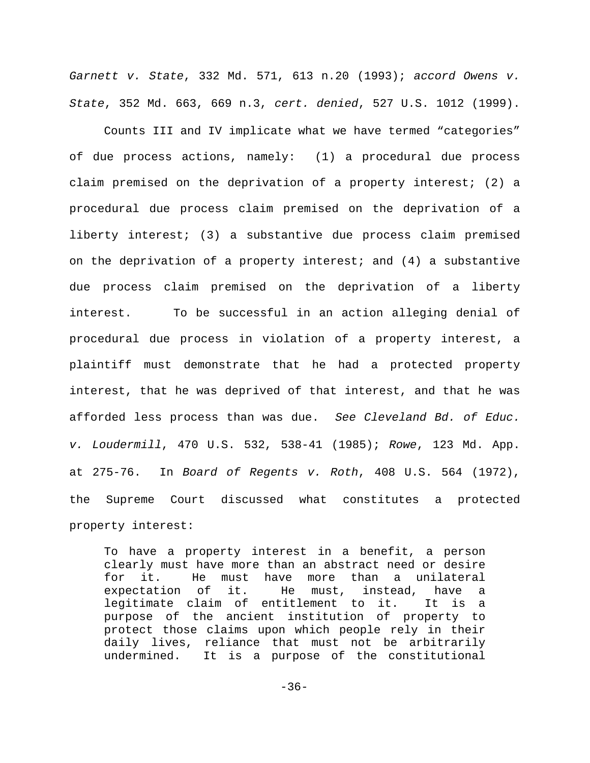*Garnett v. State*, 332 Md. 571, 613 n.20 (1993); *accord Owens v. State*, 352 Md. 663, 669 n.3, *cert. denied*, 527 U.S. 1012 (1999).

Counts III and IV implicate what we have termed "categories" of due process actions, namely: (1) a procedural due process claim premised on the deprivation of a property interest; (2) a procedural due process claim premised on the deprivation of a liberty interest; (3) a substantive due process claim premised on the deprivation of a property interest; and (4) a substantive due process claim premised on the deprivation of a liberty interest. To be successful in an action alleging denial of procedural due process in violation of a property interest, a plaintiff must demonstrate that he had a protected property interest, that he was deprived of that interest, and that he was afforded less process than was due. *See Cleveland Bd. of Educ. v. Loudermill*, 470 U.S. 532, 538-41 (1985); *Rowe*, 123 Md. App. at 275-76. In *Board of Regents v. Roth*, 408 U.S. 564 (1972), the Supreme Court discussed what constitutes a protected property interest:

> To have a property interest in a benefit, a person clearly must have more than an abstract need or desire for it. He must have more than a unilateral expectation of it. He must, instead, have a legitimate claim of entitlement to it. It is a purpose of the ancient institution of property to protect those claims upon which people rely in their daily lives, reliance that must not be arbitrarily undermined. It is a purpose of the constitutional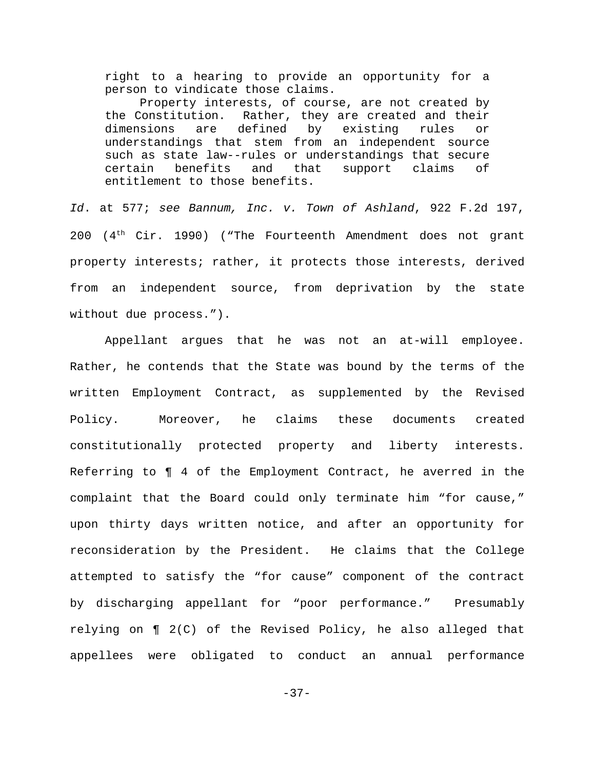> right to a hearing to provide an opportunity for a person to vindicate those claims.
>
> Property interests, of course, are not created by the Constitution. Rather, they are created and their dimensions are defined by existing rules or understandings that stem from an independent source such as state law--rules or understandings that secure certain benefits and that support claims of entitlement to those benefits.

*Id*. at 577; *see Bannum, Inc. v. Town of Ashland*, 922 F.2d 197, 200 (4th Cir. 1990) ("The Fourteenth Amendment does not grant property interests; rather, it protects those interests, derived from an independent source, from deprivation by the state without due process.").

Appellant argues that he was not an at-will employee. Rather, he contends that the State was bound by the terms of the written Employment Contract, as supplemented by the Revised Policy. Moreover, he claims these documents created constitutionally protected property and liberty interests. Referring to ¶ 4 of the Employment Contract, he averred in the complaint that the Board could only terminate him "for cause," upon thirty days written notice, and after an opportunity for reconsideration by the President. He claims that the College attempted to satisfy the "for cause" component of the contract by discharging appellant for "poor performance." Presumably relying on ¶ 2(C) of the Revised Policy, he also alleged that appellees were obligated to conduct an annual performance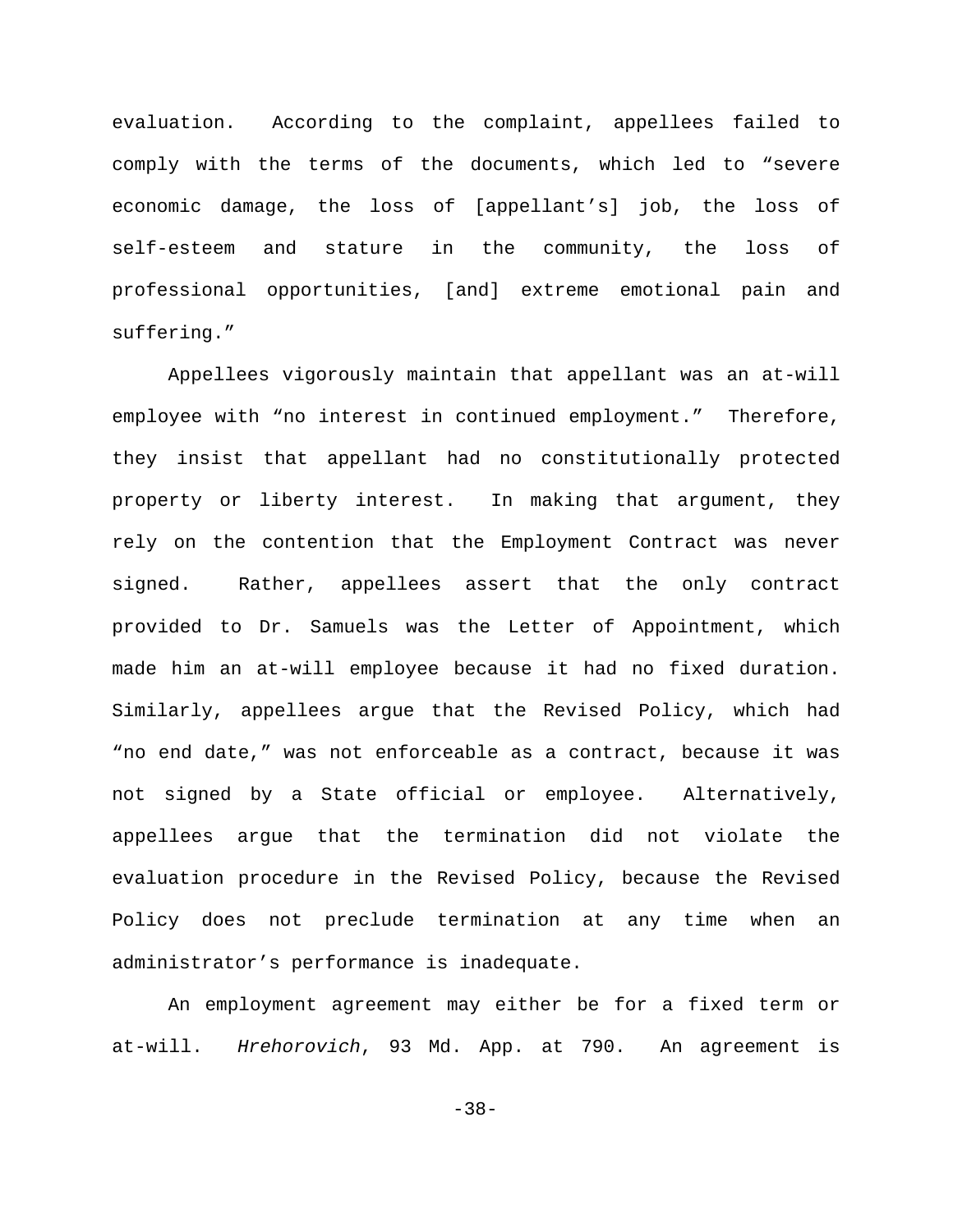evaluation. According to the complaint, appellees failed to comply with the terms of the documents, which led to "severe economic damage, the loss of [appellant's] job, the loss of self-esteem and stature in the community, the loss of professional opportunities, [and] extreme emotional pain and suffering."

Appellees vigorously maintain that appellant was an at-will employee with "no interest in continued employment." Therefore, they insist that appellant had no constitutionally protected property or liberty interest. In making that argument, they rely on the contention that the Employment Contract was never signed. Rather, appellees assert that the only contract provided to Dr. Samuels was the Letter of Appointment, which made him an at-will employee because it had no fixed duration. Similarly, appellees argue that the Revised Policy, which had "no end date," was not enforceable as a contract, because it was not signed by a State official or employee. Alternatively, appellees argue that the termination did not violate the evaluation procedure in the Revised Policy, because the Revised Policy does not preclude termination at any time when an administrator's performance is inadequate.

An employment agreement may either be for a fixed term or at-will. *Hrehorovich*, 93 Md. App. at 790. An agreement is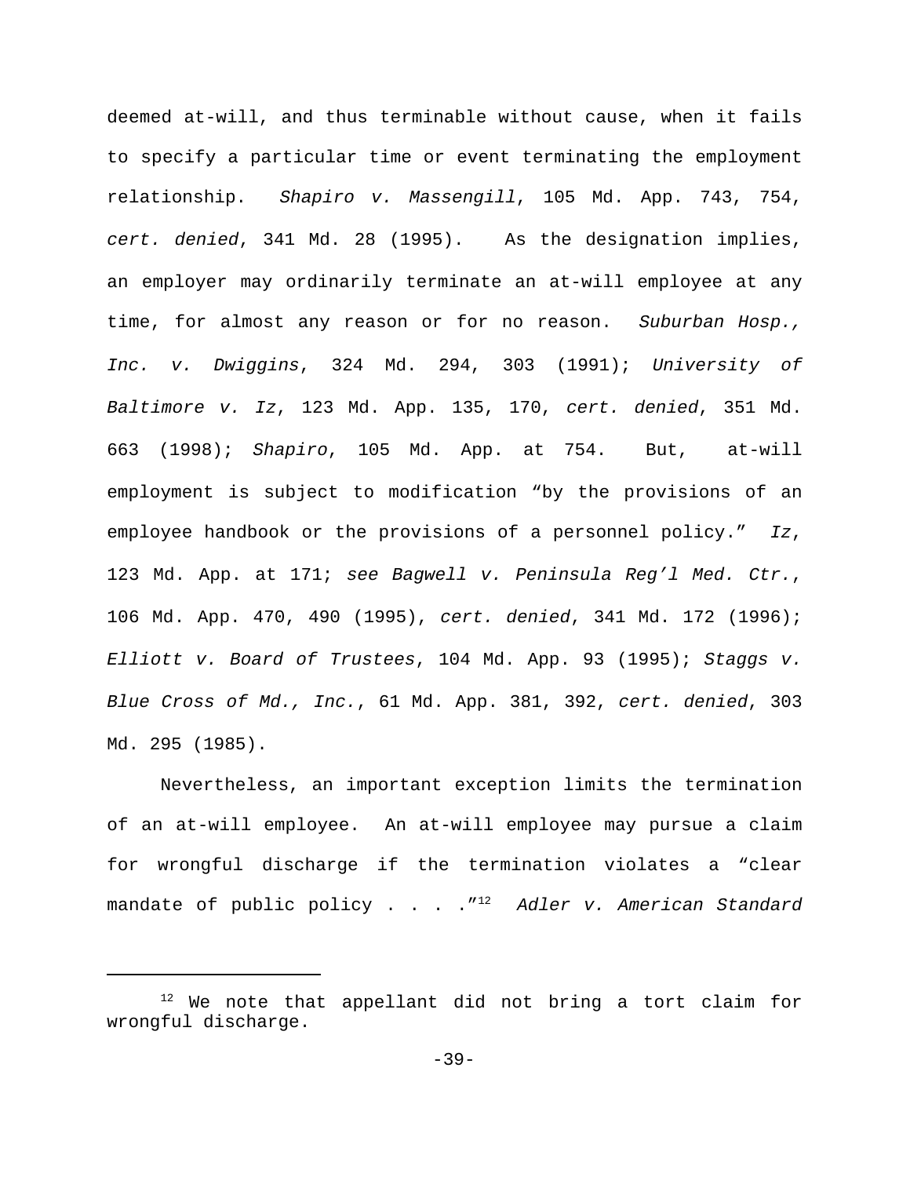deemed at-will, and thus terminable without cause, when it fails to specify a particular time or event terminating the employment relationship. *Shapiro v. Massengill*, 105 Md. App. 743, 754, *cert. denied*, 341 Md. 28 (1995). As the designation implies, an employer may ordinarily terminate an at-will employee at any time, for almost any reason or for no reason. *Suburban Hosp., Inc. v. Dwiggins*, 324 Md. 294, 303 (1991); *University of Baltimore v. Iz*, 123 Md. App. 135, 170, *cert. denied*, 351 Md. 663 (1998); *Shapiro*, 105 Md. App. at 754. But, at-will employment is subject to modification "by the provisions of an employee handbook or the provisions of a personnel policy." *Iz*, 123 Md. App. at 171; *see Bagwell v. Peninsula Reg'l Med. Ctr.*, 106 Md. App. 470, 490 (1995), *cert. denied*, 341 Md. 172 (1996); *Elliott v. Board of Trustees*, 104 Md. App. 93 (1995); *Staggs v. Blue Cross of Md., Inc.*, 61 Md. App. 381, 392, *cert. denied*, 303 Md. 295 (1985).

Nevertheless, an important exception limits the termination of an at-will employee. An at-will employee may pursue a claim for wrongful discharge if the termination violates a "clear mandate of public policy . . . ."[12] *Adler v. American Standard*

---

[12] We note that appellant did not bring a tort claim for wrongful discharge.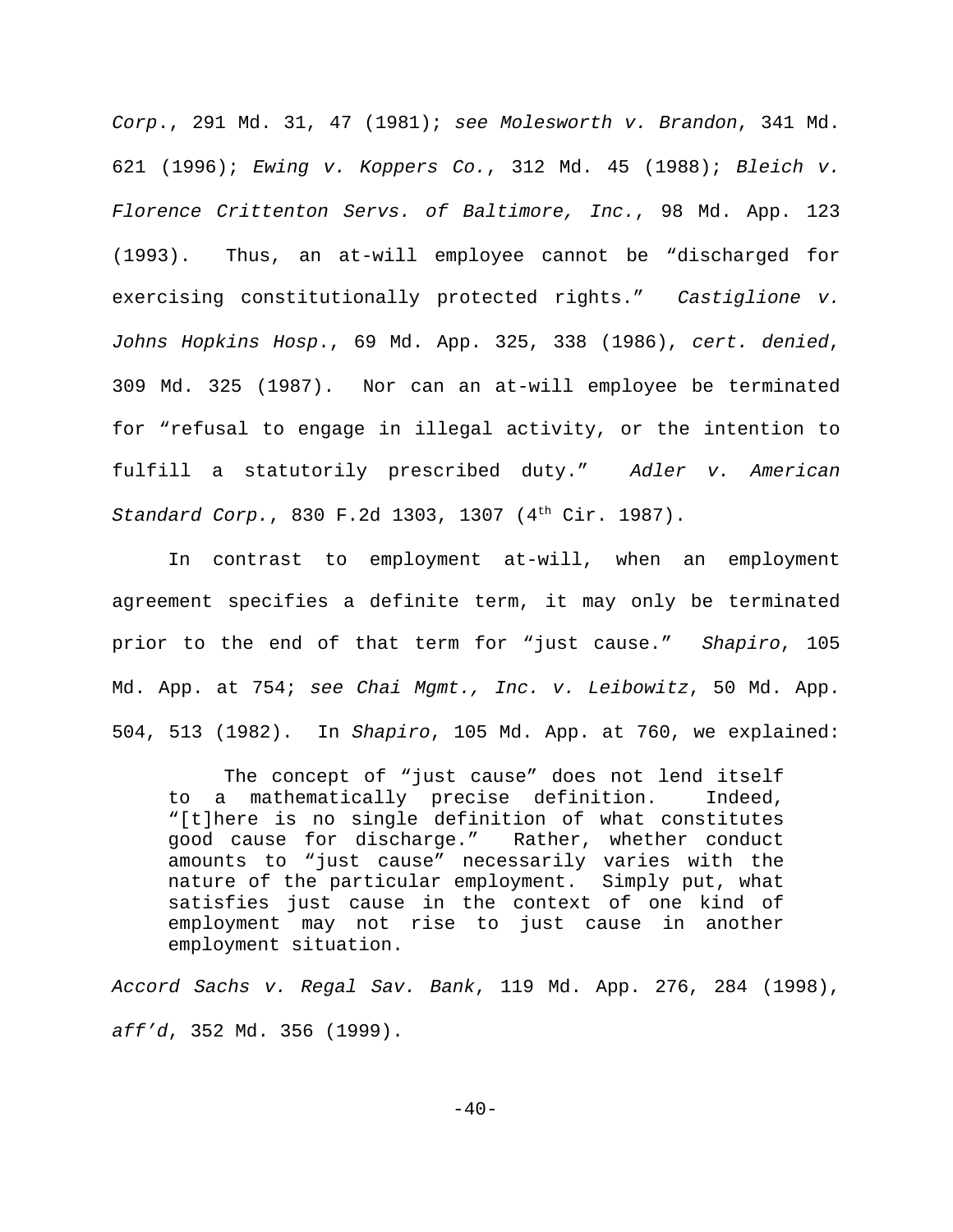*Corp.*, 291 Md. 31, 47 (1981); *see Molesworth v. Brandon*, 341 Md. 621 (1996); *Ewing v. Koppers Co.*, 312 Md. 45 (1988); *Bleich v. Florence Crittenton Servs. of Baltimore, Inc.*, 98 Md. App. 123 (1993). Thus, an at-will employee cannot be "discharged for exercising constitutionally protected rights." *Castiglione v. Johns Hopkins Hosp.*, 69 Md. App. 325, 338 (1986), *cert. denied*, 309 Md. 325 (1987). Nor can an at-will employee be terminated for "refusal to engage in illegal activity, or the intention to fulfill a statutorily prescribed duty." *Adler v. American Standard Corp.*, 830 F.2d 1303, 1307 (4th Cir. 1987).

In contrast to employment at-will, when an employment agreement specifies a definite term, it may only be terminated prior to the end of that term for "just cause." *Shapiro*, 105 Md. App. at 754; *see Chai Mgmt., Inc. v. Leibowitz*, 50 Md. App. 504, 513 (1982). In *Shapiro*, 105 Md. App. at 760, we explained:

> The concept of "just cause" does not lend itself to a mathematically precise definition. Indeed, "[t]here is no single definition of what constitutes good cause for discharge." Rather, whether conduct amounts to "just cause" necessarily varies with the nature of the particular employment. Simply put, what satisfies just cause in the context of one kind of employment may not rise to just cause in another employment situation.

*Accord Sachs v. Regal Sav. Bank*, 119 Md. App. 276, 284 (1998), *aff'd*, 352 Md. 356 (1999).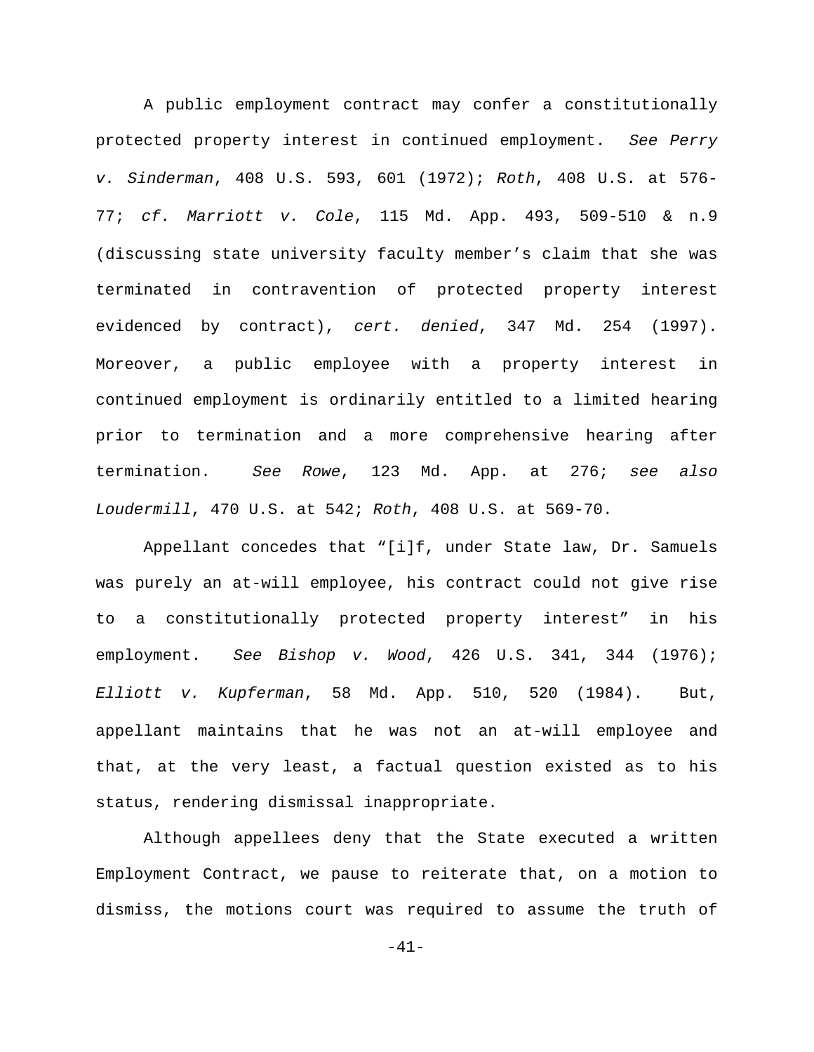A public employment contract may confer a constitutionally protected property interest in continued employment. *See Perry v. Sinderman*, 408 U.S. 593, 601 (1972); *Roth*, 408 U.S. at 576-77; *cf. Marriott v. Cole*, 115 Md. App. 493, 509-510 & n.9 (discussing state university faculty member's claim that she was terminated in contravention of protected property interest evidenced by contract), *cert. denied*, 347 Md. 254 (1997). Moreover, a public employee with a property interest in continued employment is ordinarily entitled to a limited hearing prior to termination and a more comprehensive hearing after termination. *See Rowe*, 123 Md. App. at 276; *see also Loudermill*, 470 U.S. at 542; *Roth*, 408 U.S. at 569-70.

Appellant concedes that "[i]f, under State law, Dr. Samuels was purely an at-will employee, his contract could not give rise to a constitutionally protected property interest" in his employment. *See Bishop v. Wood*, 426 U.S. 341, 344 (1976); *Elliott v. Kupferman*, 58 Md. App. 510, 520 (1984). But, appellant maintains that he was not an at-will employee and that, at the very least, a factual question existed as to his status, rendering dismissal inappropriate.

Although appellees deny that the State executed a written Employment Contract, we pause to reiterate that, on a motion to dismiss, the motions court was required to assume the truth of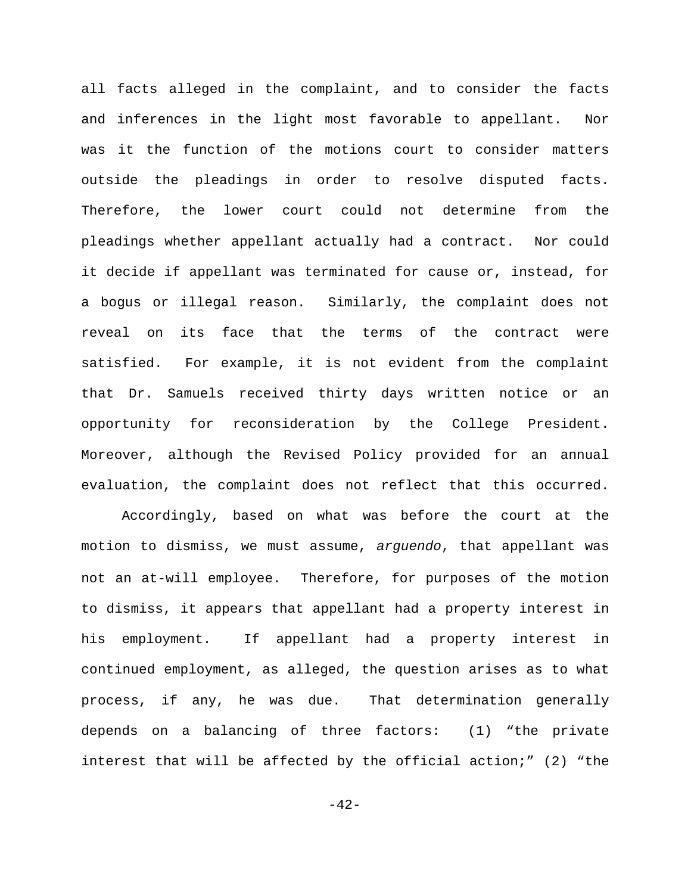all facts alleged in the complaint, and to consider the facts and inferences in the light most favorable to appellant. Nor was it the function of the motions court to consider matters outside the pleadings in order to resolve disputed facts. Therefore, the lower court could not determine from the pleadings whether appellant actually had a contract. Nor could it decide if appellant was terminated for cause or, instead, for a bogus or illegal reason. Similarly, the complaint does not reveal on its face that the terms of the contract were satisfied. For example, it is not evident from the complaint that Dr. Samuels received thirty days written notice or an opportunity for reconsideration by the College President. Moreover, although the Revised Policy provided for an annual evaluation, the complaint does not reflect that this occurred.

Accordingly, based on what was before the court at the motion to dismiss, we must assume, *arguendo*, that appellant was not an at-will employee. Therefore, for purposes of the motion to dismiss, it appears that appellant had a property interest in his employment. If appellant had a property interest in continued employment, as alleged, the question arises as to what process, if any, he was due. That determination generally depends on a balancing of three factors: (1) "the private interest that will be affected by the official action;" (2) "the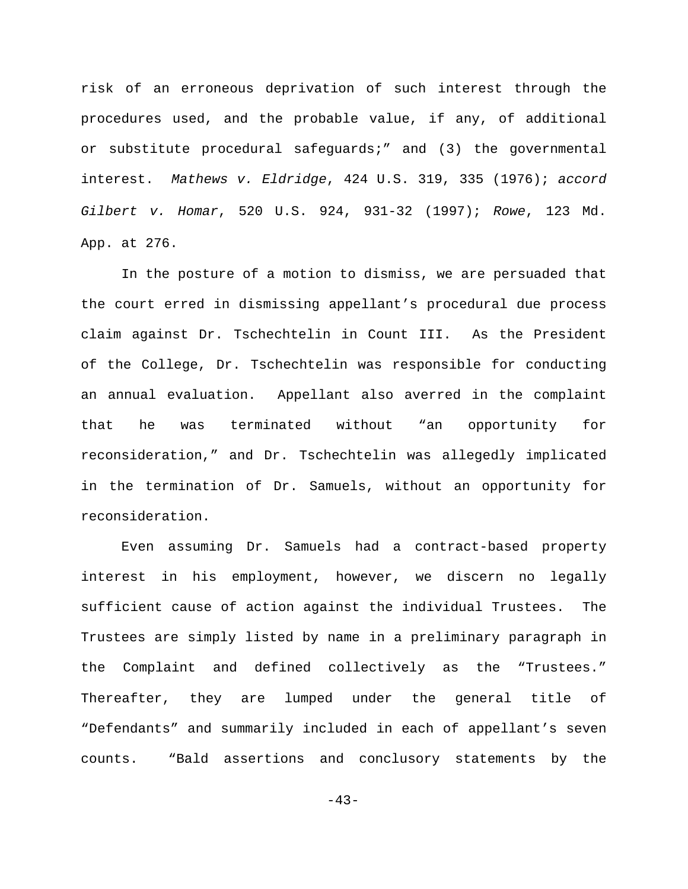risk of an erroneous deprivation of such interest through the procedures used, and the probable value, if any, of additional or substitute procedural safeguards;" and (3) the governmental interest. *Mathews v. Eldridge*, 424 U.S. 319, 335 (1976); *accord Gilbert v. Homar*, 520 U.S. 924, 931-32 (1997); *Rowe*, 123 Md. App. at 276.

In the posture of a motion to dismiss, we are persuaded that the court erred in dismissing appellant's procedural due process claim against Dr. Tschechtelin in Count III. As the President of the College, Dr. Tschechtelin was responsible for conducting an annual evaluation. Appellant also averred in the complaint that he was terminated without "an opportunity for reconsideration," and Dr. Tschechtelin was allegedly implicated in the termination of Dr. Samuels, without an opportunity for reconsideration.

Even assuming Dr. Samuels had a contract-based property interest in his employment, however, we discern no legally sufficient cause of action against the individual Trustees. The Trustees are simply listed by name in a preliminary paragraph in the Complaint and defined collectively as the "Trustees." Thereafter, they are lumped under the general title of "Defendants" and summarily included in each of appellant's seven counts. "Bald assertions and conclusory statements by the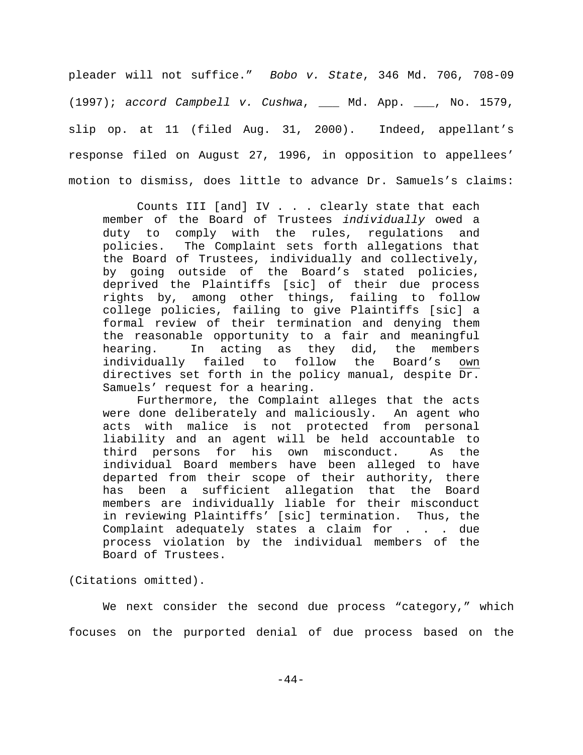pleader will not suffice." *Bobo v. State*, 346 Md. 706, 708-09 (1997); *accord Campbell v. Cushwa*, ___ Md. App. ___, No. 1579, slip op. at 11 (filed Aug. 31, 2000). Indeed, appellant's response filed on August 27, 1996, in opposition to appellees' motion to dismiss, does little to advance Dr. Samuels's claims:

> Counts III [and] IV . . . clearly state that each member of the Board of Trustees *individually* owed a duty to comply with the rules, regulations and policies. The Complaint sets forth allegations that the Board of Trustees, individually and collectively, by going outside of the Board's stated policies, deprived the Plaintiffs [sic] of their due process rights by, among other things, failing to follow college policies, failing to give Plaintiffs [sic] a formal review of their termination and denying them the reasonable opportunity to a fair and meaningful hearing. In acting as they did, the members individually failed to follow the Board's <u>own</u> directives set forth in the policy manual, despite Dr. Samuels' request for a hearing.
>
> Furthermore, the Complaint alleges that the acts were done deliberately and maliciously. An agent who acts with malice is not protected from personal liability and an agent will be held accountable to third persons for his own misconduct. As the individual Board members have been alleged to have departed from their scope of their authority, there has been a sufficient allegation that the Board members are individually liable for their misconduct in reviewing Plaintiffs' [sic] termination. Thus, the Complaint adequately states a claim for . . . due process violation by the individual members of the Board of Trustees.

(Citations omitted).

We next consider the second due process "category," which focuses on the purported denial of due process based on the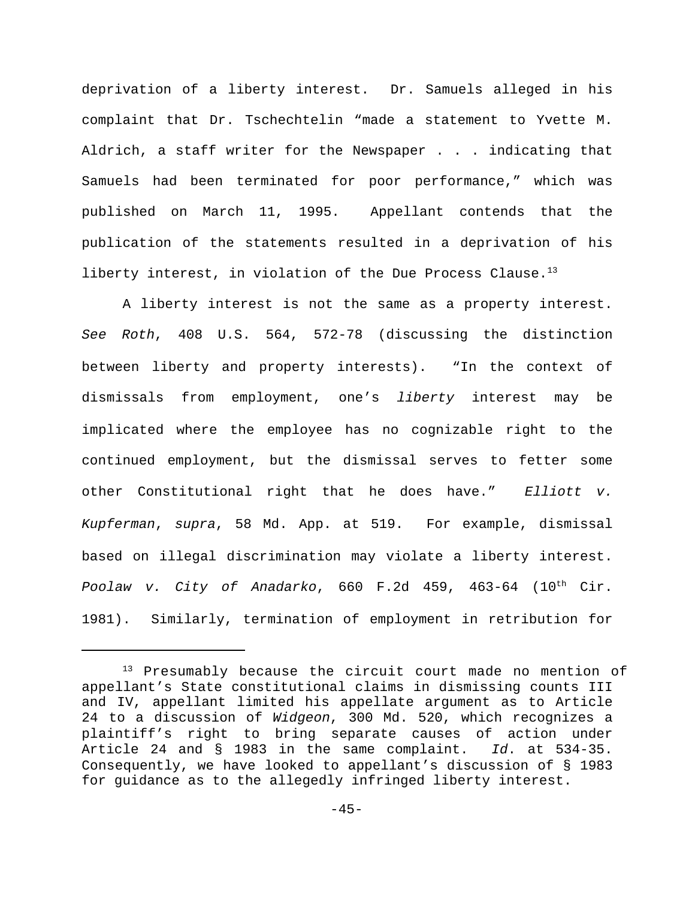deprivation of a liberty interest. Dr. Samuels alleged in his complaint that Dr. Tschechtelin "made a statement to Yvette M. Aldrich, a staff writer for the Newspaper . . . indicating that Samuels had been terminated for poor performance," which was published on March 11, 1995. Appellant contends that the publication of the statements resulted in a deprivation of his liberty interest, in violation of the Due Process Clause.[13]

A liberty interest is not the same as a property interest. *See Roth*, 408 U.S. 564, 572-78 (discussing the distinction between liberty and property interests). "In the context of dismissals from employment, one's *liberty* interest may be implicated where the employee has no cognizable right to the continued employment, but the dismissal serves to fetter some other Constitutional right that he does have." *Elliott v. Kupferman*, *supra*, 58 Md. App. at 519. For example, dismissal based on illegal discrimination may violate a liberty interest. *Poolaw v. City of Anadarko*, 660 F.2d 459, 463-64 (10th Cir. 1981). Similarly, termination of employment in retribution for

---

[13] Presumably because the circuit court made no mention of appellant's State constitutional claims in dismissing counts III and IV, appellant limited his appellate argument as to Article 24 to a discussion of *Widgeon*, 300 Md. 520, which recognizes a plaintiff's right to bring separate causes of action under Article 24 and § 1983 in the same complaint. *Id*. at 534-35. Consequently, we have looked to appellant's discussion of § 1983 for guidance as to the allegedly infringed liberty interest.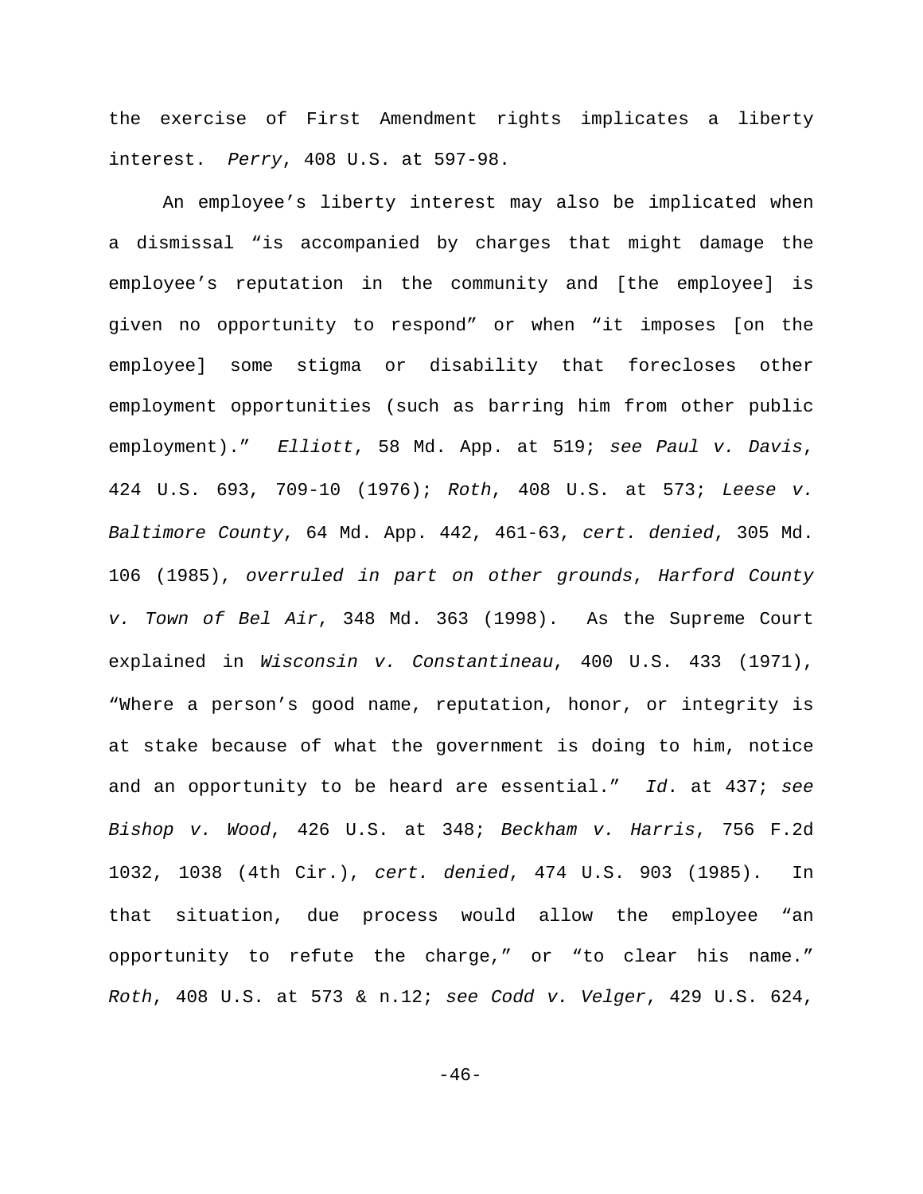the exercise of First Amendment rights implicates a liberty interest. *Perry*, 408 U.S. at 597-98.

An employee's liberty interest may also be implicated when a dismissal "is accompanied by charges that might damage the employee's reputation in the community and [the employee] is given no opportunity to respond" or when "it imposes [on the employee] some stigma or disability that forecloses other employment opportunities (such as barring him from other public employment)." *Elliott*, 58 Md. App. at 519; *see Paul v. Davis*, 424 U.S. 693, 709-10 (1976); *Roth*, 408 U.S. at 573; *Leese v. Baltimore County*, 64 Md. App. 442, 461-63, *cert. denied*, 305 Md. 106 (1985), *overruled in part on other grounds*, *Harford County v. Town of Bel Air*, 348 Md. 363 (1998). As the Supreme Court explained in *Wisconsin v. Constantineau*, 400 U.S. 433 (1971), "Where a person's good name, reputation, honor, or integrity is at stake because of what the government is doing to him, notice and an opportunity to be heard are essential." *Id*. at 437; *see Bishop v. Wood*, 426 U.S. at 348; *Beckham v. Harris*, 756 F.2d 1032, 1038 (4th Cir.), *cert. denied*, 474 U.S. 903 (1985). In that situation, due process would allow the employee "an opportunity to refute the charge," or "to clear his name." *Roth*, 408 U.S. at 573 & n.12; *see Codd v. Velger*, 429 U.S. 624,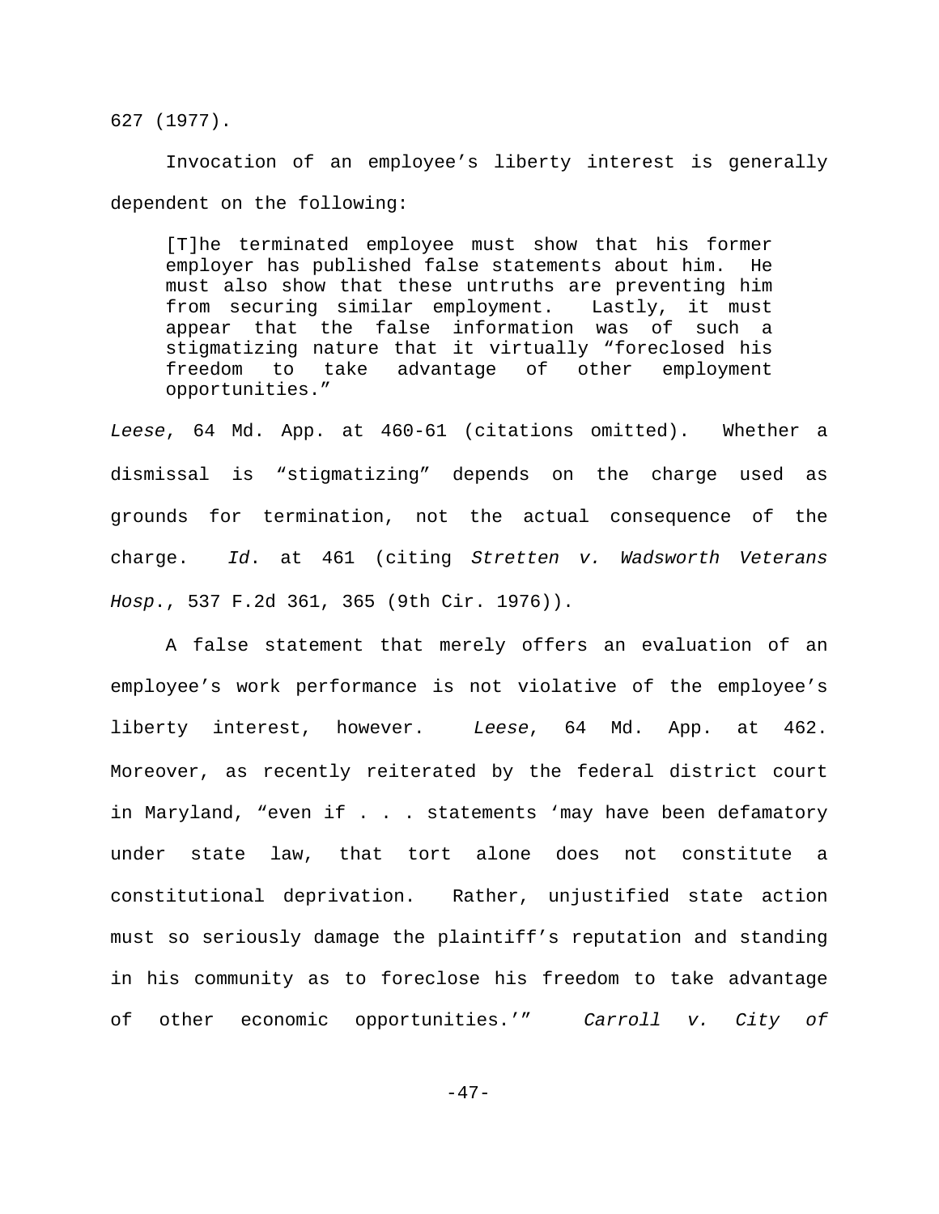627 (1977).

Invocation of an employee's liberty interest is generally dependent on the following:

> [T]he terminated employee must show that his former employer has published false statements about him. He must also show that these untruths are preventing him from securing similar employment. Lastly, it must appear that the false information was of such a stigmatizing nature that it virtually "foreclosed his freedom to take advantage of other employment opportunities."

*Leese*, 64 Md. App. at 460-61 (citations omitted). Whether a dismissal is "stigmatizing" depends on the charge used as grounds for termination, not the actual consequence of the charge. *Id*. at 461 (citing *Stretten v. Wadsworth Veterans Hosp*., 537 F.2d 361, 365 (9th Cir. 1976)).

A false statement that merely offers an evaluation of an employee's work performance is not violative of the employee's liberty interest, however. *Leese*, 64 Md. App. at 462. Moreover, as recently reiterated by the federal district court in Maryland, "even if . . . statements 'may have been defamatory under state law, that tort alone does not constitute a constitutional deprivation. Rather, unjustified state action must so seriously damage the plaintiff's reputation and standing in his community as to foreclose his freedom to take advantage of other economic opportunities.'" *Carroll v. City of*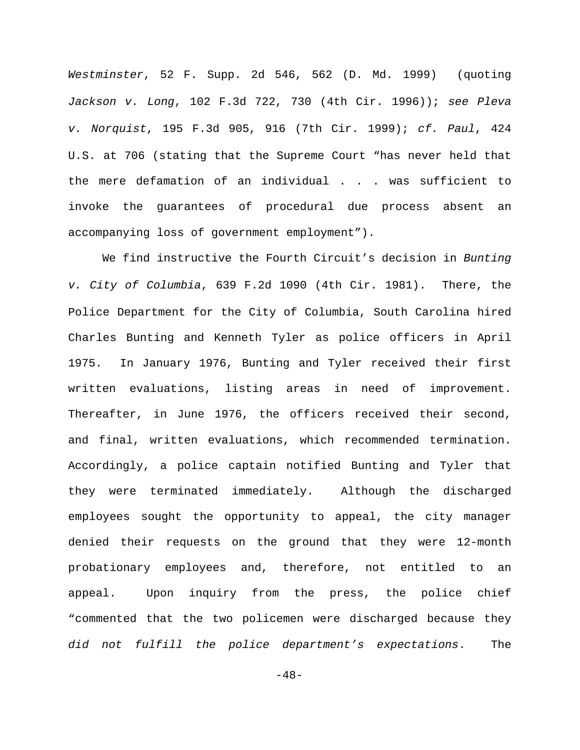*Westminster*, 52 F. Supp. 2d 546, 562 (D. Md. 1999) (quoting *Jackson v. Long*, 102 F.3d 722, 730 (4th Cir. 1996)); *see Pleva v. Norquist*, 195 F.3d 905, 916 (7th Cir. 1999); *cf. Paul*, 424 U.S. at 706 (stating that the Supreme Court "has never held that the mere defamation of an individual . . . was sufficient to invoke the guarantees of procedural due process absent an accompanying loss of government employment").

We find instructive the Fourth Circuit's decision in *Bunting v. City of Columbia*, 639 F.2d 1090 (4th Cir. 1981). There, the Police Department for the City of Columbia, South Carolina hired Charles Bunting and Kenneth Tyler as police officers in April 1975. In January 1976, Bunting and Tyler received their first written evaluations, listing areas in need of improvement. Thereafter, in June 1976, the officers received their second, and final, written evaluations, which recommended termination. Accordingly, a police captain notified Bunting and Tyler that they were terminated immediately. Although the discharged employees sought the opportunity to appeal, the city manager denied their requests on the ground that they were 12-month probationary employees and, therefore, not entitled to an appeal. Upon inquiry from the press, the police chief "commented that the two policemen were discharged because they *did not fulfill the police department's expectations*. The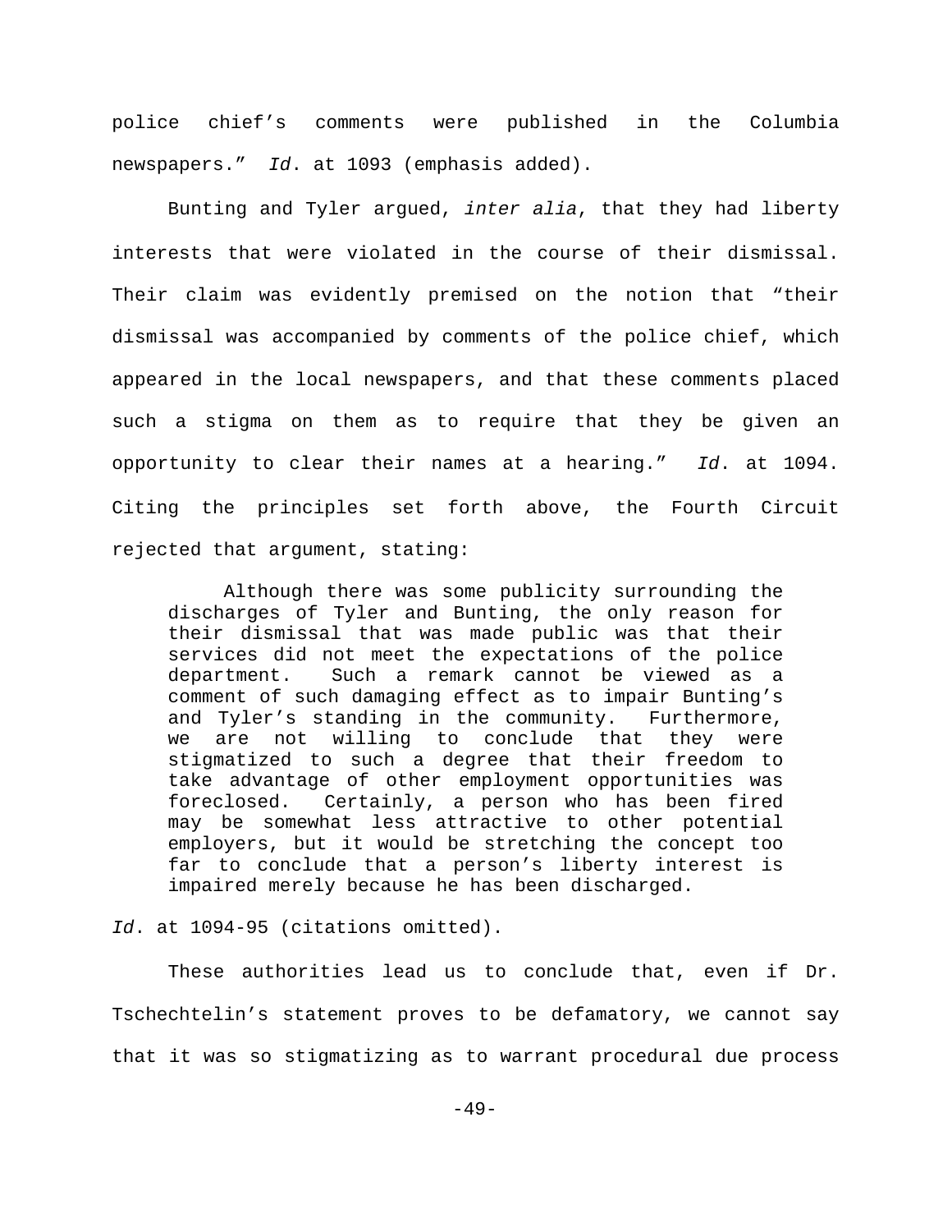police chief's comments were published in the Columbia newspapers." *Id*. at 1093 (emphasis added).

Bunting and Tyler argued, *inter alia*, that they had liberty interests that were violated in the course of their dismissal. Their claim was evidently premised on the notion that "their dismissal was accompanied by comments of the police chief, which appeared in the local newspapers, and that these comments placed such a stigma on them as to require that they be given an opportunity to clear their names at a hearing." *Id*. at 1094. Citing the principles set forth above, the Fourth Circuit rejected that argument, stating:

> Although there was some publicity surrounding the discharges of Tyler and Bunting, the only reason for their dismissal that was made public was that their services did not meet the expectations of the police department. Such a remark cannot be viewed as a comment of such damaging effect as to impair Bunting's and Tyler's standing in the community. Furthermore, we are not willing to conclude that they were stigmatized to such a degree that their freedom to take advantage of other employment opportunities was foreclosed. Certainly, a person who has been fired may be somewhat less attractive to other potential employers, but it would be stretching the concept too far to conclude that a person's liberty interest is impaired merely because he has been discharged.

*Id*. at 1094-95 (citations omitted).

These authorities lead us to conclude that, even if Dr. Tschechtelin's statement proves to be defamatory, we cannot say that it was so stigmatizing as to warrant procedural due process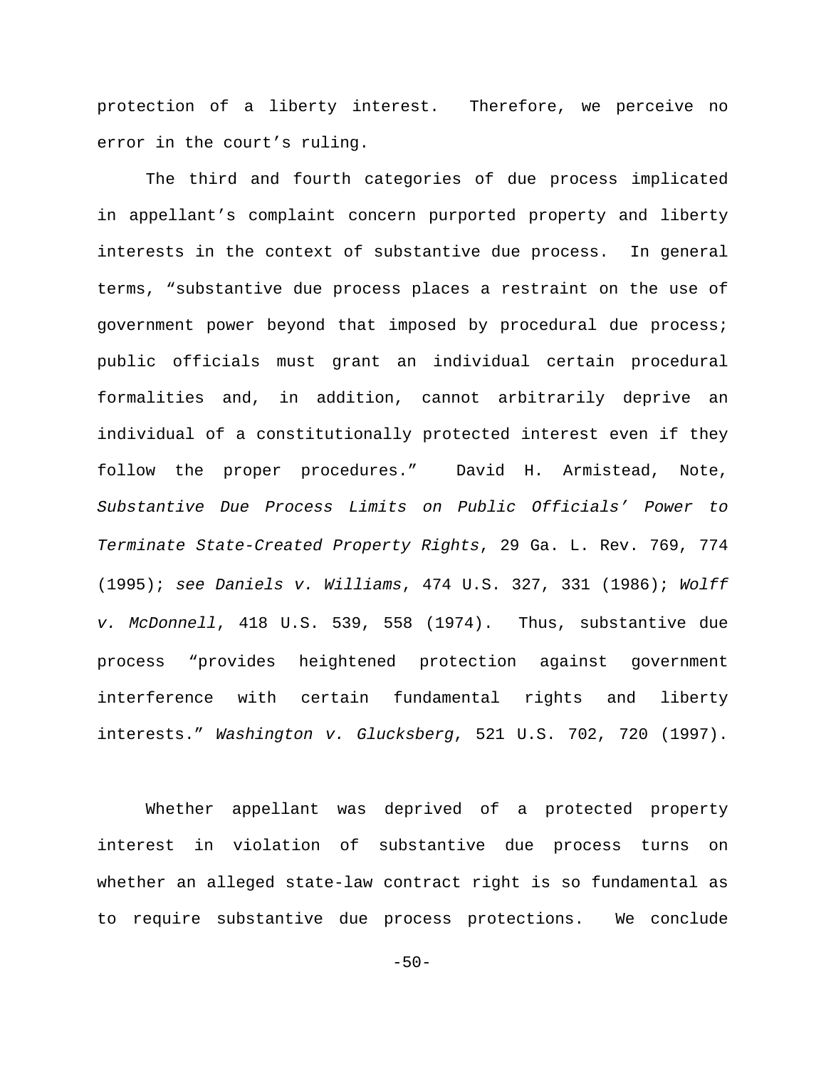protection of a liberty interest. Therefore, we perceive no error in the court's ruling.

The third and fourth categories of due process implicated in appellant's complaint concern purported property and liberty interests in the context of substantive due process. In general terms, "substantive due process places a restraint on the use of government power beyond that imposed by procedural due process; public officials must grant an individual certain procedural formalities and, in addition, cannot arbitrarily deprive an individual of a constitutionally protected interest even if they follow the proper procedures." David H. Armistead, Note, *Substantive Due Process Limits on Public Officials' Power to Terminate State-Created Property Rights*, 29 Ga. L. Rev. 769, 774 (1995); *see Daniels v. Williams*, 474 U.S. 327, 331 (1986); *Wolff v. McDonnell*, 418 U.S. 539, 558 (1974). Thus, substantive due process "provides heightened protection against government interference with certain fundamental rights and liberty interests." *Washington v. Glucksberg*, 521 U.S. 702, 720 (1997).

Whether appellant was deprived of a protected property interest in violation of substantive due process turns on whether an alleged state-law contract right is so fundamental as to require substantive due process protections. We conclude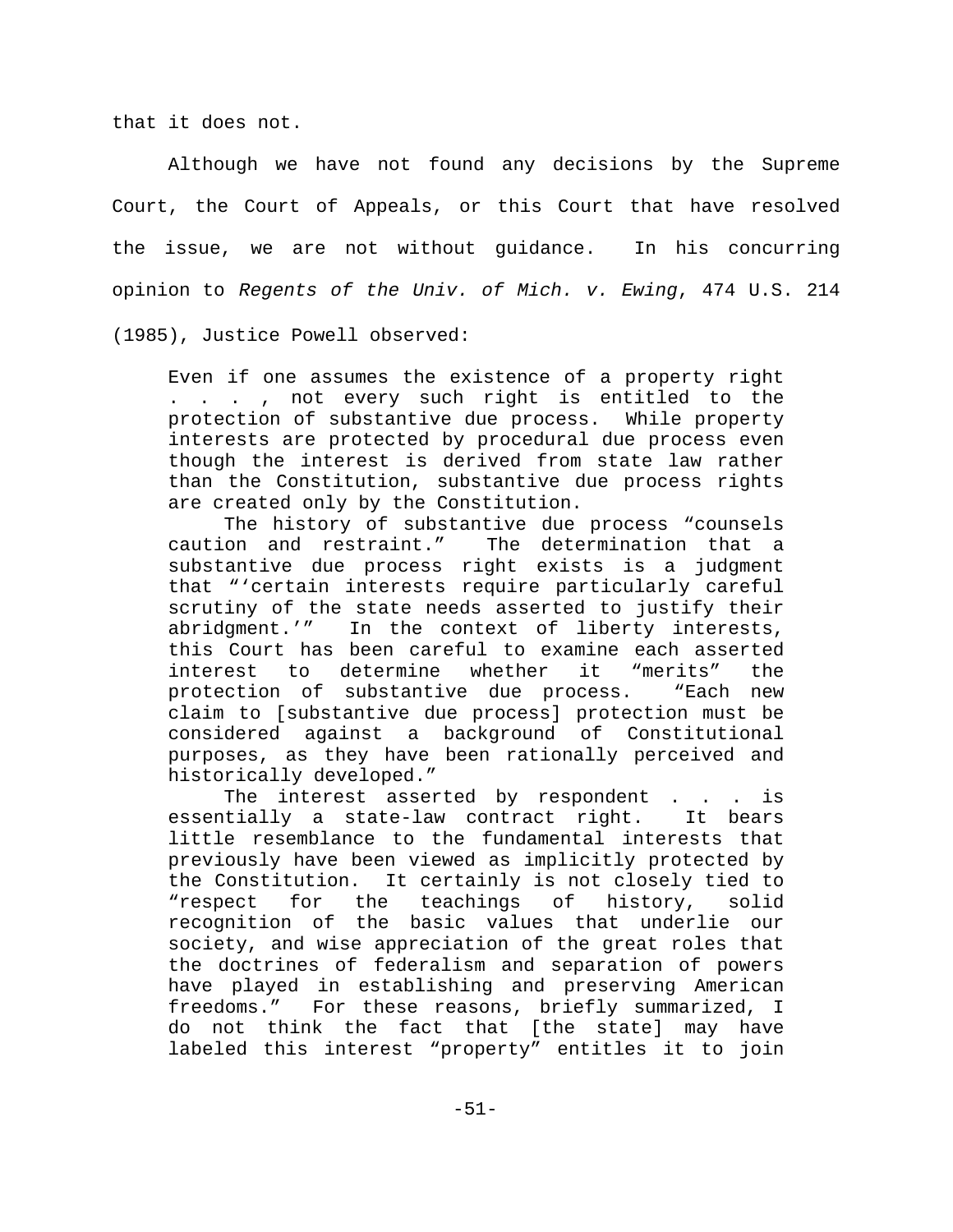that it does not.

Although we have not found any decisions by the Supreme Court, the Court of Appeals, or this Court that have resolved the issue, we are not without guidance. In his concurring opinion to *Regents of the Univ. of Mich. v. Ewing*, 474 U.S. 214 (1985), Justice Powell observed:

> Even if one assumes the existence of a property right . . . , not every such right is entitled to the protection of substantive due process. While property interests are protected by procedural due process even though the interest is derived from state law rather than the Constitution, substantive due process rights are created only by the Constitution.
>
> The history of substantive due process "counsels caution and restraint." The determination that a substantive due process right exists is a judgment that "'certain interests require particularly careful scrutiny of the state needs asserted to justify their abridgment.'" In the context of liberty interests, this Court has been careful to examine each asserted interest to determine whether it "merits" the protection of substantive due process. "Each new claim to [substantive due process] protection must be considered against a background of Constitutional purposes, as they have been rationally perceived and historically developed."
>
> The interest asserted by respondent . . . is essentially a state-law contract right. It bears little resemblance to the fundamental interests that previously have been viewed as implicitly protected by the Constitution. It certainly is not closely tied to "respect for the teachings of history, solid recognition of the basic values that underlie our society, and wise appreciation of the great roles that the doctrines of federalism and separation of powers have played in establishing and preserving American freedoms." For these reasons, briefly summarized, I do not think the fact that [the state] may have labeled this interest "property" entitles it to join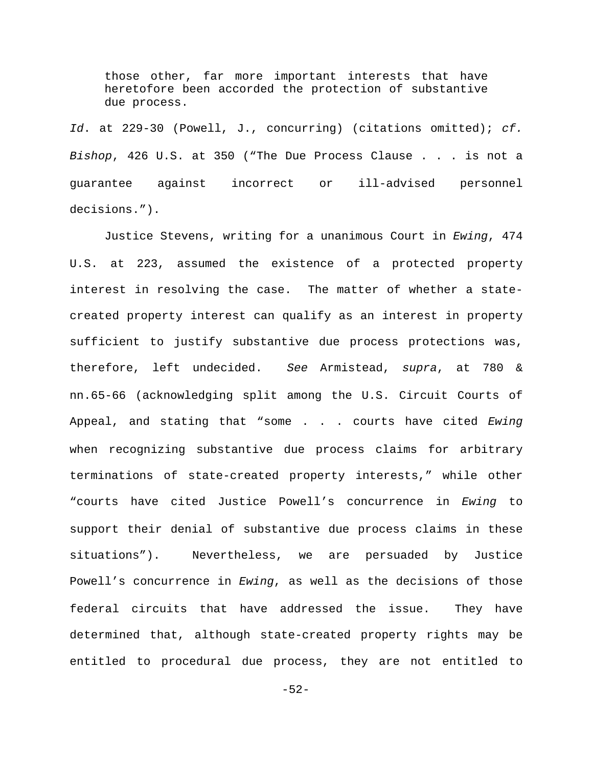> those other, far more important interests that have heretofore been accorded the protection of substantive due process.

*Id*. at 229-30 (Powell, J., concurring) (citations omitted); *cf. Bishop*, 426 U.S. at 350 ("The Due Process Clause . . . is not a guarantee against incorrect or ill-advised personnel decisions.").

Justice Stevens, writing for a unanimous Court in *Ewing*, 474 U.S. at 223, assumed the existence of a protected property interest in resolving the case. The matter of whether a state-created property interest can qualify as an interest in property sufficient to justify substantive due process protections was, therefore, left undecided. *See* Armistead, *supra*, at 780 & nn.65-66 (acknowledging split among the U.S. Circuit Courts of Appeal, and stating that "some . . . courts have cited *Ewing* when recognizing substantive due process claims for arbitrary terminations of state-created property interests," while other "courts have cited Justice Powell's concurrence in *Ewing* to support their denial of substantive due process claims in these situations"). Nevertheless, we are persuaded by Justice Powell's concurrence in *Ewing*, as well as the decisions of those federal circuits that have addressed the issue. They have determined that, although state-created property rights may be entitled to procedural due process, they are not entitled to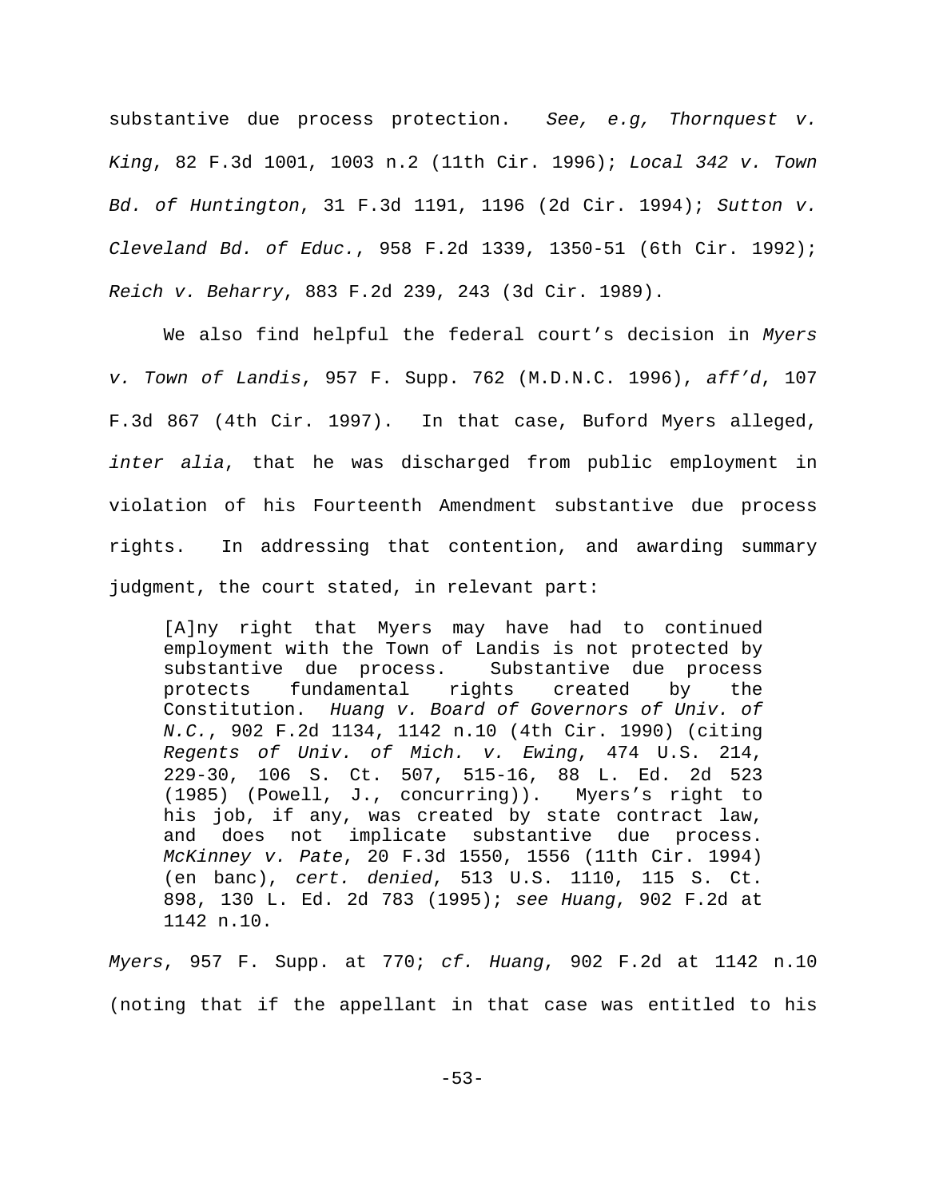substantive due process protection. *See, e.g, Thornquest v. King*, 82 F.3d 1001, 1003 n.2 (11th Cir. 1996); *Local 342 v. Town Bd. of Huntington*, 31 F.3d 1191, 1196 (2d Cir. 1994); *Sutton v. Cleveland Bd. of Educ.*, 958 F.2d 1339, 1350-51 (6th Cir. 1992); *Reich v. Beharry*, 883 F.2d 239, 243 (3d Cir. 1989).

We also find helpful the federal court's decision in *Myers v. Town of Landis*, 957 F. Supp. 762 (M.D.N.C. 1996), *aff'd*, 107 F.3d 867 (4th Cir. 1997). In that case, Buford Myers alleged, *inter alia*, that he was discharged from public employment in violation of his Fourteenth Amendment substantive due process rights. In addressing that contention, and awarding summary judgment, the court stated, in relevant part:

> [A]ny right that Myers may have had to continued employment with the Town of Landis is not protected by substantive due process. Substantive due process protects fundamental rights created by the Constitution. *Huang v. Board of Governors of Univ. of N.C.*, 902 F.2d 1134, 1142 n.10 (4th Cir. 1990) (citing *Regents of Univ. of Mich. v. Ewing*, 474 U.S. 214, 229-30, 106 S. Ct. 507, 515-16, 88 L. Ed. 2d 523 (1985) (Powell, J., concurring)). Myers's right to his job, if any, was created by state contract law, and does not implicate substantive due process. *McKinney v. Pate*, 20 F.3d 1550, 1556 (11th Cir. 1994) (en banc), *cert. denied*, 513 U.S. 1110, 115 S. Ct. 898, 130 L. Ed. 2d 783 (1995); *see Huang*, 902 F.2d at 1142 n.10.

*Myers*, 957 F. Supp. at 770; *cf. Huang*, 902 F.2d at 1142 n.10 (noting that if the appellant in that case was entitled to his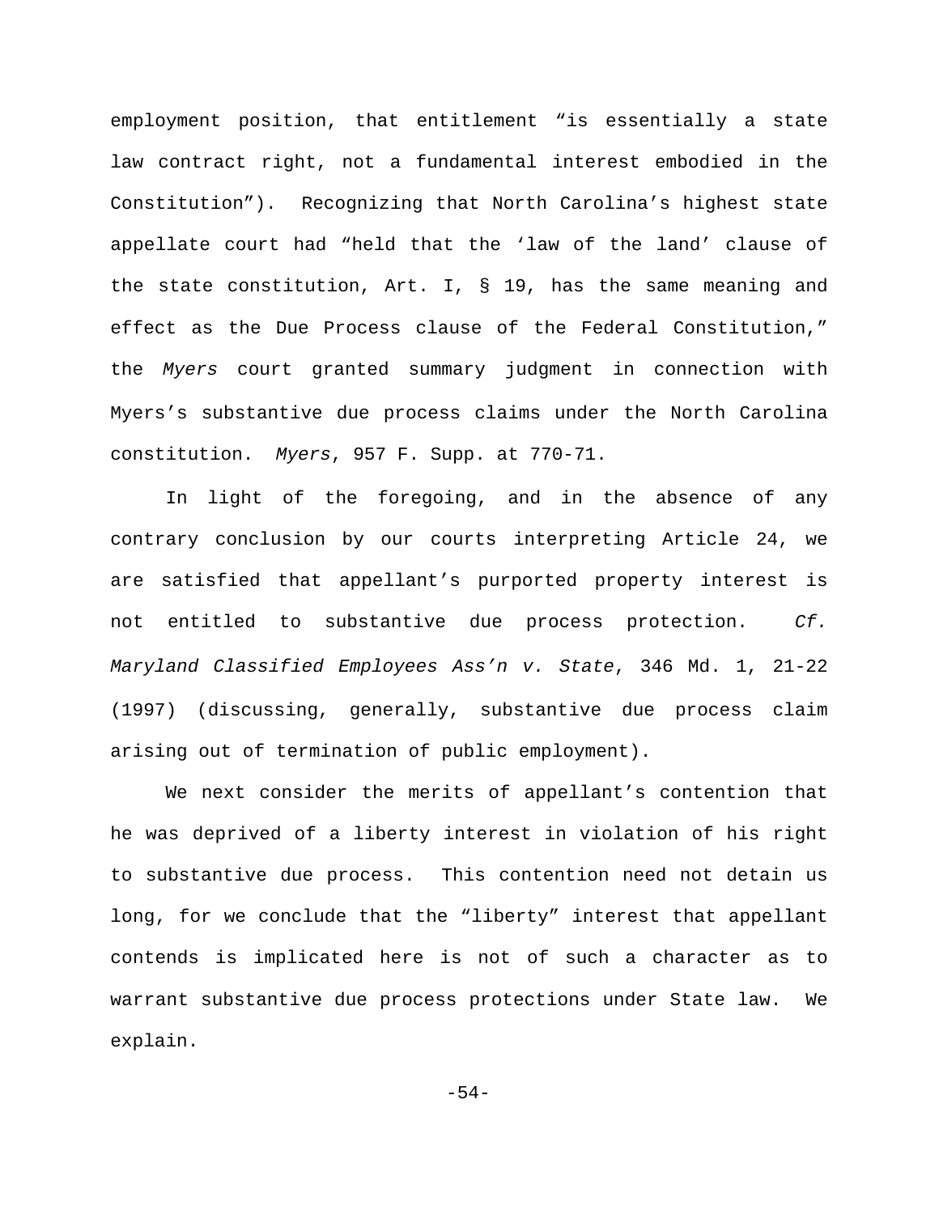employment position, that entitlement "is essentially a state law contract right, not a fundamental interest embodied in the Constitution"). Recognizing that North Carolina's highest state appellate court had "held that the 'law of the land' clause of the state constitution, Art. I, § 19, has the same meaning and effect as the Due Process clause of the Federal Constitution," the *Myers* court granted summary judgment in connection with Myers's substantive due process claims under the North Carolina constitution. *Myers*, 957 F. Supp. at 770-71.

In light of the foregoing, and in the absence of any contrary conclusion by our courts interpreting Article 24, we are satisfied that appellant's purported property interest is not entitled to substantive due process protection. *Cf. Maryland Classified Employees Ass'n v. State*, 346 Md. 1, 21-22 (1997) (discussing, generally, substantive due process claim arising out of termination of public employment).

We next consider the merits of appellant's contention that he was deprived of a liberty interest in violation of his right to substantive due process. This contention need not detain us long, for we conclude that the "liberty" interest that appellant contends is implicated here is not of such a character as to warrant substantive due process protections under State law. We explain.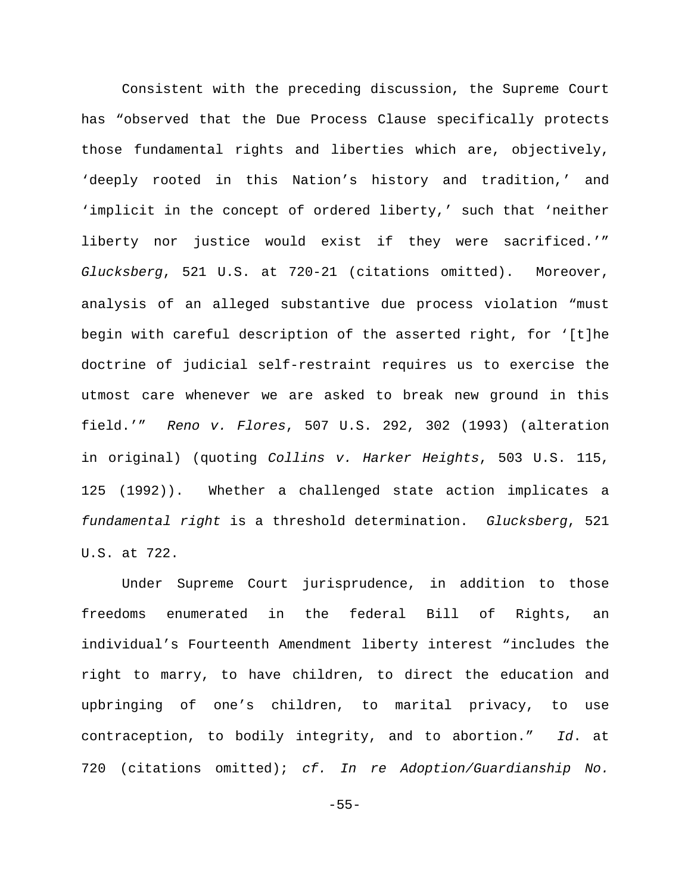Consistent with the preceding discussion, the Supreme Court has "observed that the Due Process Clause specifically protects those fundamental rights and liberties which are, objectively, 'deeply rooted in this Nation's history and tradition,' and 'implicit in the concept of ordered liberty,' such that 'neither liberty nor justice would exist if they were sacrificed.'" *Glucksberg*, 521 U.S. at 720-21 (citations omitted). Moreover, analysis of an alleged substantive due process violation "must begin with careful description of the asserted right, for '[t]he doctrine of judicial self-restraint requires us to exercise the utmost care whenever we are asked to break new ground in this field.'" *Reno v. Flores*, 507 U.S. 292, 302 (1993) (alteration in original) (quoting *Collins v. Harker Heights*, 503 U.S. 115, 125 (1992)). Whether a challenged state action implicates a *fundamental right* is a threshold determination. *Glucksberg*, 521 U.S. at 722.

Under Supreme Court jurisprudence, in addition to those freedoms enumerated in the federal Bill of Rights, an individual's Fourteenth Amendment liberty interest "includes the right to marry, to have children, to direct the education and upbringing of one's children, to marital privacy, to use contraception, to bodily integrity, and to abortion." *Id*. at 720 (citations omitted); *cf. In re Adoption/Guardianship No.*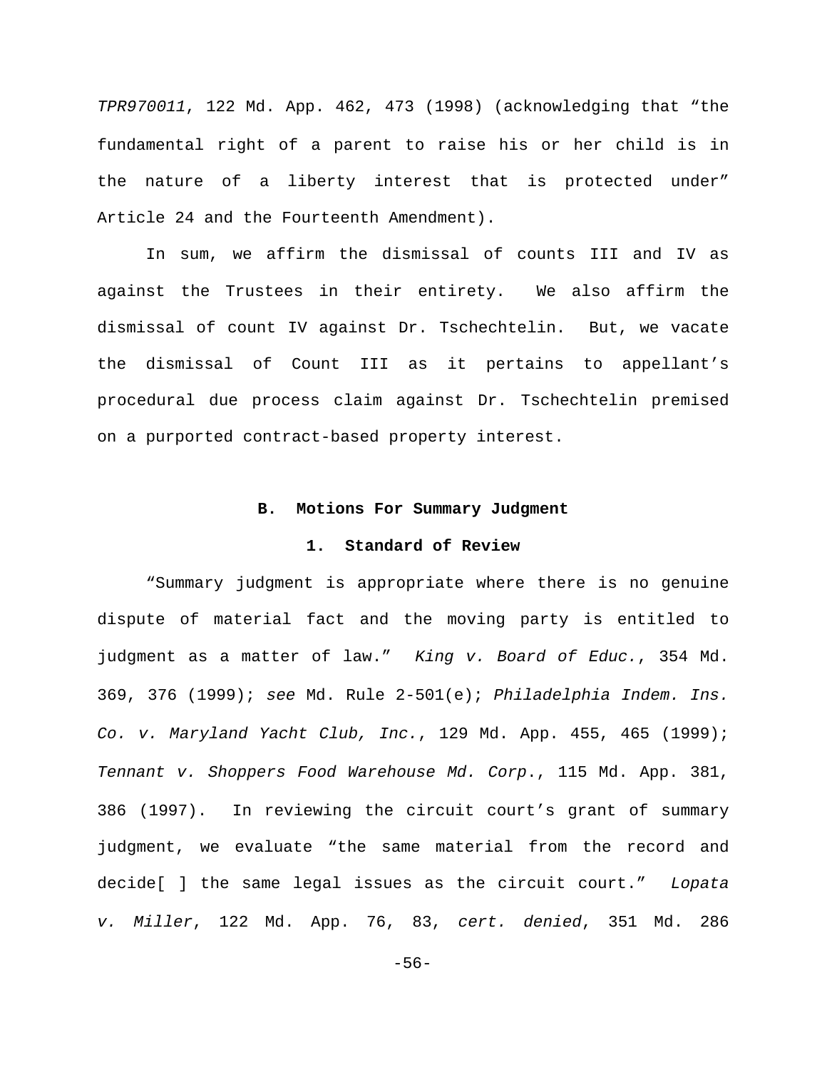*TPR970011*, 122 Md. App. 462, 473 (1998) (acknowledging that "the fundamental right of a parent to raise his or her child is in the nature of a liberty interest that is protected under" Article 24 and the Fourteenth Amendment).

In sum, we affirm the dismissal of counts III and IV as against the Trustees in their entirety. We also affirm the dismissal of count IV against Dr. Tschechtelin. But, we vacate the dismissal of Count III as it pertains to appellant's procedural due process claim against Dr. Tschechtelin premised on a purported contract-based property interest.

### B. Motions For Summary Judgment

#### 1. Standard of Review

"Summary judgment is appropriate where there is no genuine dispute of material fact and the moving party is entitled to judgment as a matter of law." *King v. Board of Educ.*, 354 Md. 369, 376 (1999); *see* Md. Rule 2-501(e); *Philadelphia Indem. Ins. Co. v. Maryland Yacht Club, Inc.*, 129 Md. App. 455, 465 (1999); *Tennant v. Shoppers Food Warehouse Md. Corp*., 115 Md. App. 381, 386 (1997). In reviewing the circuit court's grant of summary judgment, we evaluate "the same material from the record and decide[ ] the same legal issues as the circuit court." *Lopata v. Miller*, 122 Md. App. 76, 83, *cert. denied*, 351 Md. 286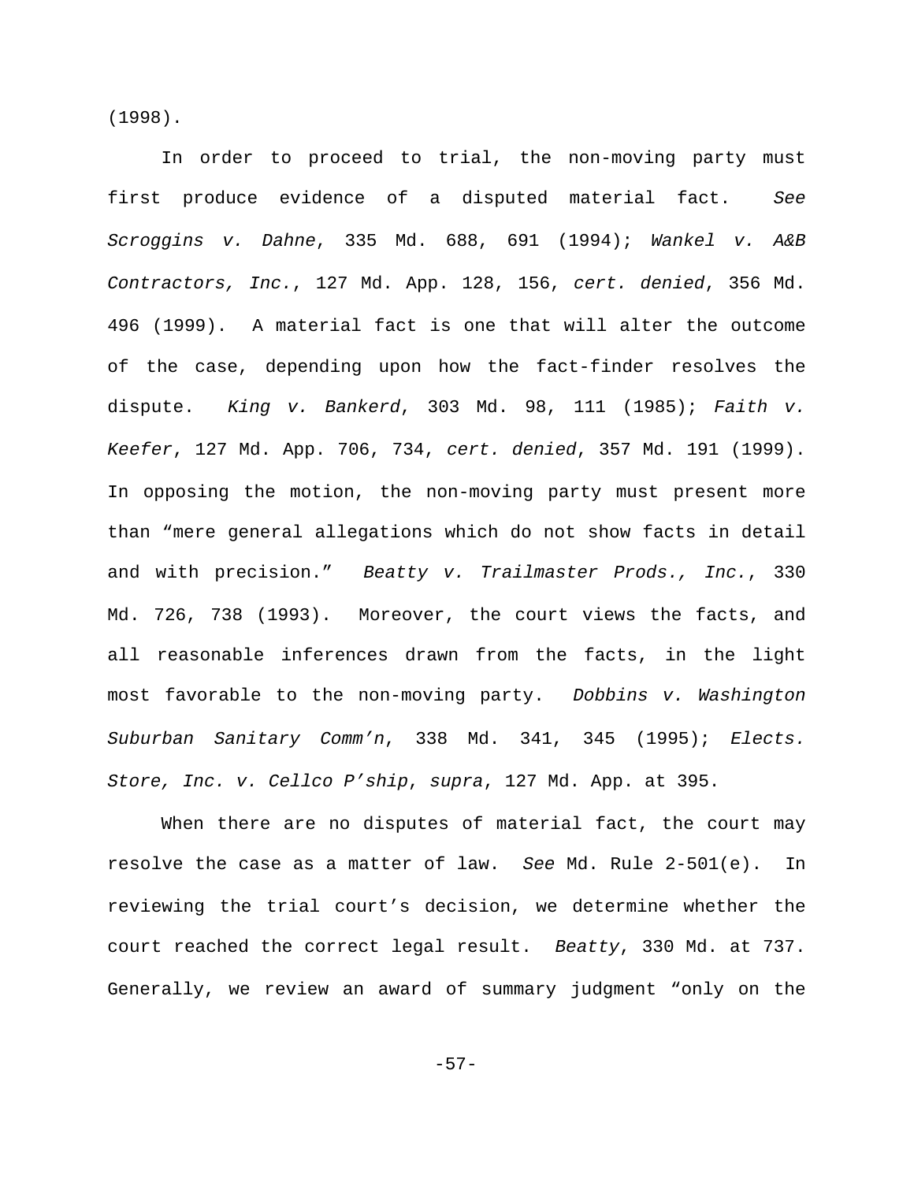(1998).

In order to proceed to trial, the non-moving party must first produce evidence of a disputed material fact. *See Scroggins v. Dahne*, 335 Md. 688, 691 (1994); *Wankel v. A&B Contractors, Inc.*, 127 Md. App. 128, 156, *cert. denied*, 356 Md. 496 (1999). A material fact is one that will alter the outcome of the case, depending upon how the fact-finder resolves the dispute. *King v. Bankerd*, 303 Md. 98, 111 (1985); *Faith v. Keefer*, 127 Md. App. 706, 734, *cert. denied*, 357 Md. 191 (1999). In opposing the motion, the non-moving party must present more than "mere general allegations which do not show facts in detail and with precision." *Beatty v. Trailmaster Prods., Inc.*, 330 Md. 726, 738 (1993). Moreover, the court views the facts, and all reasonable inferences drawn from the facts, in the light most favorable to the non-moving party. *Dobbins v. Washington Suburban Sanitary Comm'n*, 338 Md. 341, 345 (1995); *Elects. Store, Inc. v. Cellco P'ship*, *supra*, 127 Md. App. at 395.

When there are no disputes of material fact, the court may resolve the case as a matter of law. *See* Md. Rule 2-501(e). In reviewing the trial court's decision, we determine whether the court reached the correct legal result. *Beatty*, 330 Md. at 737. Generally, we review an award of summary judgment "only on the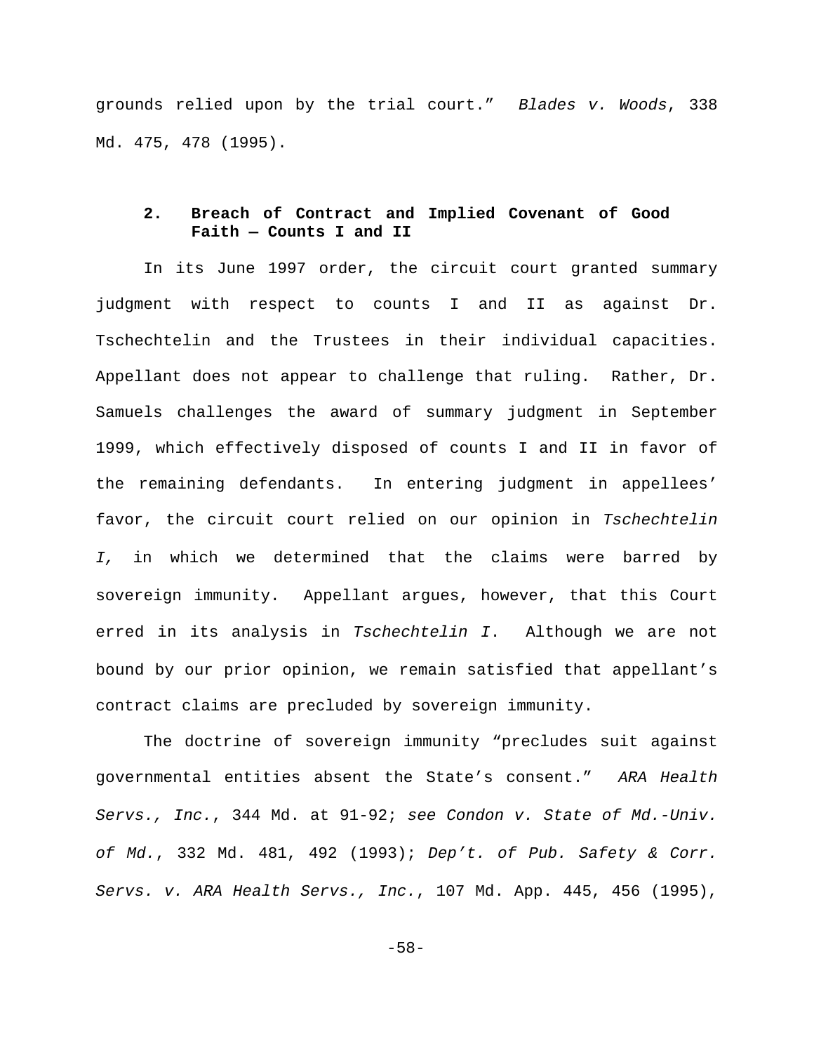grounds relied upon by the trial court." *Blades v. Woods*, 338 Md. 475, 478 (1995).

### 2. Breach of Contract and Implied Covenant of Good Faith — Counts I and II

In its June 1997 order, the circuit court granted summary judgment with respect to counts I and II as against Dr. Tschechtelin and the Trustees in their individual capacities. Appellant does not appear to challenge that ruling. Rather, Dr. Samuels challenges the award of summary judgment in September 1999, which effectively disposed of counts I and II in favor of the remaining defendants. In entering judgment in appellees' favor, the circuit court relied on our opinion in *Tschechtelin I,* in which we determined that the claims were barred by sovereign immunity. Appellant argues, however, that this Court erred in its analysis in *Tschechtelin I*. Although we are not bound by our prior opinion, we remain satisfied that appellant's contract claims are precluded by sovereign immunity.

The doctrine of sovereign immunity "precludes suit against governmental entities absent the State's consent." *ARA Health Servs., Inc.*, 344 Md. at 91-92; *see Condon v. State of Md.-Univ. of Md.*, 332 Md. 481, 492 (1993); *Dep't. of Pub. Safety & Corr. Servs. v. ARA Health Servs., Inc.*, 107 Md. App. 445, 456 (1995),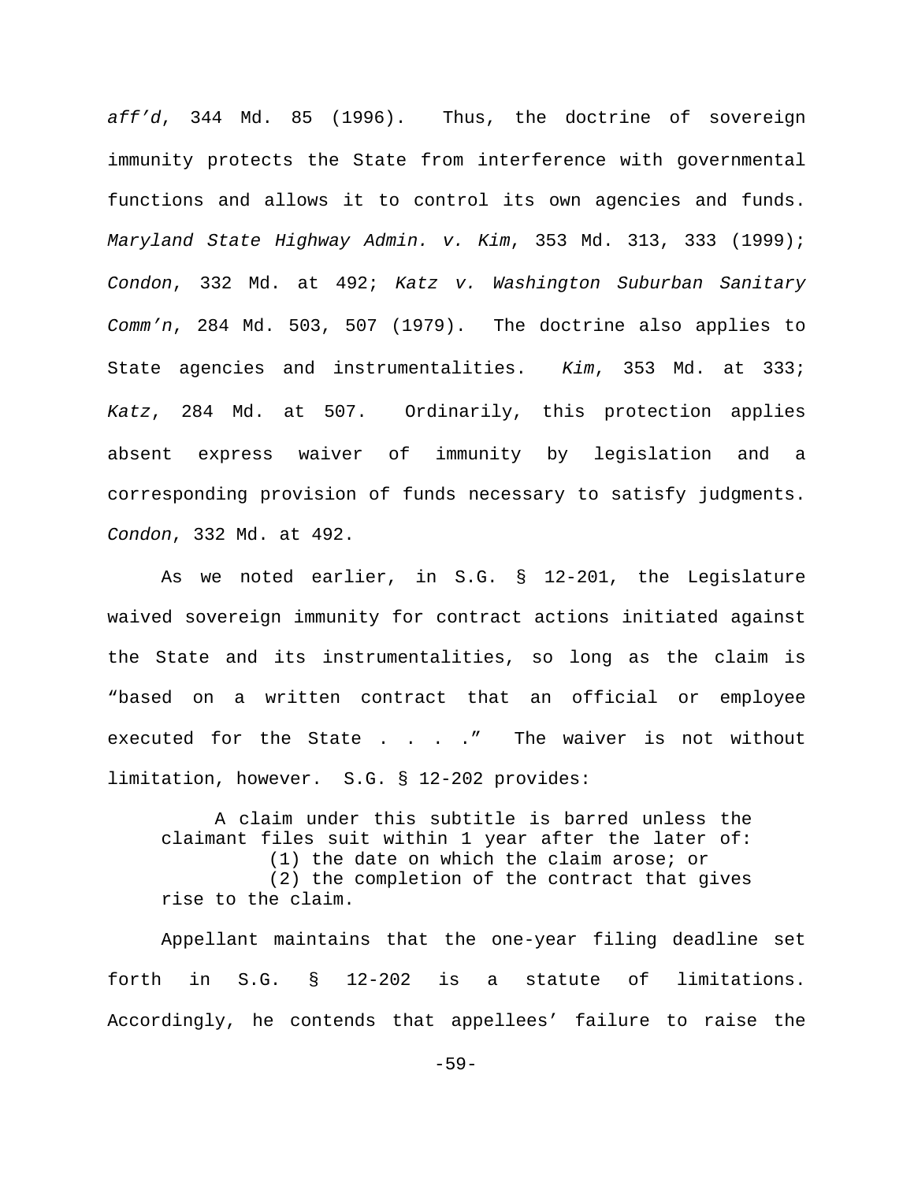*aff'd*, 344 Md. 85 (1996). Thus, the doctrine of sovereign immunity protects the State from interference with governmental functions and allows it to control its own agencies and funds. *Maryland State Highway Admin. v. Kim*, 353 Md. 313, 333 (1999); *Condon*, 332 Md. at 492; *Katz v. Washington Suburban Sanitary Comm'n*, 284 Md. 503, 507 (1979). The doctrine also applies to State agencies and instrumentalities. *Kim*, 353 Md. at 333; *Katz*, 284 Md. at 507. Ordinarily, this protection applies absent express waiver of immunity by legislation and a corresponding provision of funds necessary to satisfy judgments. *Condon*, 332 Md. at 492.

As we noted earlier, in S.G. § 12-201, the Legislature waived sovereign immunity for contract actions initiated against the State and its instrumentalities, so long as the claim is "based on a written contract that an official or employee executed for the State . . . ." The waiver is not without limitation, however. S.G. § 12-202 provides:

> A claim under this subtitle is barred unless the claimant files suit within 1 year after the later of:
> (1) the date on which the claim arose; or
> (2) the completion of the contract that gives rise to the claim.

Appellant maintains that the one-year filing deadline set forth in S.G. § 12-202 is a statute of limitations. Accordingly, he contends that appellees' failure to raise the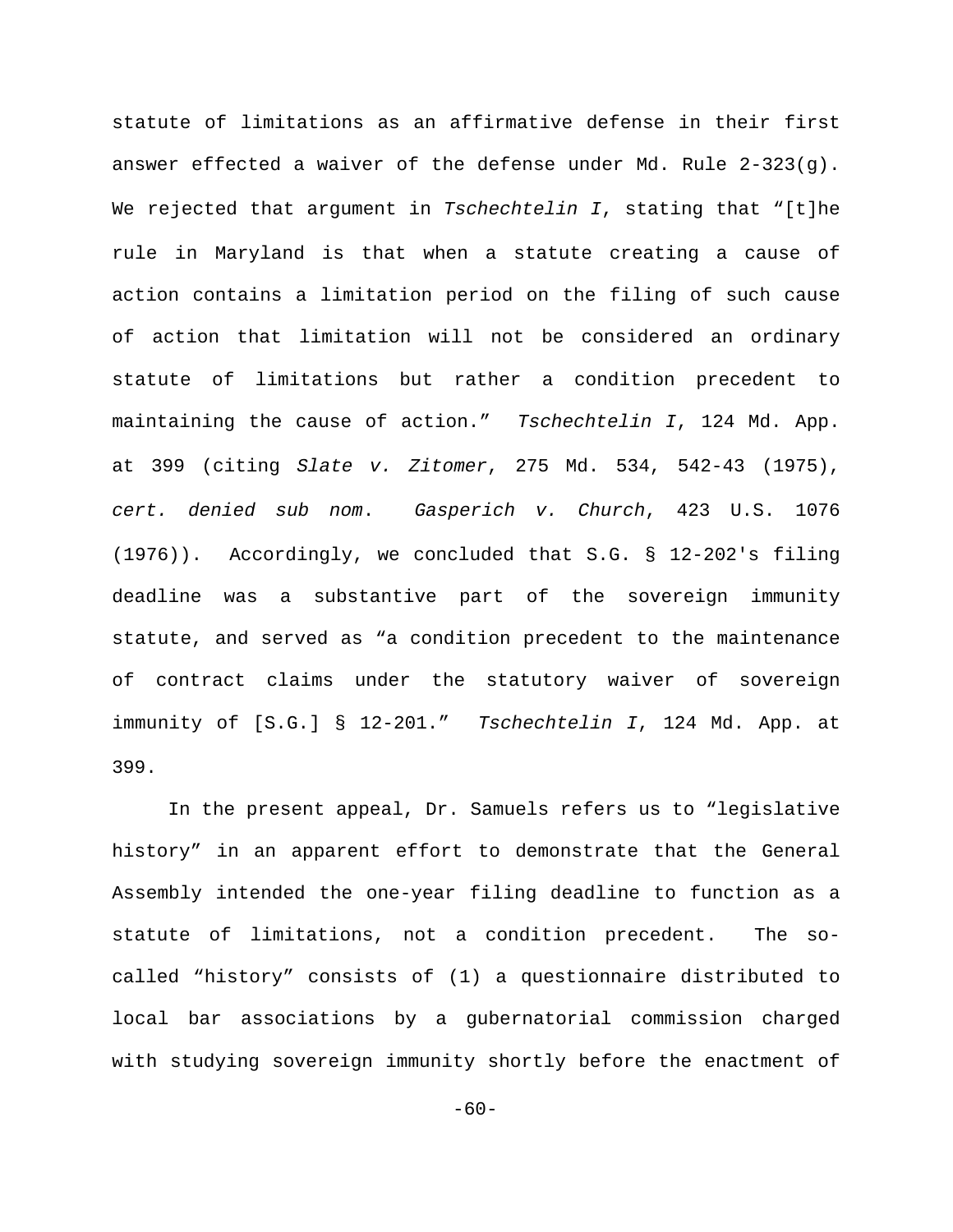statute of limitations as an affirmative defense in their first answer effected a waiver of the defense under Md. Rule 2-323(g). We rejected that argument in *Tschechtelin I*, stating that "[t]he rule in Maryland is that when a statute creating a cause of action contains a limitation period on the filing of such cause of action that limitation will not be considered an ordinary statute of limitations but rather a condition precedent to maintaining the cause of action." *Tschechtelin I*, 124 Md. App. at 399 (citing *Slate v. Zitomer*, 275 Md. 534, 542-43 (1975), *cert. denied sub nom*. *Gasperich v. Church*, 423 U.S. 1076 (1976)). Accordingly, we concluded that S.G. § 12-202's filing deadline was a substantive part of the sovereign immunity statute, and served as "a condition precedent to the maintenance of contract claims under the statutory waiver of sovereign immunity of [S.G.] § 12-201." *Tschechtelin I*, 124 Md. App. at 399.

In the present appeal, Dr. Samuels refers us to "legislative history" in an apparent effort to demonstrate that the General Assembly intended the one-year filing deadline to function as a statute of limitations, not a condition precedent. The so-called "history" consists of (1) a questionnaire distributed to local bar associations by a gubernatorial commission charged with studying sovereign immunity shortly before the enactment of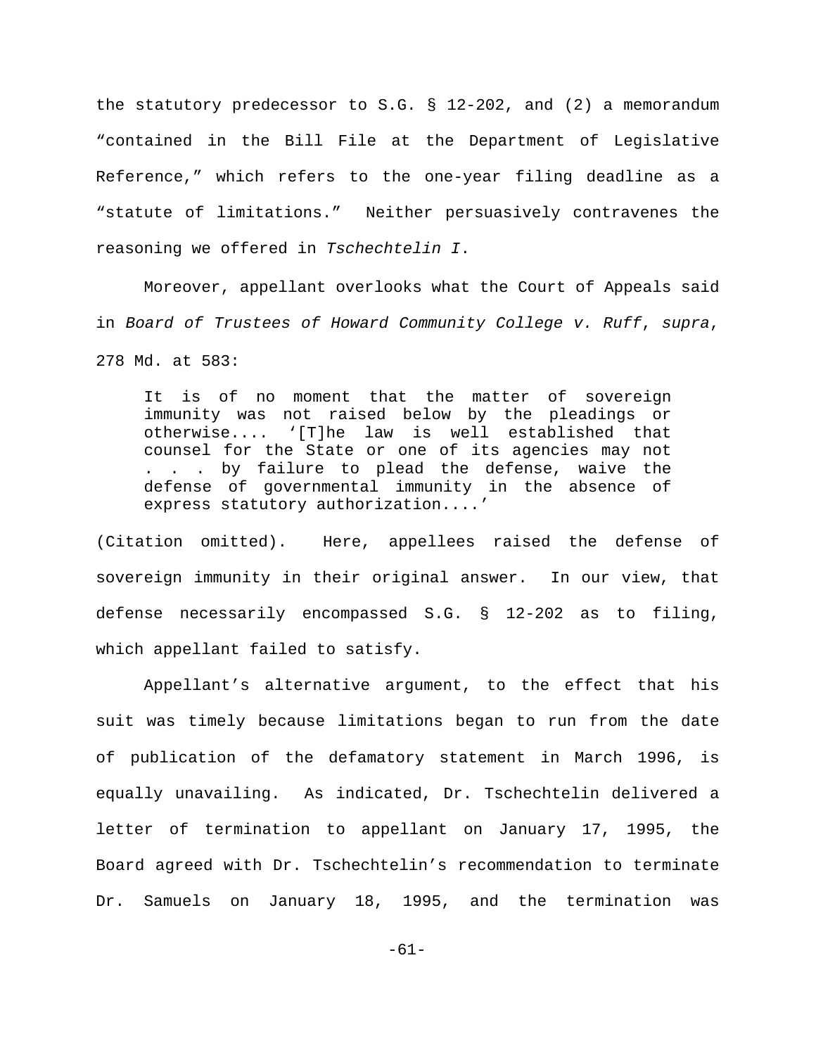the statutory predecessor to S.G. § 12-202, and (2) a memorandum "contained in the Bill File at the Department of Legislative Reference," which refers to the one-year filing deadline as a "statute of limitations." Neither persuasively contravenes the reasoning we offered in *Tschechtelin I*.

Moreover, appellant overlooks what the Court of Appeals said in *Board of Trustees of Howard Community College v. Ruff*, *supra*, 278 Md. at 583:

> It is of no moment that the matter of sovereign immunity was not raised below by the pleadings or otherwise.... '[T]he law is well established that counsel for the State or one of its agencies may not . . . by failure to plead the defense, waive the defense of governmental immunity in the absence of express statutory authorization....'

(Citation omitted). Here, appellees raised the defense of sovereign immunity in their original answer. In our view, that defense necessarily encompassed S.G. § 12-202 as to filing, which appellant failed to satisfy.

Appellant's alternative argument, to the effect that his suit was timely because limitations began to run from the date of publication of the defamatory statement in March 1996, is equally unavailing. As indicated, Dr. Tschechtelin delivered a letter of termination to appellant on January 17, 1995, the Board agreed with Dr. Tschechtelin's recommendation to terminate Dr. Samuels on January 18, 1995, and the termination was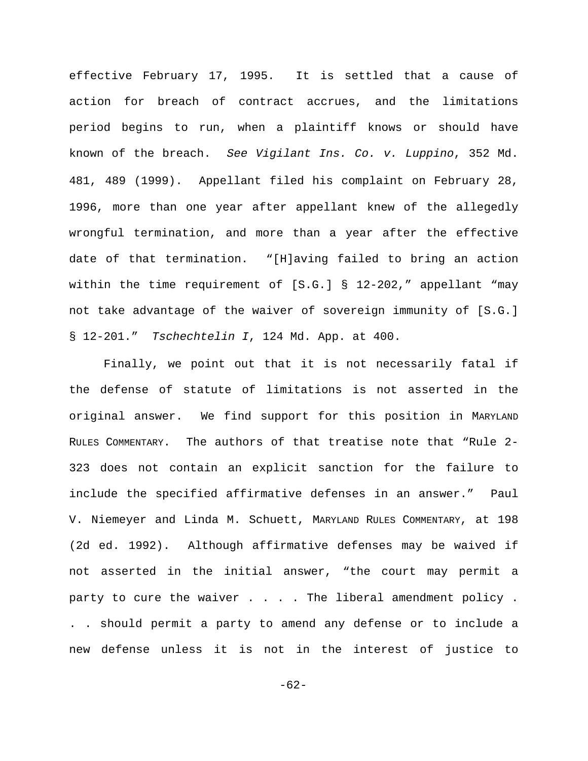effective February 17, 1995. It is settled that a cause of action for breach of contract accrues, and the limitations period begins to run, when a plaintiff knows or should have known of the breach. *See Vigilant Ins. Co. v. Luppino*, 352 Md. 481, 489 (1999). Appellant filed his complaint on February 28, 1996, more than one year after appellant knew of the allegedly wrongful termination, and more than a year after the effective date of that termination. "[H]aving failed to bring an action within the time requirement of [S.G.] § 12-202," appellant "may not take advantage of the waiver of sovereign immunity of [S.G.] § 12-201." *Tschechtelin I*, 124 Md. App. at 400.

Finally, we point out that it is not necessarily fatal if the defense of statute of limitations is not asserted in the original answer. We find support for this position in MARYLAND RULES COMMENTARY. The authors of that treatise note that "Rule 2-323 does not contain an explicit sanction for the failure to include the specified affirmative defenses in an answer." Paul V. Niemeyer and Linda M. Schuett, MARYLAND RULES COMMENTARY, at 198 (2d ed. 1992). Although affirmative defenses may be waived if not asserted in the initial answer, "the court may permit a party to cure the waiver . . . . The liberal amendment policy . . . should permit a party to amend any defense or to include a new defense unless it is not in the interest of justice to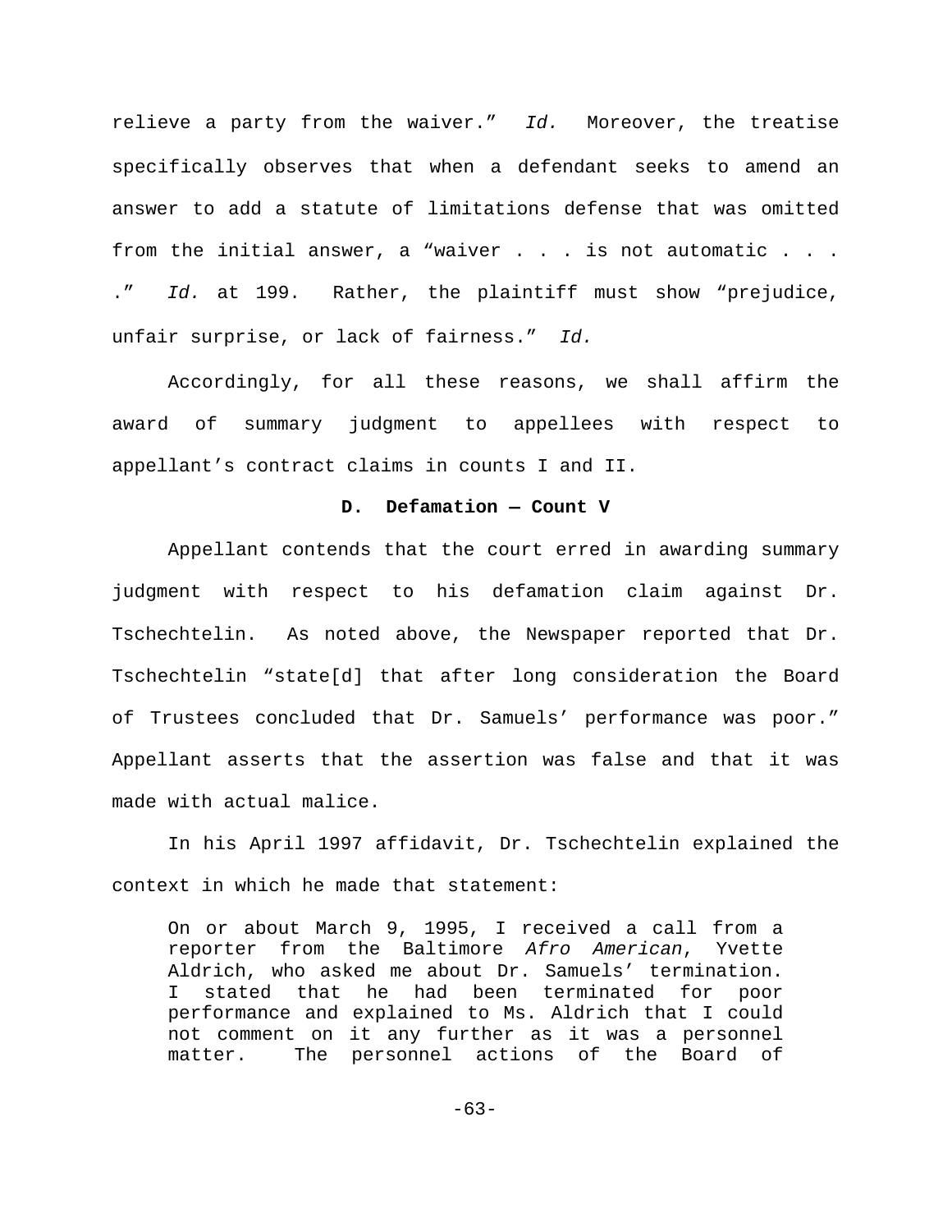relieve a party from the waiver." *Id.* Moreover, the treatise specifically observes that when a defendant seeks to amend an answer to add a statute of limitations defense that was omitted from the initial answer, a "waiver . . . is not automatic . . . ." *Id.* at 199. Rather, the plaintiff must show "prejudice, unfair surprise, or lack of fairness." *Id.*

Accordingly, for all these reasons, we shall affirm the award of summary judgment to appellees with respect to appellant's contract claims in counts I and II.

**D. Defamation — Count V**

Appellant contends that the court erred in awarding summary judgment with respect to his defamation claim against Dr. Tschechtelin. As noted above, the Newspaper reported that Dr. Tschechtelin "state[d] that after long consideration the Board of Trustees concluded that Dr. Samuels' performance was poor." Appellant asserts that the assertion was false and that it was made with actual malice.

In his April 1997 affidavit, Dr. Tschechtelin explained the context in which he made that statement:

> On or about March 9, 1995, I received a call from a reporter from the Baltimore *Afro American*, Yvette Aldrich, who asked me about Dr. Samuels' termination. I stated that he had been terminated for poor performance and explained to Ms. Aldrich that I could not comment on it any further as it was a personnel matter. The personnel actions of the Board of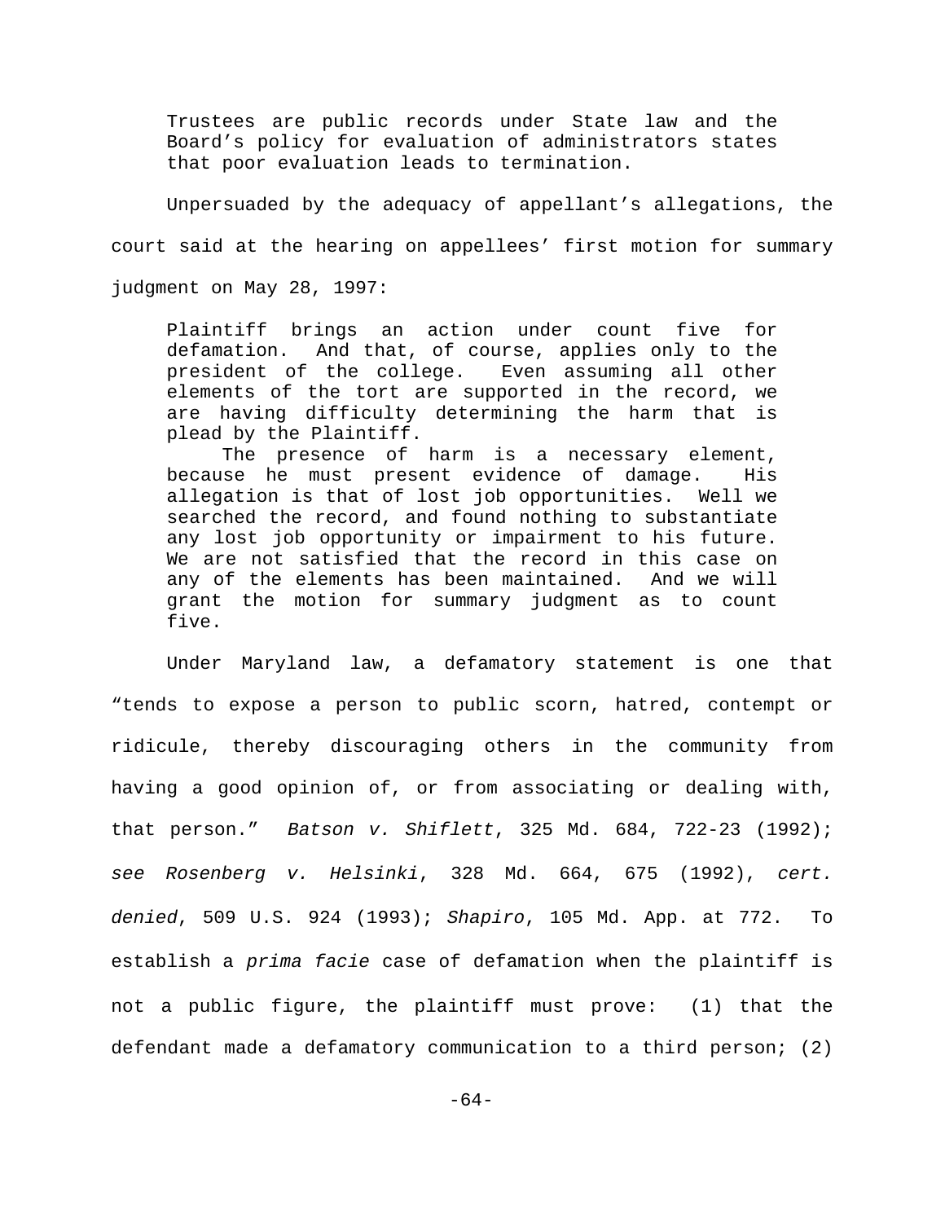> Trustees are public records under State law and the Board's policy for evaluation of administrators states that poor evaluation leads to termination.

Unpersuaded by the adequacy of appellant's allegations, the court said at the hearing on appellees' first motion for summary judgment on May 28, 1997:

> Plaintiff brings an action under count five for defamation. And that, of course, applies only to the president of the college. Even assuming all other elements of the tort are supported in the record, we are having difficulty determining the harm that is plead by the Plaintiff.
>
> The presence of harm is a necessary element, because he must present evidence of damage. His allegation is that of lost job opportunities. Well we searched the record, and found nothing to substantiate any lost job opportunity or impairment to his future. We are not satisfied that the record in this case on any of the elements has been maintained. And we will grant the motion for summary judgment as to count five.

Under Maryland law, a defamatory statement is one that "tends to expose a person to public scorn, hatred, contempt or ridicule, thereby discouraging others in the community from having a good opinion of, or from associating or dealing with, that person." *Batson v. Shiflett*, 325 Md. 684, 722-23 (1992); *see Rosenberg v. Helsinki*, 328 Md. 664, 675 (1992), *cert. denied*, 509 U.S. 924 (1993); *Shapiro*, 105 Md. App. at 772. To establish a *prima facie* case of defamation when the plaintiff is not a public figure, the plaintiff must prove: (1) that the defendant made a defamatory communication to a third person; (2)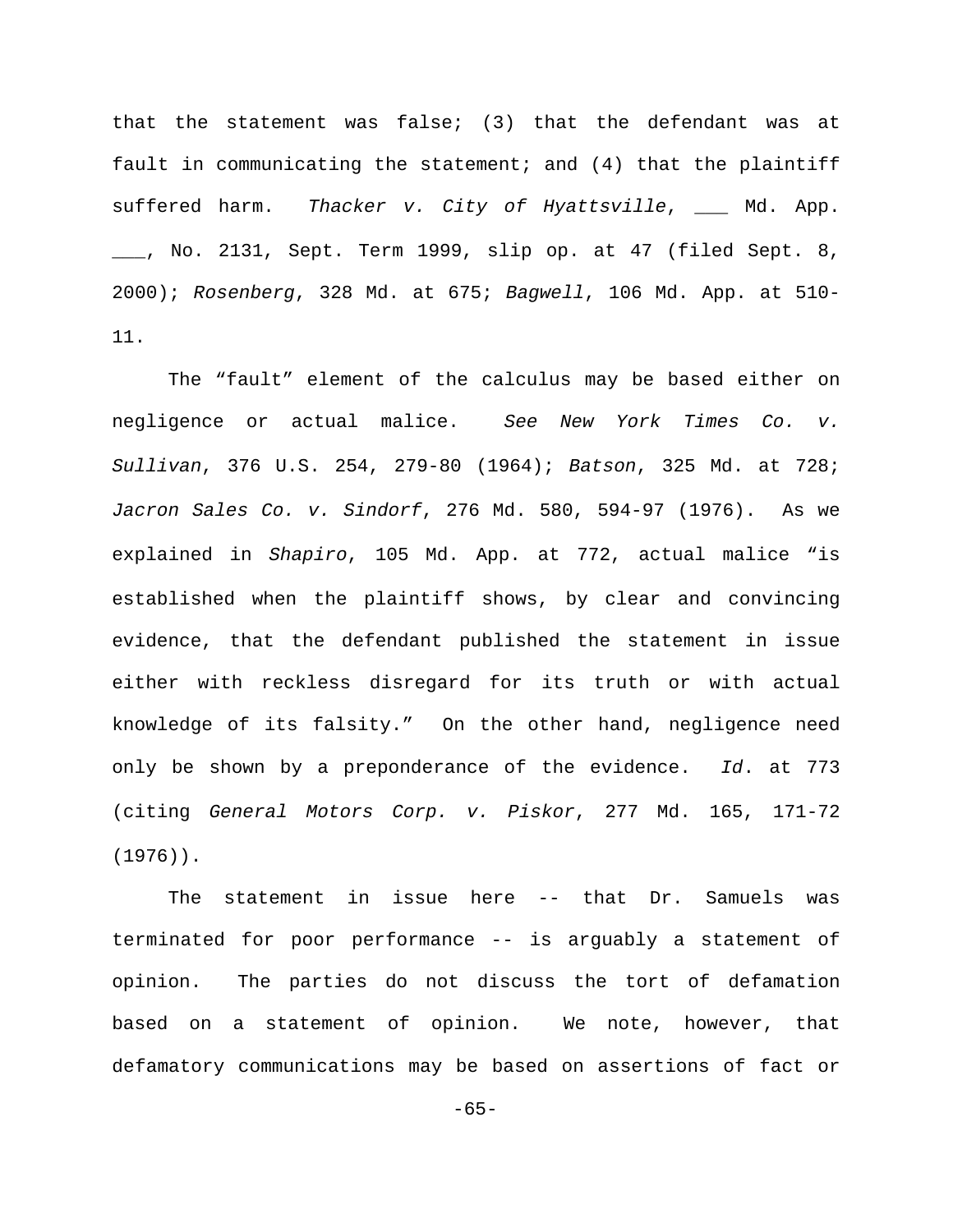that the statement was false; (3) that the defendant was at fault in communicating the statement; and (4) that the plaintiff suffered harm. *Thacker v. City of Hyattsville*, ___ Md. App. ___, No. 2131, Sept. Term 1999, slip op. at 47 (filed Sept. 8, 2000); *Rosenberg*, 328 Md. at 675; *Bagwell*, 106 Md. App. at 510-11.

The "fault" element of the calculus may be based either on negligence or actual malice. *See New York Times Co. v. Sullivan*, 376 U.S. 254, 279-80 (1964); *Batson*, 325 Md. at 728; *Jacron Sales Co. v. Sindorf*, 276 Md. 580, 594-97 (1976). As we explained in *Shapiro*, 105 Md. App. at 772, actual malice "is established when the plaintiff shows, by clear and convincing evidence, that the defendant published the statement in issue either with reckless disregard for its truth or with actual knowledge of its falsity." On the other hand, negligence need only be shown by a preponderance of the evidence. *Id*. at 773 (citing *General Motors Corp. v. Piskor*, 277 Md. 165, 171-72 (1976)).

The statement in issue here -- that Dr. Samuels was terminated for poor performance -- is arguably a statement of opinion. The parties do not discuss the tort of defamation based on a statement of opinion. We note, however, that defamatory communications may be based on assertions of fact or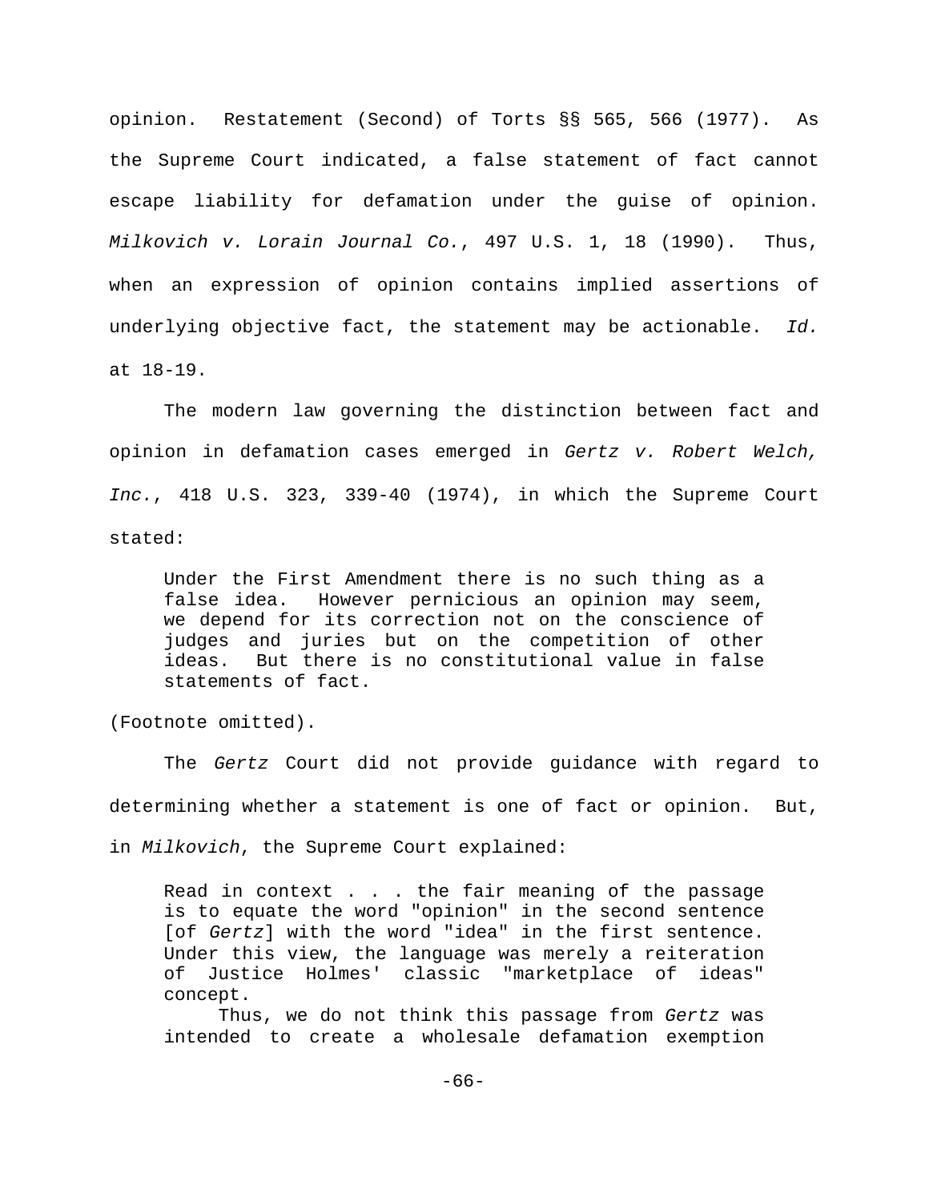opinion. Restatement (Second) of Torts §§ 565, 566 (1977). As the Supreme Court indicated, a false statement of fact cannot escape liability for defamation under the guise of opinion. *Milkovich v. Lorain Journal Co.*, 497 U.S. 1, 18 (1990). Thus, when an expression of opinion contains implied assertions of underlying objective fact, the statement may be actionable. *Id.* at 18-19.

The modern law governing the distinction between fact and opinion in defamation cases emerged in *Gertz v. Robert Welch, Inc.*, 418 U.S. 323, 339-40 (1974), in which the Supreme Court stated:

> Under the First Amendment there is no such thing as a false idea. However pernicious an opinion may seem, we depend for its correction not on the conscience of judges and juries but on the competition of other ideas. But there is no constitutional value in false statements of fact.

(Footnote omitted).

The *Gertz* Court did not provide guidance with regard to determining whether a statement is one of fact or opinion. But, in *Milkovich*, the Supreme Court explained:

> Read in context . . . the fair meaning of the passage is to equate the word "opinion" in the second sentence [of *Gertz*] with the word "idea" in the first sentence. Under this view, the language was merely a reiteration of Justice Holmes' classic "marketplace of ideas" concept.
>
> Thus, we do not think this passage from *Gertz* was intended to create a wholesale defamation exemption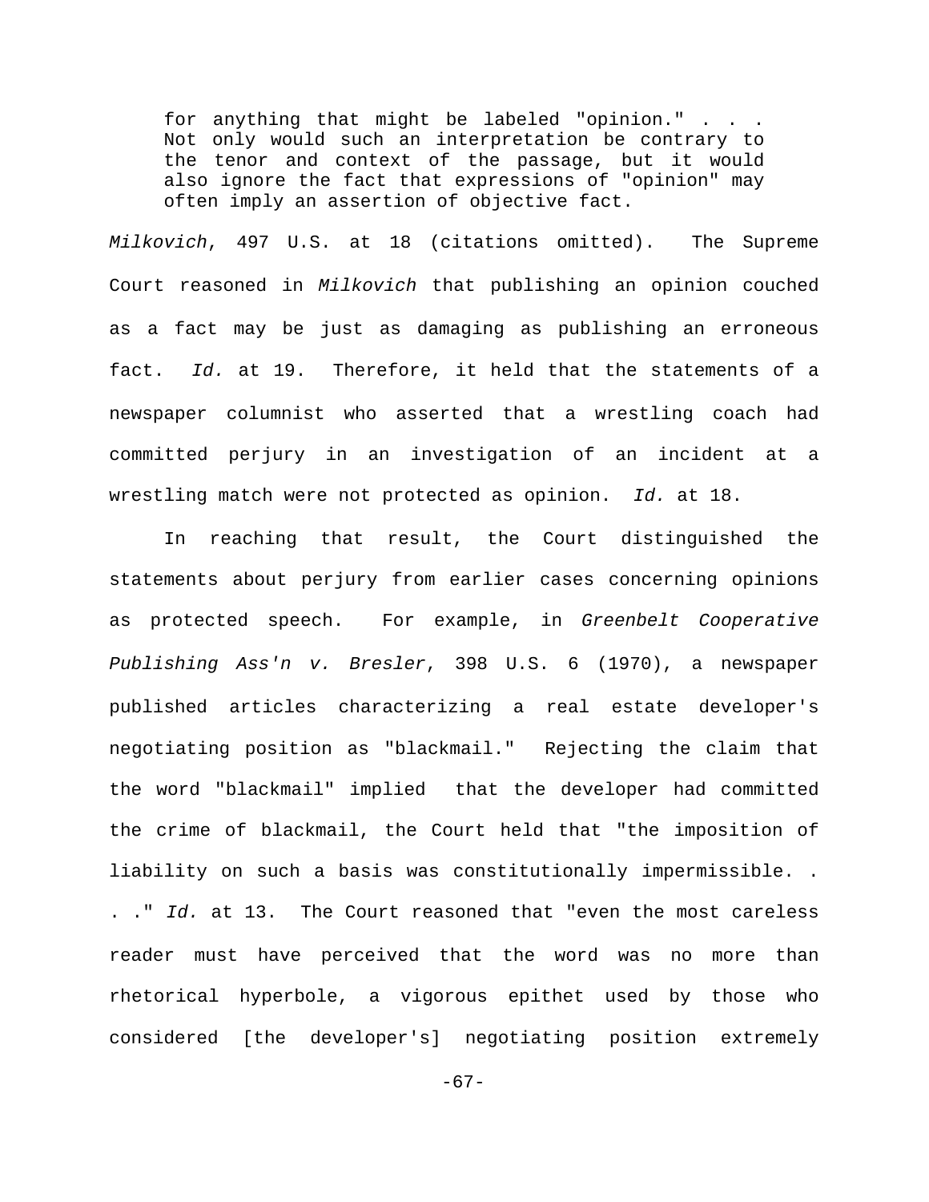> for anything that might be labeled "opinion." . . . Not only would such an interpretation be contrary to the tenor and context of the passage, but it would also ignore the fact that expressions of "opinion" may often imply an assertion of objective fact.

*Milkovich*, 497 U.S. at 18 (citations omitted). The Supreme Court reasoned in *Milkovich* that publishing an opinion couched as a fact may be just as damaging as publishing an erroneous fact. *Id.* at 19. Therefore, it held that the statements of a newspaper columnist who asserted that a wrestling coach had committed perjury in an investigation of an incident at a wrestling match were not protected as opinion. *Id.* at 18.

In reaching that result, the Court distinguished the statements about perjury from earlier cases concerning opinions as protected speech. For example, in *Greenbelt Cooperative Publishing Ass'n v. Bresler*, 398 U.S. 6 (1970), a newspaper published articles characterizing a real estate developer's negotiating position as "blackmail." Rejecting the claim that the word "blackmail" implied that the developer had committed the crime of blackmail, the Court held that "the imposition of liability on such a basis was constitutionally impermissible. . . ." *Id.* at 13. The Court reasoned that "even the most careless reader must have perceived that the word was no more than rhetorical hyperbole, a vigorous epithet used by those who considered [the developer's] negotiating position extremely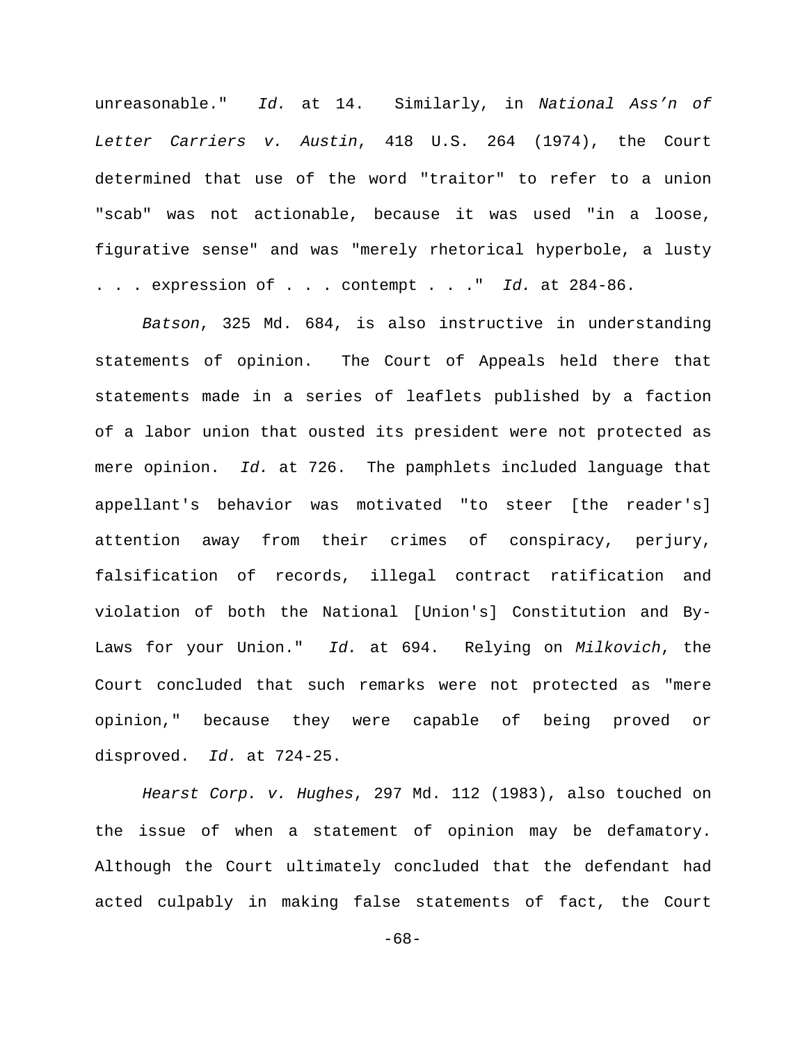unreasonable." *Id.* at 14. Similarly, in *National Ass'n of Letter Carriers v. Austin*, 418 U.S. 264 (1974), the Court determined that use of the word "traitor" to refer to a union "scab" was not actionable, because it was used "in a loose, figurative sense" and was "merely rhetorical hyperbole, a lusty . . . expression of . . . contempt . . ." *Id.* at 284-86.

*Batson*, 325 Md. 684, is also instructive in understanding statements of opinion. The Court of Appeals held there that statements made in a series of leaflets published by a faction of a labor union that ousted its president were not protected as mere opinion. *Id.* at 726. The pamphlets included language that appellant's behavior was motivated "to steer [the reader's] attention away from their crimes of conspiracy, perjury, falsification of records, illegal contract ratification and violation of both the National [Union's] Constitution and By-Laws for your Union." *Id.* at 694. Relying on *Milkovich*, the Court concluded that such remarks were not protected as "mere opinion," because they were capable of being proved or disproved. *Id.* at 724-25.

*Hearst Corp. v. Hughes*, 297 Md. 112 (1983), also touched on the issue of when a statement of opinion may be defamatory. Although the Court ultimately concluded that the defendant had acted culpably in making false statements of fact, the Court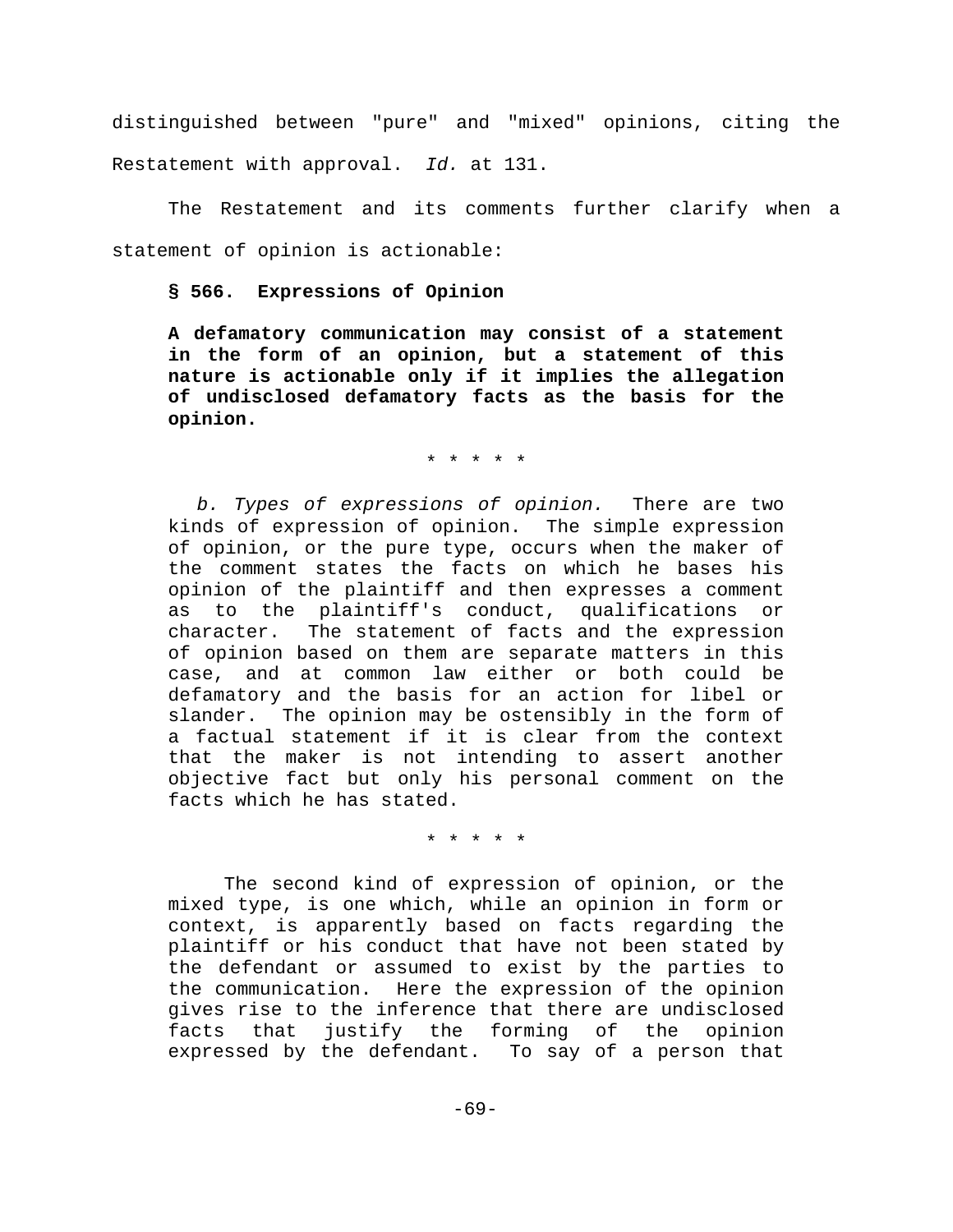distinguished between "pure" and "mixed" opinions, citing the Restatement with approval. *Id.* at 131.

The Restatement and its comments further clarify when a statement of opinion is actionable:

> **§ 566. Expressions of Opinion**
>
> **A defamatory communication may consist of a statement in the form of an opinion, but a statement of this nature is actionable only if it implies the allegation of undisclosed defamatory facts as the basis for the opinion.**
>
> \* \* \* \* \*
>
> *b. Types of expressions of opinion.* There are two kinds of expression of opinion. The simple expression of opinion, or the pure type, occurs when the maker of the comment states the facts on which he bases his opinion of the plaintiff and then expresses a comment as to the plaintiff's conduct, qualifications or character. The statement of facts and the expression of opinion based on them are separate matters in this case, and at common law either or both could be defamatory and the basis for an action for libel or slander. The opinion may be ostensibly in the form of a factual statement if it is clear from the context that the maker is not intending to assert another objective fact but only his personal comment on the facts which he has stated.
>
> \* \* \* \* \*
>
> The second kind of expression of opinion, or the mixed type, is one which, while an opinion in form or context, is apparently based on facts regarding the plaintiff or his conduct that have not been stated by the defendant or assumed to exist by the parties to the communication. Here the expression of the opinion gives rise to the inference that there are undisclosed facts that justify the forming of the opinion expressed by the defendant. To say of a person that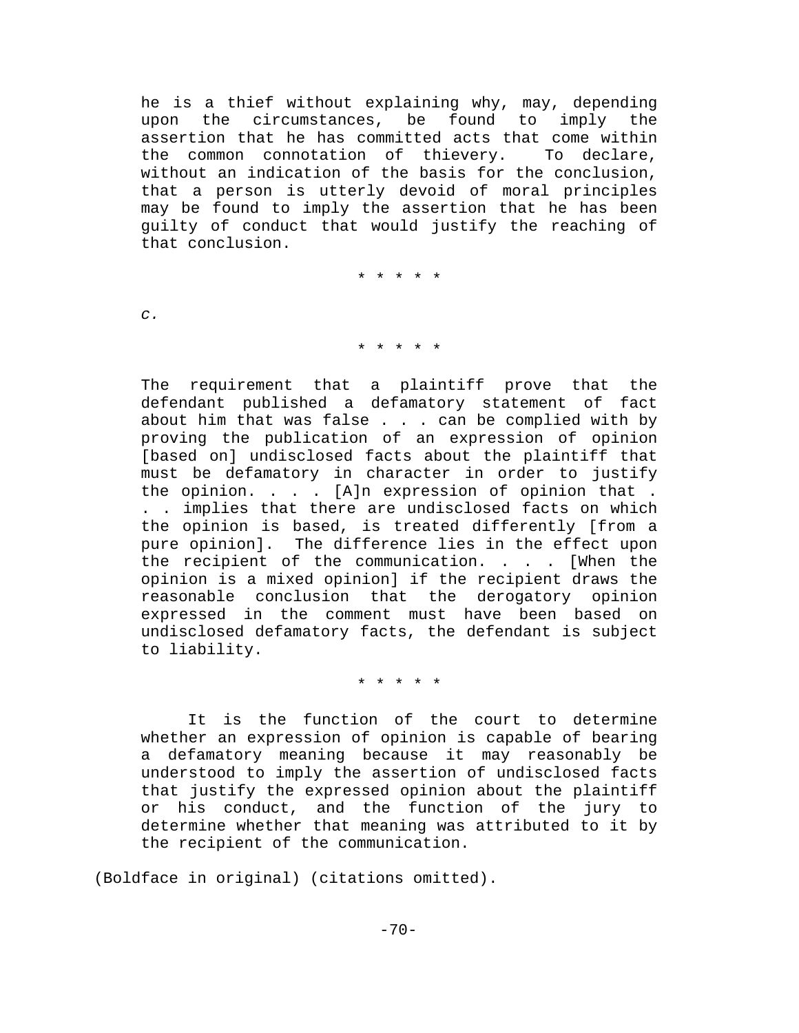he is a thief without explaining why, may, depending upon the circumstances, be found to imply the assertion that he has committed acts that come within the common connotation of thievery. To declare, without an indication of the basis for the conclusion, that a person is utterly devoid of moral principles may be found to imply the assertion that he has been guilty of conduct that would justify the reaching of that conclusion.

\* \* \* \* \*

*c.*

\* \* \* \* \*

The requirement that a plaintiff prove that the defendant published a defamatory statement of fact about him that was false . . . can be complied with by proving the publication of an expression of opinion [based on] undisclosed facts about the plaintiff that must be defamatory in character in order to justify the opinion. . . . [A]n expression of opinion that . . . implies that there are undisclosed facts on which the opinion is based, is treated differently [from a pure opinion]. The difference lies in the effect upon the recipient of the communication. . . . [When the opinion is a mixed opinion] if the recipient draws the reasonable conclusion that the derogatory opinion expressed in the comment must have been based on undisclosed defamatory facts, the defendant is subject to liability.

\* \* \* \* \*

It is the function of the court to determine whether an expression of opinion is capable of bearing a defamatory meaning because it may reasonably be understood to imply the assertion of undisclosed facts that justify the expressed opinion about the plaintiff or his conduct, and the function of the jury to determine whether that meaning was attributed to it by the recipient of the communication.

(Boldface in original) (citations omitted).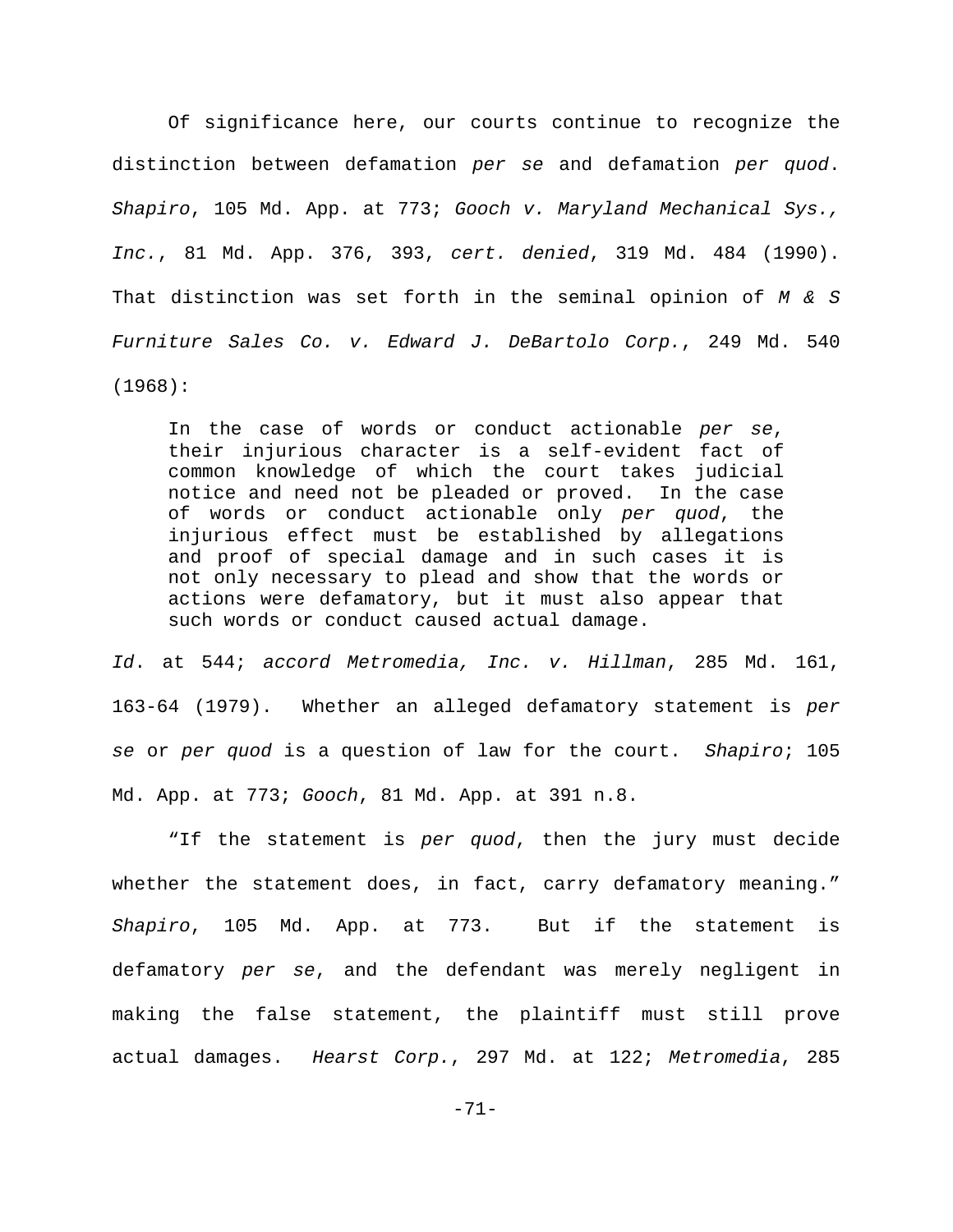Of significance here, our courts continue to recognize the distinction between defamation *per se* and defamation *per quod*. *Shapiro*, 105 Md. App. at 773; *Gooch v. Maryland Mechanical Sys., Inc.*, 81 Md. App. 376, 393, *cert. denied*, 319 Md. 484 (1990). That distinction was set forth in the seminal opinion of *M & S Furniture Sales Co. v. Edward J. DeBartolo Corp.*, 249 Md. 540 (1968):

> In the case of words or conduct actionable *per se*, their injurious character is a self-evident fact of common knowledge of which the court takes judicial notice and need not be pleaded or proved. In the case of words or conduct actionable only *per quod*, the injurious effect must be established by allegations and proof of special damage and in such cases it is not only necessary to plead and show that the words or actions were defamatory, but it must also appear that such words or conduct caused actual damage.

*Id*. at 544; *accord Metromedia, Inc. v. Hillman*, 285 Md. 161, 163-64 (1979). Whether an alleged defamatory statement is *per se* or *per quod* is a question of law for the court. *Shapiro*; 105 Md. App. at 773; *Gooch*, 81 Md. App. at 391 n.8.

"If the statement is *per quod*, then the jury must decide whether the statement does, in fact, carry defamatory meaning." *Shapiro*, 105 Md. App. at 773. But if the statement is defamatory *per se*, and the defendant was merely negligent in making the false statement, the plaintiff must still prove actual damages. *Hearst Corp.*, 297 Md. at 122; *Metromedia*, 285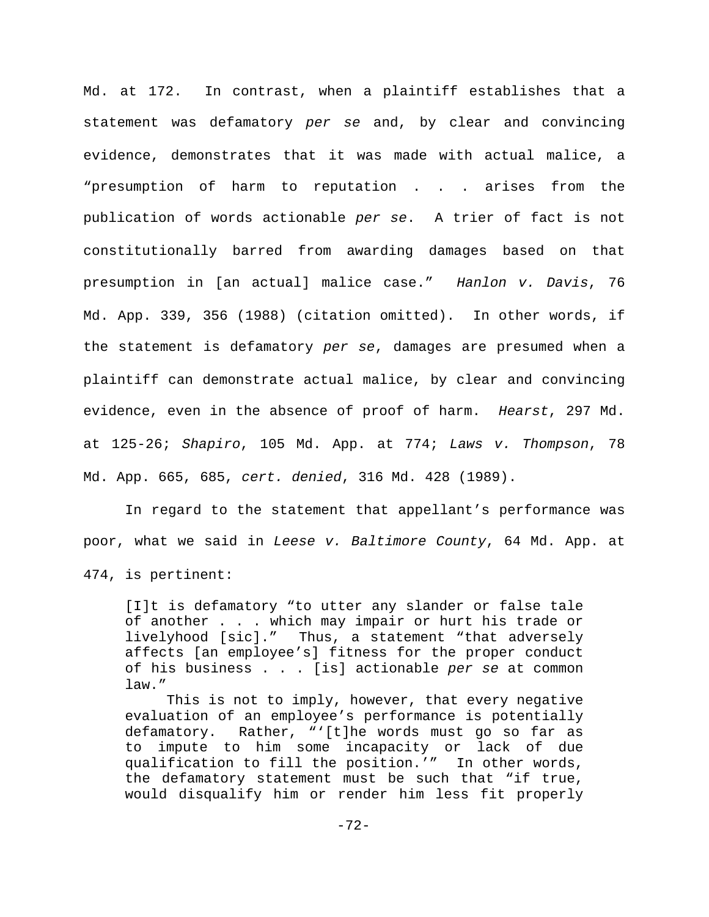Md. at 172. In contrast, when a plaintiff establishes that a statement was defamatory *per se* and, by clear and convincing evidence, demonstrates that it was made with actual malice, a "presumption of harm to reputation . . . arises from the publication of words actionable *per se*. A trier of fact is not constitutionally barred from awarding damages based on that presumption in [an actual] malice case." *Hanlon v. Davis*, 76 Md. App. 339, 356 (1988) (citation omitted). In other words, if the statement is defamatory *per se*, damages are presumed when a plaintiff can demonstrate actual malice, by clear and convincing evidence, even in the absence of proof of harm. *Hearst*, 297 Md. at 125-26; *Shapiro*, 105 Md. App. at 774; *Laws v. Thompson*, 78 Md. App. 665, 685, *cert. denied*, 316 Md. 428 (1989).

In regard to the statement that appellant's performance was poor, what we said in *Leese v. Baltimore County*, 64 Md. App. at 474, is pertinent:

> [I]t is defamatory "to utter any slander or false tale of another . . . which may impair or hurt his trade or livelyhood [sic]." Thus, a statement "that adversely affects [an employee's] fitness for the proper conduct of his business . . . [is] actionable *per se* at common law."
>
> This is not to imply, however, that every negative evaluation of an employee's performance is potentially defamatory. Rather, "'[t]he words must go so far as to impute to him some incapacity or lack of due qualification to fill the position.'" In other words, the defamatory statement must be such that "if true, would disqualify him or render him less fit properly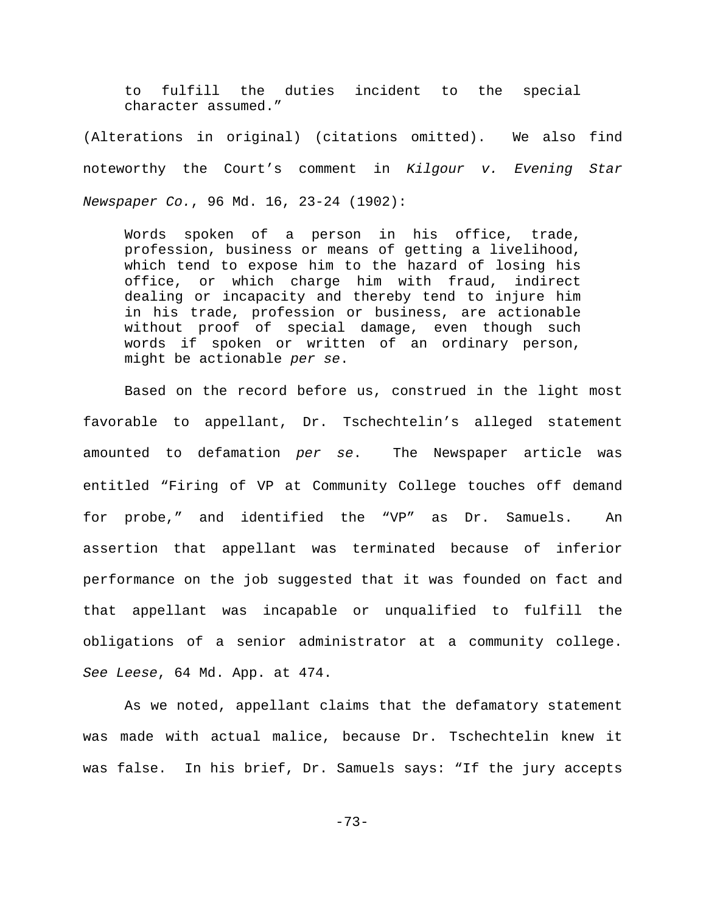> to fulfill the duties incident to the special character assumed."

(Alterations in original) (citations omitted). We also find noteworthy the Court's comment in *Kilgour v. Evening Star Newspaper Co.*, 96 Md. 16, 23-24 (1902):

> Words spoken of a person in his office, trade, profession, business or means of getting a livelihood, which tend to expose him to the hazard of losing his office, or which charge him with fraud, indirect dealing or incapacity and thereby tend to injure him in his trade, profession or business, are actionable without proof of special damage, even though such words if spoken or written of an ordinary person, might be actionable *per se*.

Based on the record before us, construed in the light most favorable to appellant, Dr. Tschechtelin's alleged statement amounted to defamation *per se*. The Newspaper article was entitled "Firing of VP at Community College touches off demand for probe," and identified the "VP" as Dr. Samuels. An assertion that appellant was terminated because of inferior performance on the job suggested that it was founded on fact and that appellant was incapable or unqualified to fulfill the obligations of a senior administrator at a community college. *See Leese*, 64 Md. App. at 474.

As we noted, appellant claims that the defamatory statement was made with actual malice, because Dr. Tschechtelin knew it was false. In his brief, Dr. Samuels says: "If the jury accepts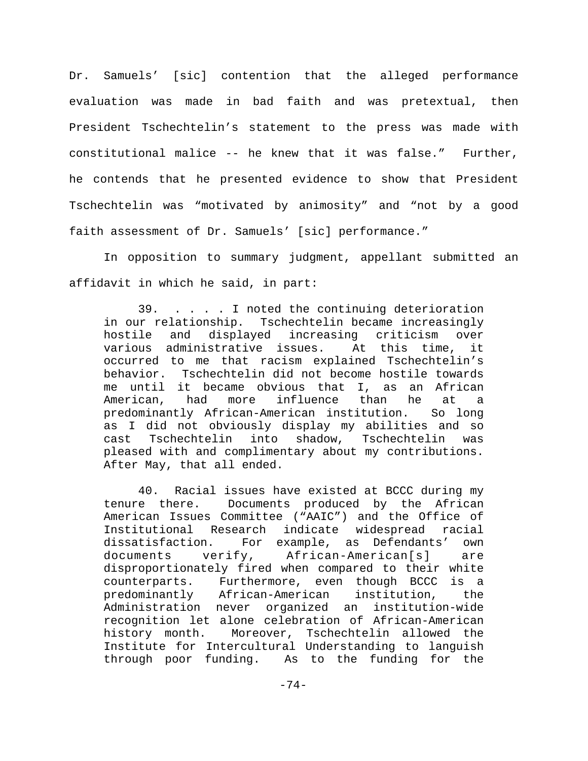Dr. Samuels' [sic] contention that the alleged performance evaluation was made in bad faith and was pretextual, then President Tschechtelin's statement to the press was made with constitutional malice -- he knew that it was false." Further, he contends that he presented evidence to show that President Tschechtelin was "motivated by animosity" and "not by a good faith assessment of Dr. Samuels' [sic] performance."

In opposition to summary judgment, appellant submitted an affidavit in which he said, in part:

> 39. . . . . I noted the continuing deterioration in our relationship. Tschechtelin became increasingly hostile and displayed increasing criticism over various administrative issues. At this time, it occurred to me that racism explained Tschechtelin's behavior. Tschechtelin did not become hostile towards me until it became obvious that I, as an African American, had more influence than he at a predominantly African-American institution. So long as I did not obviously display my abilities and so cast Tschechtelin into shadow, Tschechtelin was pleased with and complimentary about my contributions. After May, that all ended.
>
> 40. Racial issues have existed at BCCC during my tenure there. Documents produced by the African American Issues Committee ("AAIC") and the Office of Institutional Research indicate widespread racial dissatisfaction. For example, as Defendants' own documents verify, African-American[s] are disproportionately fired when compared to their white counterparts. Furthermore, even though BCCC is a predominantly African-American institution, the Administration never organized an institution-wide recognition let alone celebration of African-American history month. Moreover, Tschechtelin allowed the Institute for Intercultural Understanding to languish through poor funding. As to the funding for the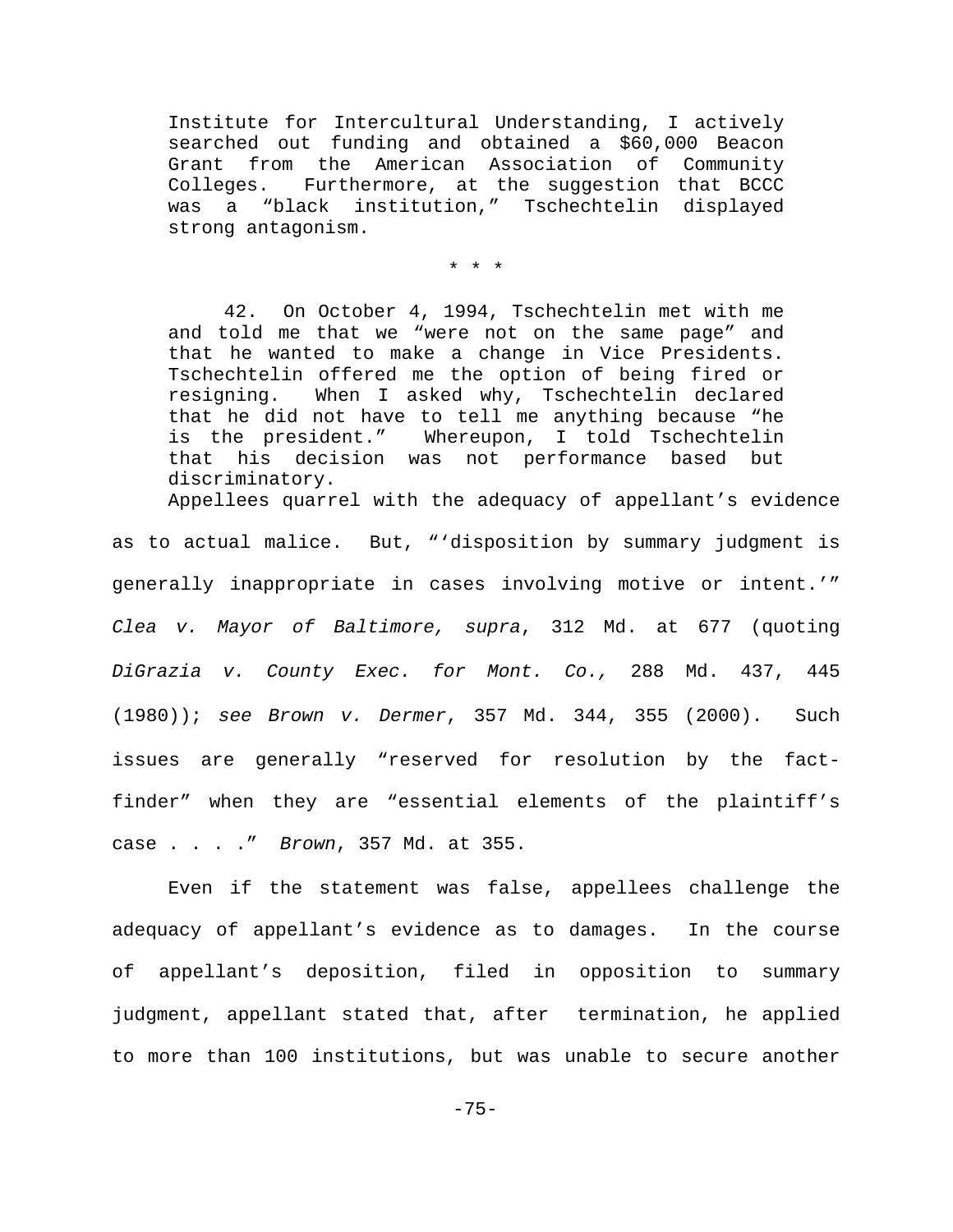> Institute for Intercultural Understanding, I actively searched out funding and obtained a $60,000 Beacon Grant from the American Association of Community Colleges. Furthermore, at the suggestion that BCCC was a "black institution," Tschechtelin displayed strong antagonism.
>
> \* \* \*
>
> 42. On October 4, 1994, Tschechtelin met with me and told me that we "were not on the same page" and that he wanted to make a change in Vice Presidents. Tschechtelin offered me the option of being fired or resigning. When I asked why, Tschechtelin declared that he did not have to tell me anything because "he is the president." Whereupon, I told Tschechtelin that his decision was not performance based but discriminatory.

Appellees quarrel with the adequacy of appellant's evidence as to actual malice. But, "'disposition by summary judgment is generally inappropriate in cases involving motive or intent.'" *Clea v. Mayor of Baltimore, supra*, 312 Md. at 677 (quoting *DiGrazia v. County Exec. for Mont. Co.,* 288 Md. 437, 445 (1980)); *see Brown v. Dermer*, 357 Md. 344, 355 (2000). Such issues are generally "reserved for resolution by the fact-finder" when they are "essential elements of the plaintiff's case . . . ." *Brown*, 357 Md. at 355.

Even if the statement was false, appellees challenge the adequacy of appellant's evidence as to damages. In the course of appellant's deposition, filed in opposition to summary judgment, appellant stated that, after termination, he applied to more than 100 institutions, but was unable to secure another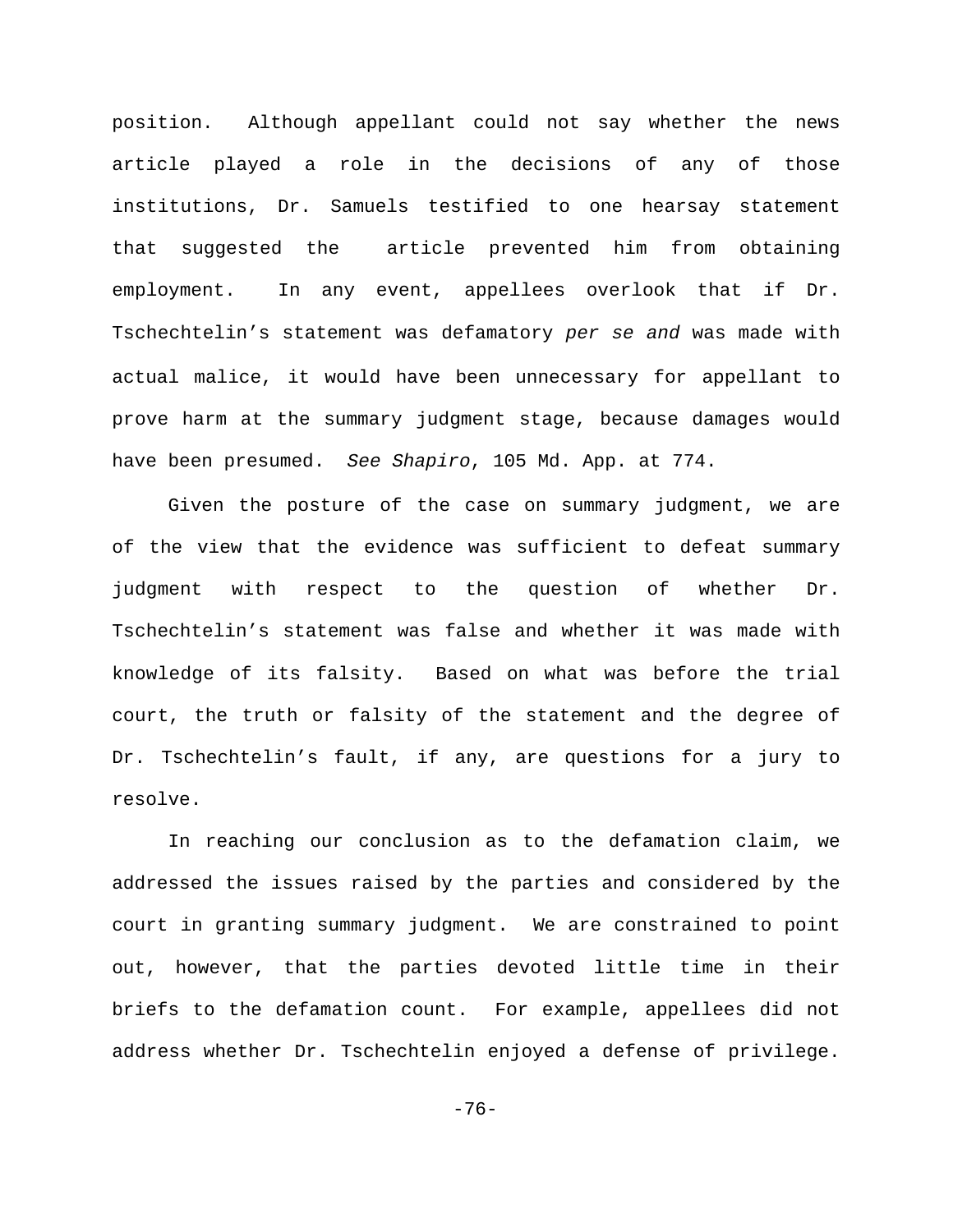position. Although appellant could not say whether the news article played a role in the decisions of any of those institutions, Dr. Samuels testified to one hearsay statement that suggested the article prevented him from obtaining employment. In any event, appellees overlook that if Dr. Tschechtelin's statement was defamatory *per se and* was made with actual malice, it would have been unnecessary for appellant to prove harm at the summary judgment stage, because damages would have been presumed. *See Shapiro*, 105 Md. App. at 774.

Given the posture of the case on summary judgment, we are of the view that the evidence was sufficient to defeat summary judgment with respect to the question of whether Dr. Tschechtelin's statement was false and whether it was made with knowledge of its falsity. Based on what was before the trial court, the truth or falsity of the statement and the degree of Dr. Tschechtelin's fault, if any, are questions for a jury to resolve.

In reaching our conclusion as to the defamation claim, we addressed the issues raised by the parties and considered by the court in granting summary judgment. We are constrained to point out, however, that the parties devoted little time in their briefs to the defamation count. For example, appellees did not address whether Dr. Tschechtelin enjoyed a defense of privilege.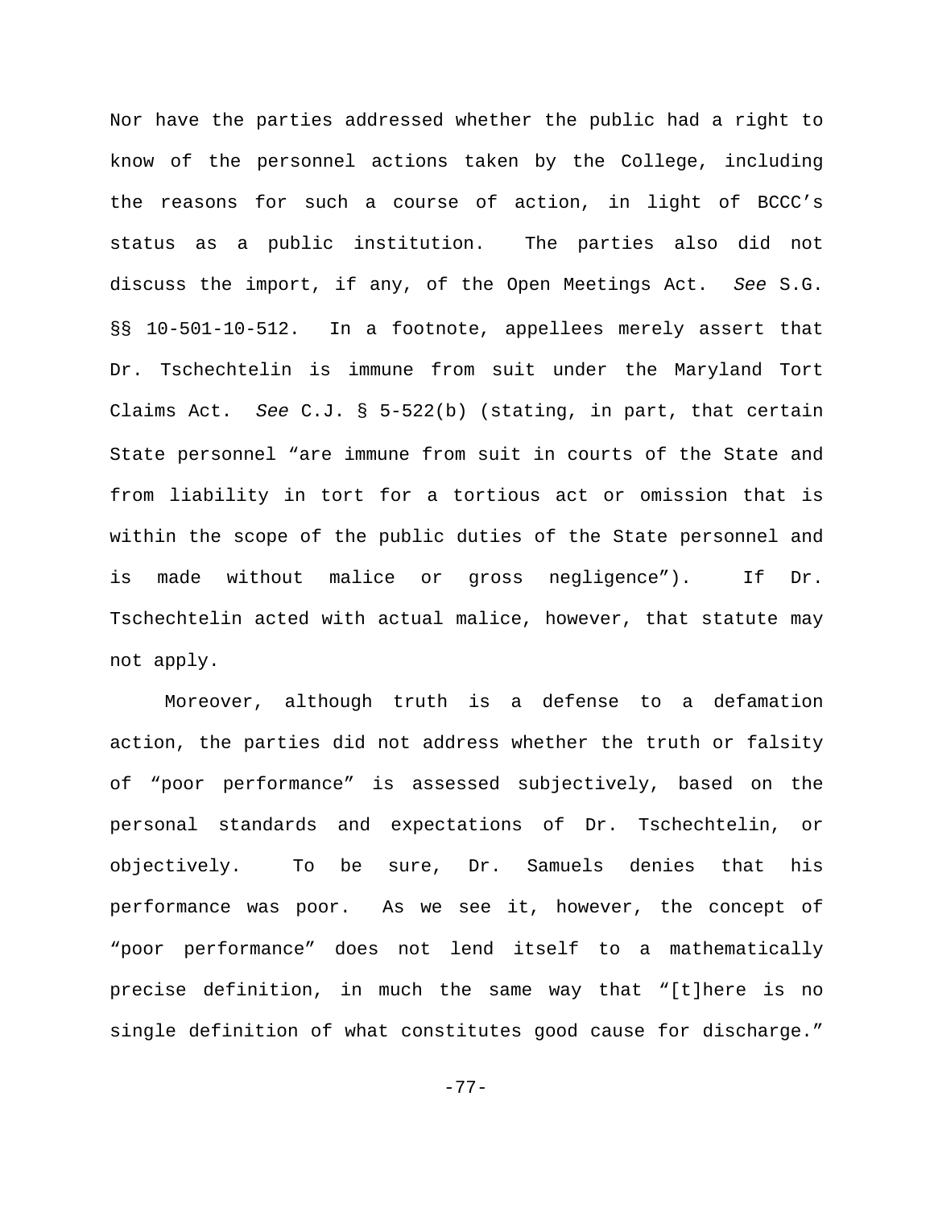Nor have the parties addressed whether the public had a right to know of the personnel actions taken by the College, including the reasons for such a course of action, in light of BCCC's status as a public institution. The parties also did not discuss the import, if any, of the Open Meetings Act. *See* S.G. §§ 10-501-10-512. In a footnote, appellees merely assert that Dr. Tschechtelin is immune from suit under the Maryland Tort Claims Act. *See* C.J. § 5-522(b) (stating, in part, that certain State personnel "are immune from suit in courts of the State and from liability in tort for a tortious act or omission that is within the scope of the public duties of the State personnel and is made without malice or gross negligence"). If Dr. Tschechtelin acted with actual malice, however, that statute may not apply.

Moreover, although truth is a defense to a defamation action, the parties did not address whether the truth or falsity of "poor performance" is assessed subjectively, based on the personal standards and expectations of Dr. Tschechtelin, or objectively. To be sure, Dr. Samuels denies that his performance was poor. As we see it, however, the concept of "poor performance" does not lend itself to a mathematically precise definition, in much the same way that "[t]here is no single definition of what constitutes good cause for discharge."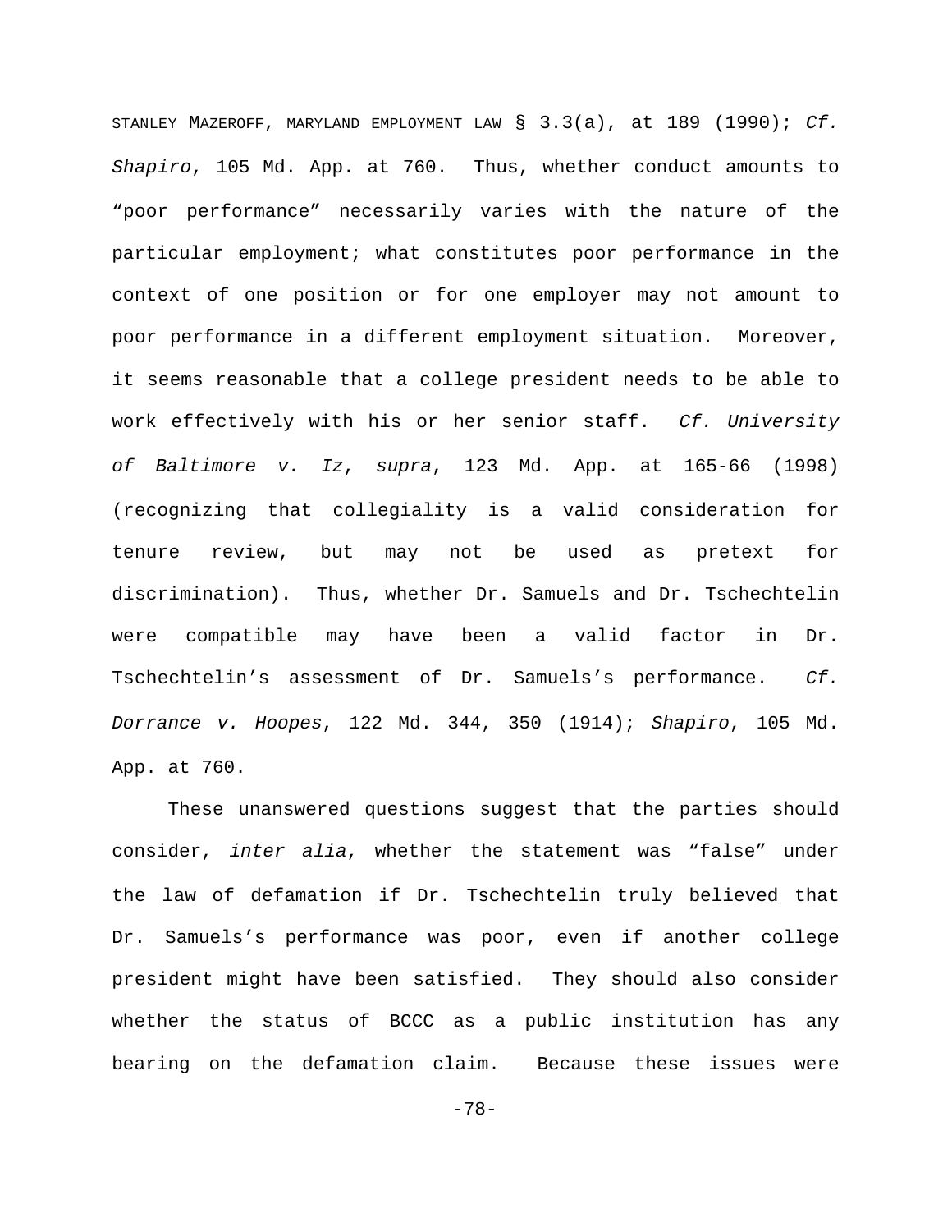STANLEY MAZEROFF, MARYLAND EMPLOYMENT LAW § 3.3(a), at 189 (1990); *Cf. Shapiro*, 105 Md. App. at 760. Thus, whether conduct amounts to "poor performance" necessarily varies with the nature of the particular employment; what constitutes poor performance in the context of one position or for one employer may not amount to poor performance in a different employment situation. Moreover, it seems reasonable that a college president needs to be able to work effectively with his or her senior staff. *Cf. University of Baltimore v. Iz*, *supra*, 123 Md. App. at 165-66 (1998) (recognizing that collegiality is a valid consideration for tenure review, but may not be used as pretext for discrimination). Thus, whether Dr. Samuels and Dr. Tschechtelin were compatible may have been a valid factor in Dr. Tschechtelin's assessment of Dr. Samuels's performance. *Cf. Dorrance v. Hoopes*, 122 Md. 344, 350 (1914); *Shapiro*, 105 Md. App. at 760.

These unanswered questions suggest that the parties should consider, *inter alia*, whether the statement was "false" under the law of defamation if Dr. Tschechtelin truly believed that Dr. Samuels's performance was poor, even if another college president might have been satisfied. They should also consider whether the status of BCCC as a public institution has any bearing on the defamation claim. Because these issues were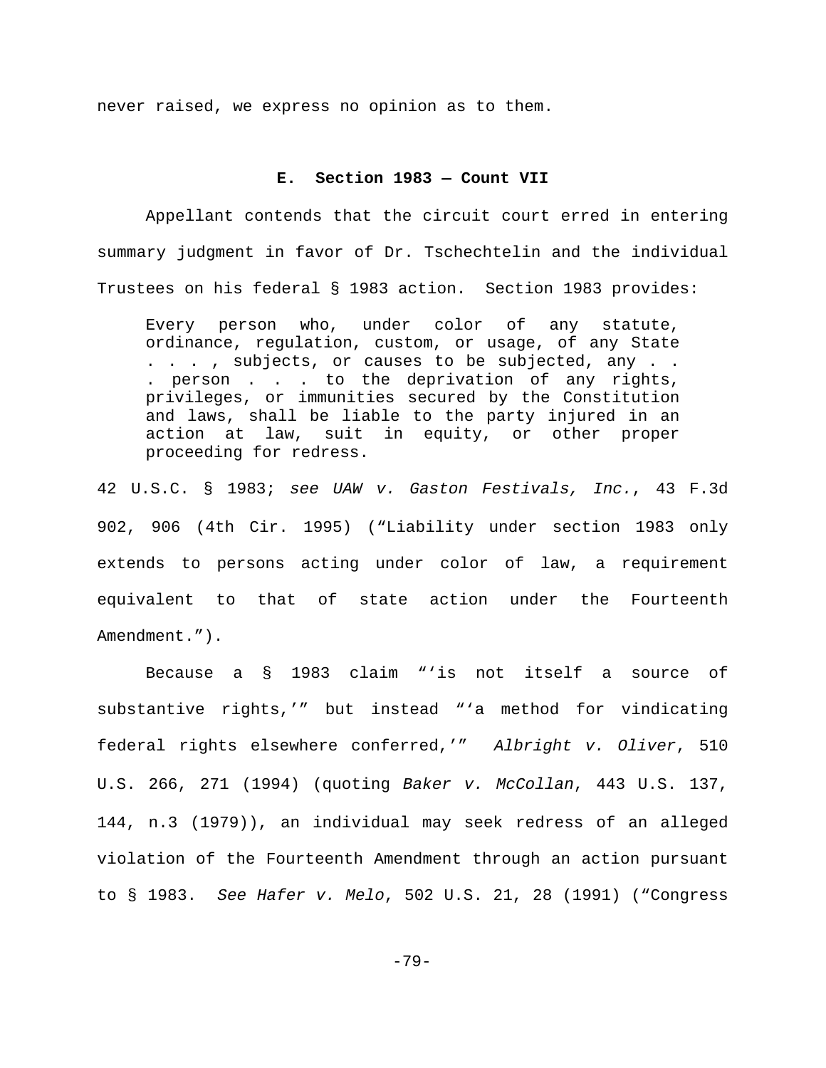never raised, we express no opinion as to them.

### E. Section 1983 — Count VII

Appellant contends that the circuit court erred in entering summary judgment in favor of Dr. Tschechtelin and the individual Trustees on his federal § 1983 action. Section 1983 provides:

> Every person who, under color of any statute, ordinance, regulation, custom, or usage, of any State . . . , subjects, or causes to be subjected, any . . . person . . . to the deprivation of any rights, privileges, or immunities secured by the Constitution and laws, shall be liable to the party injured in an action at law, suit in equity, or other proper proceeding for redress.

42 U.S.C. § 1983; *see UAW v. Gaston Festivals, Inc.*, 43 F.3d 902, 906 (4th Cir. 1995) ("Liability under section 1983 only extends to persons acting under color of law, a requirement equivalent to that of state action under the Fourteenth Amendment.").

Because a § 1983 claim "'is not itself a source of substantive rights,'" but instead "'a method for vindicating federal rights elsewhere conferred,'" *Albright v. Oliver*, 510 U.S. 266, 271 (1994) (quoting *Baker v. McCollan*, 443 U.S. 137, 144, n.3 (1979)), an individual may seek redress of an alleged violation of the Fourteenth Amendment through an action pursuant to § 1983. *See Hafer v. Melo*, 502 U.S. 21, 28 (1991) ("Congress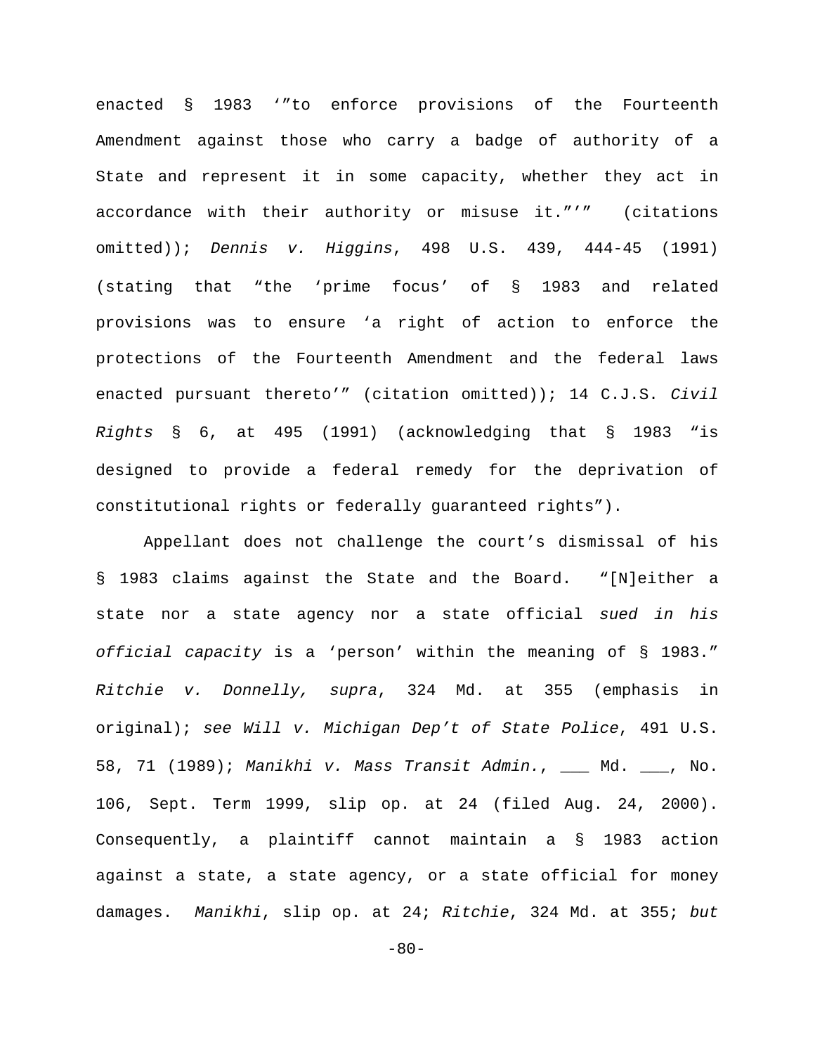enacted § 1983 '"to enforce provisions of the Fourteenth Amendment against those who carry a badge of authority of a State and represent it in some capacity, whether they act in accordance with their authority or misuse it."'" (citations omitted)); *Dennis v. Higgins*, 498 U.S. 439, 444-45 (1991) (stating that "the 'prime focus' of § 1983 and related provisions was to ensure 'a right of action to enforce the protections of the Fourteenth Amendment and the federal laws enacted pursuant thereto'" (citation omitted)); 14 C.J.S. *Civil Rights* § 6, at 495 (1991) (acknowledging that § 1983 "is designed to provide a federal remedy for the deprivation of constitutional rights or federally guaranteed rights").

Appellant does not challenge the court's dismissal of his § 1983 claims against the State and the Board. "[N]either a state nor a state agency nor a state official *sued in his official capacity* is a 'person' within the meaning of § 1983." *Ritchie v. Donnelly, supra*, 324 Md. at 355 (emphasis in original); *see Will v. Michigan Dep't of State Police*, 491 U.S. 58, 71 (1989); *Manikhi v. Mass Transit Admin.*, ___ Md. ___, No. 106, Sept. Term 1999, slip op. at 24 (filed Aug. 24, 2000). Consequently, a plaintiff cannot maintain a § 1983 action against a state, a state agency, or a state official for money damages. *Manikhi*, slip op. at 24; *Ritchie*, 324 Md. at 355; *but*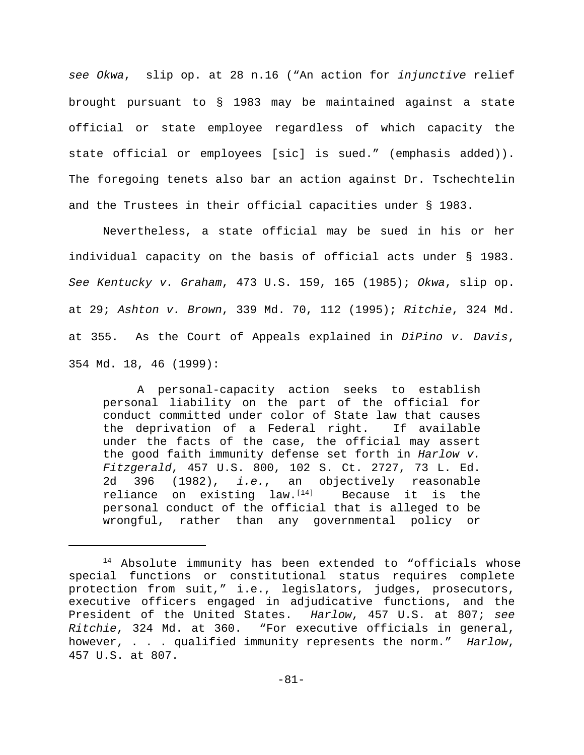*see Okwa*, slip op. at 28 n.16 ("An action for *injunctive* relief brought pursuant to § 1983 may be maintained against a state official or state employee regardless of which capacity the state official or employees [sic] is sued." (emphasis added)). The foregoing tenets also bar an action against Dr. Tschechtelin and the Trustees in their official capacities under § 1983.

Nevertheless, a state official may be sued in his or her individual capacity on the basis of official acts under § 1983. *See Kentucky v. Graham*, 473 U.S. 159, 165 (1985); *Okwa*, slip op. at 29; *Ashton v. Brown*, 339 Md. 70, 112 (1995); *Ritchie*, 324 Md. at 355. As the Court of Appeals explained in *DiPino v. Davis*, 354 Md. 18, 46 (1999):

> A personal-capacity action seeks to establish personal liability on the part of the official for conduct committed under color of State law that causes the deprivation of a Federal right. If available under the facts of the case, the official may assert the good faith immunity defense set forth in *Harlow v. Fitzgerald*, 457 U.S. 800, 102 S. Ct. 2727, 73 L. Ed. 2d 396 (1982), *i.e.*, an objectively reasonable reliance on existing law.[14] Because it is the personal conduct of the official that is alleged to be wrongful, rather than any governmental policy or

[14] Absolute immunity has been extended to "officials whose special functions or constitutional status requires complete protection from suit," i.e., legislators, judges, prosecutors, executive officers engaged in adjudicative functions, and the President of the United States. *Harlow*, 457 U.S. at 807; *see Ritchie*, 324 Md. at 360. "For executive officials in general, however, . . . qualified immunity represents the norm." *Harlow*, 457 U.S. at 807.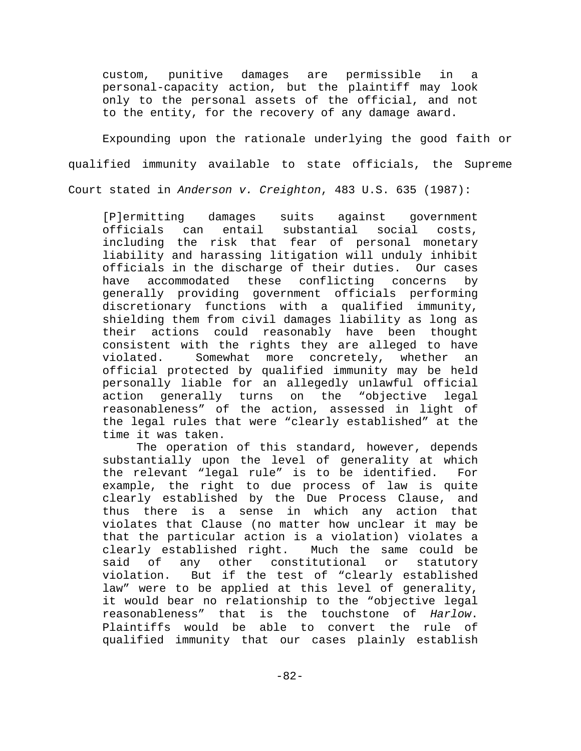> custom, punitive damages are permissible in a personal-capacity action, but the plaintiff may look only to the personal assets of the official, and not to the entity, for the recovery of any damage award.

Expounding upon the rationale underlying the good faith or qualified immunity available to state officials, the Supreme Court stated in *Anderson v. Creighton*, 483 U.S. 635 (1987):

> [P]ermitting damages suits against government officials can entail substantial social costs, including the risk that fear of personal monetary liability and harassing litigation will unduly inhibit officials in the discharge of their duties. Our cases have accommodated these conflicting concerns by generally providing government officials performing discretionary functions with a qualified immunity, shielding them from civil damages liability as long as their actions could reasonably have been thought consistent with the rights they are alleged to have violated. Somewhat more concretely, whether an official protected by qualified immunity may be held personally liable for an allegedly unlawful official action generally turns on the "objective legal reasonableness" of the action, assessed in light of the legal rules that were "clearly established" at the time it was taken.
>
> The operation of this standard, however, depends substantially upon the level of generality at which the relevant "legal rule" is to be identified. For example, the right to due process of law is quite clearly established by the Due Process Clause, and thus there is a sense in which any action that violates that Clause (no matter how unclear it may be that the particular action is a violation) violates a clearly established right. Much the same could be said of any other constitutional or statutory violation. But if the test of "clearly established law" were to be applied at this level of generality, it would bear no relationship to the "objective legal reasonableness" that is the touchstone of *Harlow*. Plaintiffs would be able to convert the rule of qualified immunity that our cases plainly establish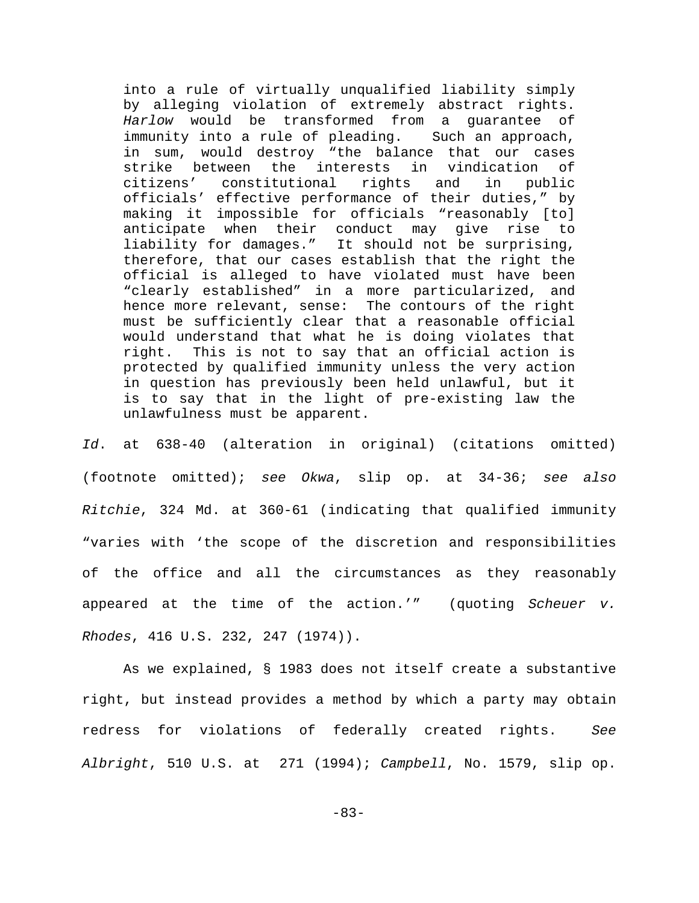> into a rule of virtually unqualified liability simply by alleging violation of extremely abstract rights. *Harlow* would be transformed from a guarantee of immunity into a rule of pleading. Such an approach, in sum, would destroy "the balance that our cases strike between the interests in vindication of citizens' constitutional rights and in public officials' effective performance of their duties," by making it impossible for officials "reasonably [to] anticipate when their conduct may give rise to liability for damages." It should not be surprising, therefore, that our cases establish that the right the official is alleged to have violated must have been "clearly established" in a more particularized, and hence more relevant, sense: The contours of the right must be sufficiently clear that a reasonable official would understand that what he is doing violates that right. This is not to say that an official action is protected by qualified immunity unless the very action in question has previously been held unlawful, but it is to say that in the light of pre-existing law the unlawfulness must be apparent.

*Id.* at 638-40 (alteration in original) (citations omitted) (footnote omitted); *see Okwa*, slip op. at 34-36; *see also Ritchie*, 324 Md. at 360-61 (indicating that qualified immunity "varies with 'the scope of the discretion and responsibilities of the office and all the circumstances as they reasonably appeared at the time of the action.'" (quoting *Scheuer v. Rhodes*, 416 U.S. 232, 247 (1974)).

As we explained, § 1983 does not itself create a substantive right, but instead provides a method by which a party may obtain redress for violations of federally created rights. *See Albright*, 510 U.S. at 271 (1994); *Campbell*, No. 1579, slip op.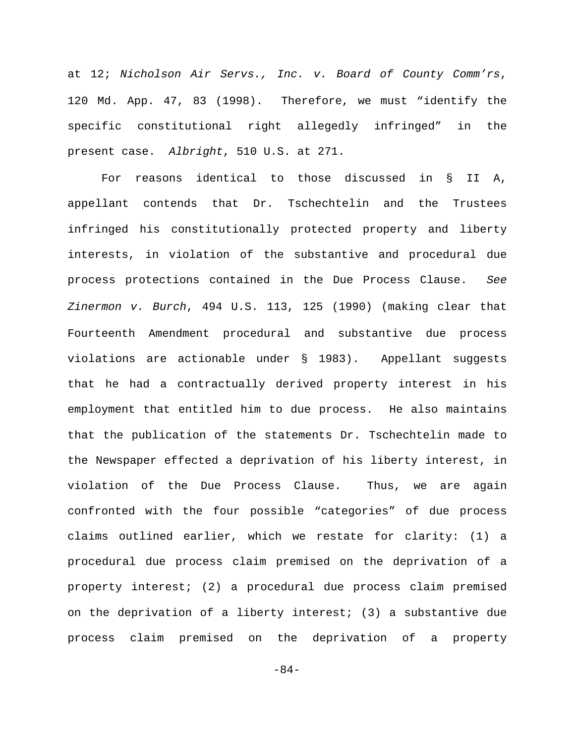at 12; *Nicholson Air Servs., Inc. v. Board of County Comm'rs*, 120 Md. App. 47, 83 (1998). Therefore, we must "identify the specific constitutional right allegedly infringed" in the present case. *Albright*, 510 U.S. at 271.

For reasons identical to those discussed in § II A, appellant contends that Dr. Tschechtelin and the Trustees infringed his constitutionally protected property and liberty interests, in violation of the substantive and procedural due process protections contained in the Due Process Clause. *See Zinermon v. Burch*, 494 U.S. 113, 125 (1990) (making clear that Fourteenth Amendment procedural and substantive due process violations are actionable under § 1983). Appellant suggests that he had a contractually derived property interest in his employment that entitled him to due process. He also maintains that the publication of the statements Dr. Tschechtelin made to the Newspaper effected a deprivation of his liberty interest, in violation of the Due Process Clause. Thus, we are again confronted with the four possible "categories" of due process claims outlined earlier, which we restate for clarity: (1) a procedural due process claim premised on the deprivation of a property interest; (2) a procedural due process claim premised on the deprivation of a liberty interest; (3) a substantive due process claim premised on the deprivation of a property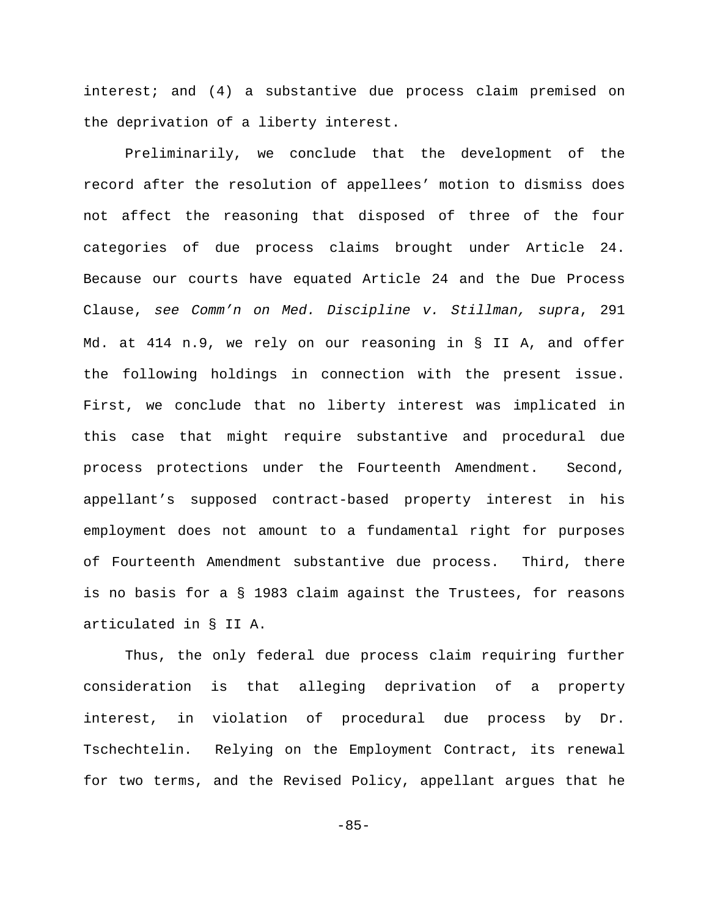interest; and (4) a substantive due process claim premised on the deprivation of a liberty interest.

Preliminarily, we conclude that the development of the record after the resolution of appellees' motion to dismiss does not affect the reasoning that disposed of three of the four categories of due process claims brought under Article 24. Because our courts have equated Article 24 and the Due Process Clause, *see Comm'n on Med. Discipline v. Stillman, supra*, 291 Md. at 414 n.9, we rely on our reasoning in § II A, and offer the following holdings in connection with the present issue. First, we conclude that no liberty interest was implicated in this case that might require substantive and procedural due process protections under the Fourteenth Amendment. Second, appellant's supposed contract-based property interest in his employment does not amount to a fundamental right for purposes of Fourteenth Amendment substantive due process. Third, there is no basis for a § 1983 claim against the Trustees, for reasons articulated in § II A.

Thus, the only federal due process claim requiring further consideration is that alleging deprivation of a property interest, in violation of procedural due process by Dr. Tschechtelin. Relying on the Employment Contract, its renewal for two terms, and the Revised Policy, appellant argues that he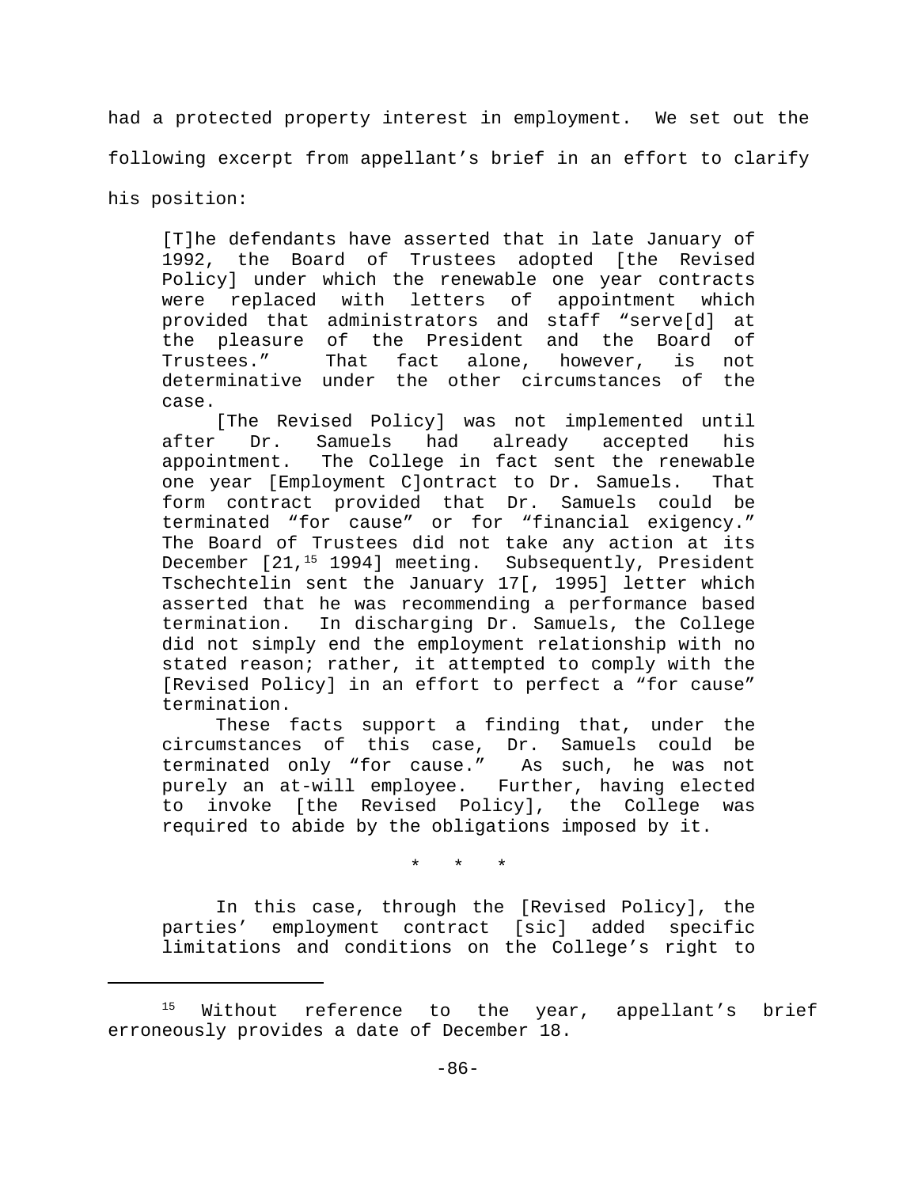had a protected property interest in employment. We set out the following excerpt from appellant's brief in an effort to clarify his position:

> [T]he defendants have asserted that in late January of 1992, the Board of Trustees adopted [the Revised Policy] under which the renewable one year contracts were replaced with letters of appointment which provided that administrators and staff "serve[d] at the pleasure of the President and the Board of Trustees." That fact alone, however, is not determinative under the other circumstances of the case.
>
> [The Revised Policy] was not implemented until after Dr. Samuels had already accepted his appointment. The College in fact sent the renewable one year [Employment C]ontract to Dr. Samuels. That form contract provided that Dr. Samuels could be terminated "for cause" or for "financial exigency." The Board of Trustees did not take any action at its December [21,[15] 1994] meeting. Subsequently, President Tschechtelin sent the January 17[, 1995] letter which asserted that he was recommending a performance based termination. In discharging Dr. Samuels, the College did not simply end the employment relationship with no stated reason; rather, it attempted to comply with the [Revised Policy] in an effort to perfect a "for cause" termination.
>
> These facts support a finding that, under the circumstances of this case, Dr. Samuels could be terminated only "for cause." As such, he was not purely an at-will employee. Further, having elected to invoke [the Revised Policy], the College was required to abide by the obligations imposed by it.
>
> \* \* \*
>
> In this case, through the [Revised Policy], the parties' employment contract [sic] added specific limitations and conditions on the College's right to

---

[15] Without reference to the year, appellant's brief erroneously provides a date of December 18.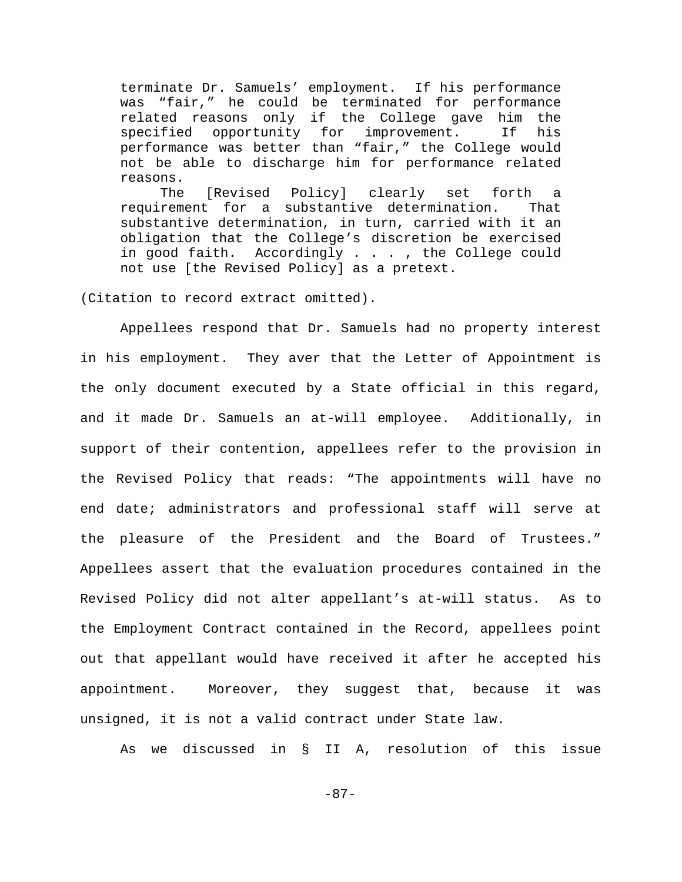> terminate Dr. Samuels' employment. If his performance was "fair," he could be terminated for performance related reasons only if the College gave him the specified opportunity for improvement. If his performance was better than "fair," the College would not be able to discharge him for performance related reasons.
>
> The [Revised Policy] clearly set forth a requirement for a substantive determination. That substantive determination, in turn, carried with it an obligation that the College's discretion be exercised in good faith. Accordingly . . . , the College could not use [the Revised Policy] as a pretext.

(Citation to record extract omitted).

Appellees respond that Dr. Samuels had no property interest in his employment. They aver that the Letter of Appointment is the only document executed by a State official in this regard, and it made Dr. Samuels an at-will employee. Additionally, in support of their contention, appellees refer to the provision in the Revised Policy that reads: "The appointments will have no end date; administrators and professional staff will serve at the pleasure of the President and the Board of Trustees." Appellees assert that the evaluation procedures contained in the Revised Policy did not alter appellant's at-will status. As to the Employment Contract contained in the Record, appellees point out that appellant would have received it after he accepted his appointment. Moreover, they suggest that, because it was unsigned, it is not a valid contract under State law.

As we discussed in § II A, resolution of this issue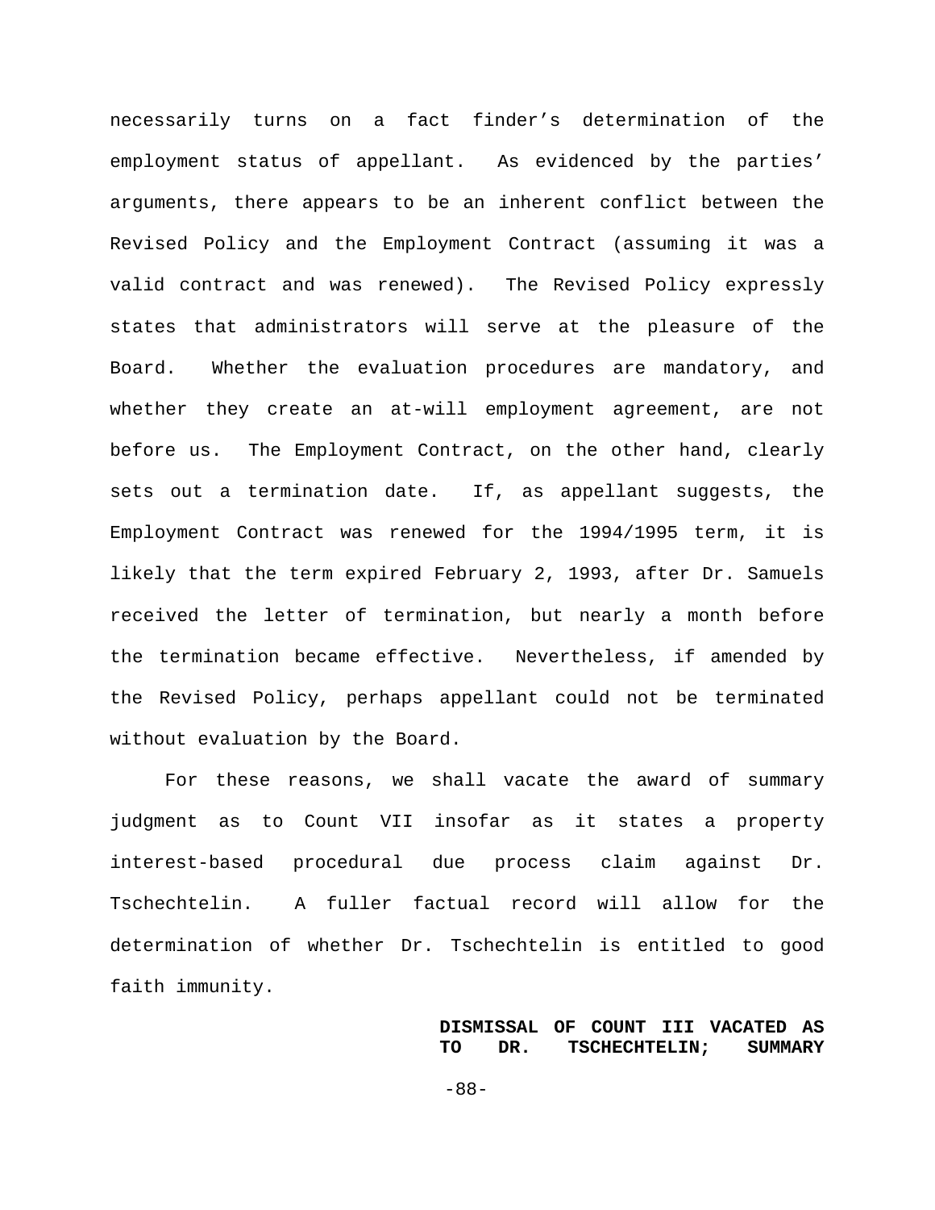necessarily turns on a fact finder's determination of the employment status of appellant. As evidenced by the parties' arguments, there appears to be an inherent conflict between the Revised Policy and the Employment Contract (assuming it was a valid contract and was renewed). The Revised Policy expressly states that administrators will serve at the pleasure of the Board. Whether the evaluation procedures are mandatory, and whether they create an at-will employment agreement, are not before us. The Employment Contract, on the other hand, clearly sets out a termination date. If, as appellant suggests, the Employment Contract was renewed for the 1994/1995 term, it is likely that the term expired February 2, 1993, after Dr. Samuels received the letter of termination, but nearly a month before the termination became effective. Nevertheless, if amended by the Revised Policy, perhaps appellant could not be terminated without evaluation by the Board.

For these reasons, we shall vacate the award of summary judgment as to Count VII insofar as it states a property interest-based procedural due process claim against Dr. Tschechtelin. A fuller factual record will allow for the determination of whether Dr. Tschechtelin is entitled to good faith immunity.

**DISMISSAL OF COUNT III VACATED AS TO DR. TSCHECHTELIN; SUMMARY**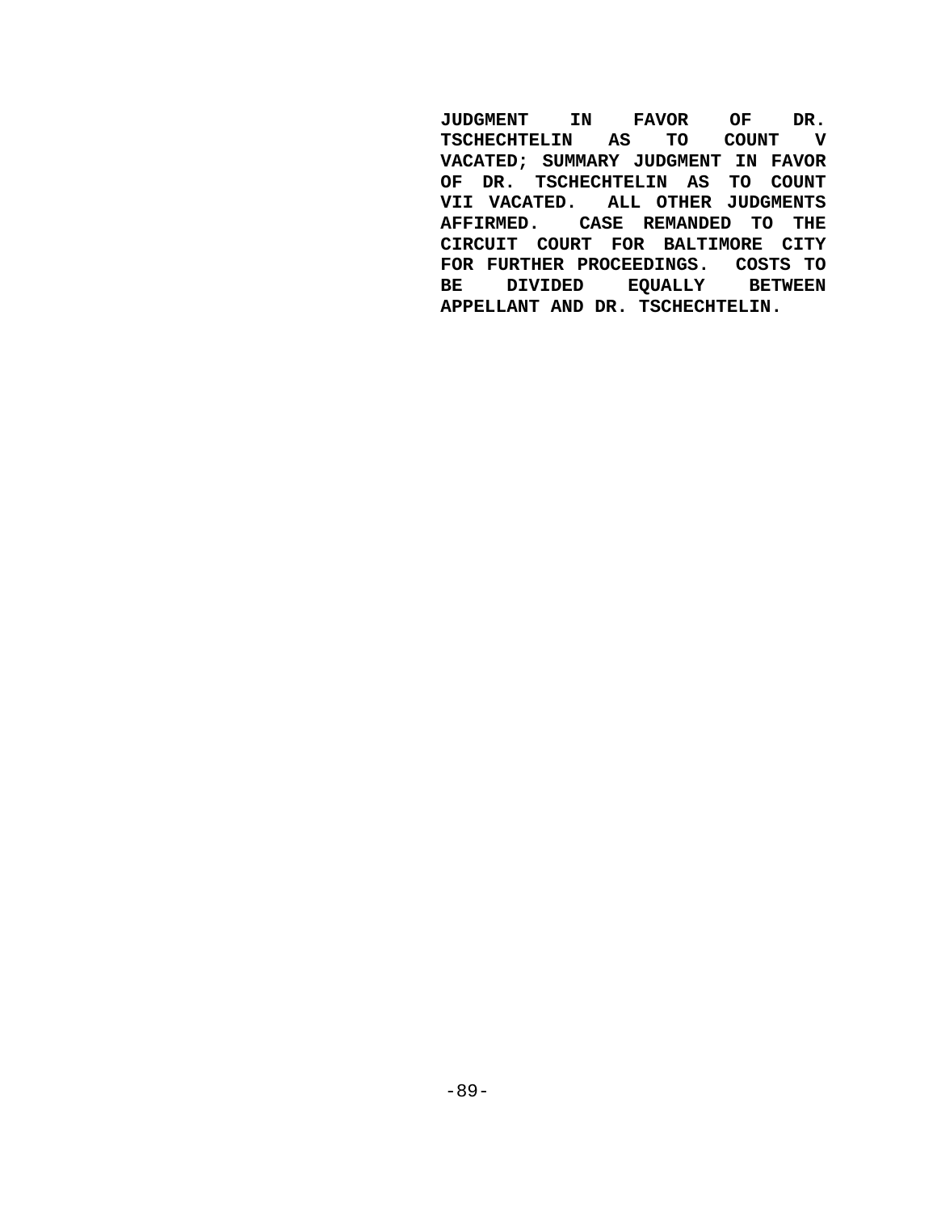**JUDGMENT IN FAVOR OF DR. TSCHECHTELIN AS TO COUNT V VACATED; SUMMARY JUDGMENT IN FAVOR OF DR. TSCHECHTELIN AS TO COUNT VII VACATED. ALL OTHER JUDGMENTS AFFIRMED. CASE REMANDED TO THE CIRCUIT COURT FOR BALTIMORE CITY FOR FURTHER PROCEEDINGS. COSTS TO BE DIVIDED EQUALLY BETWEEN APPELLANT AND DR. TSCHECHTELIN.**